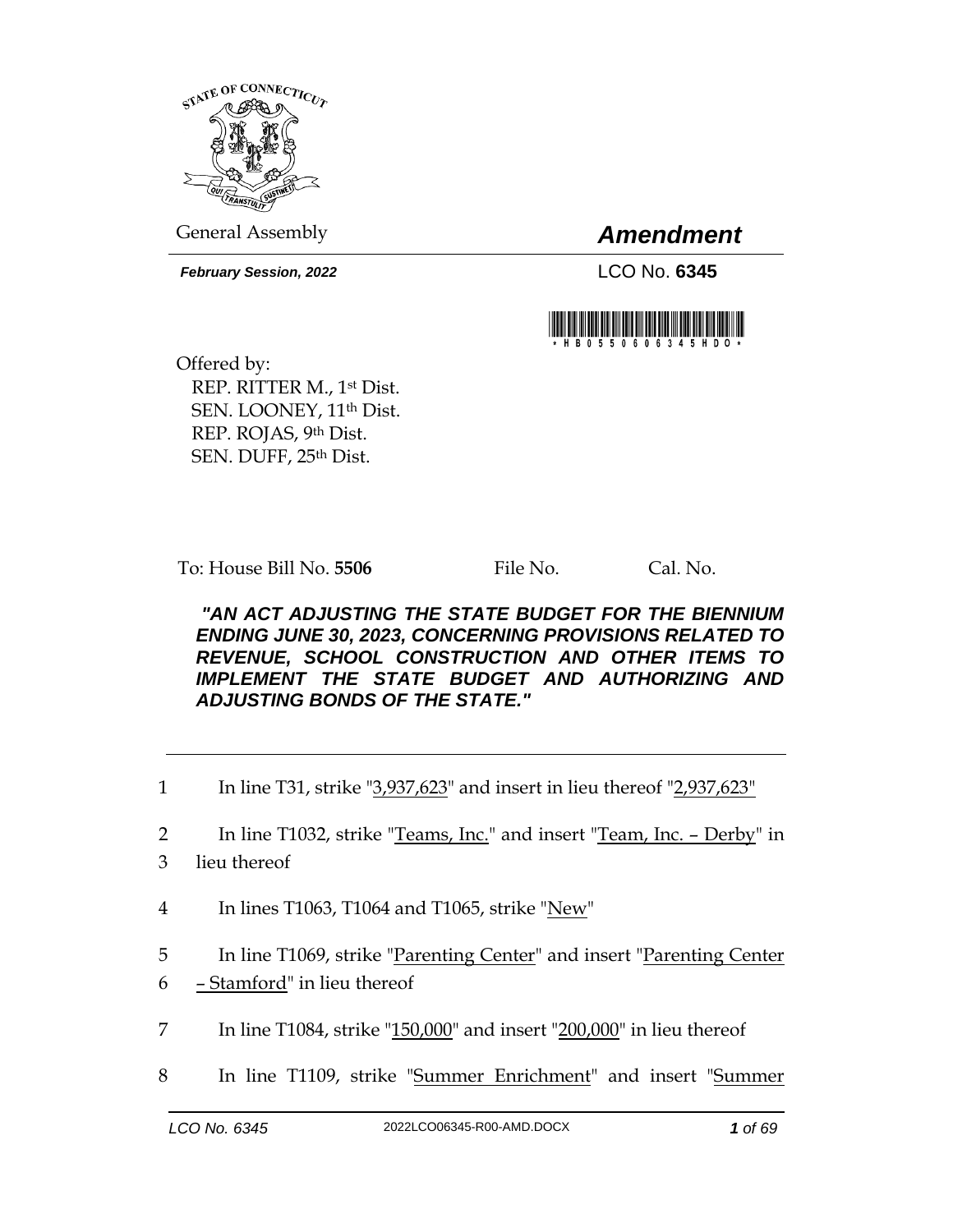STATE OF CONNECTICUT

General Assembly

## *Amendment*

***February Session, 2022***

LCO No. **6345**

\* H B 0 5 5 0 6 0 6 3 4 5 H D O \*

Offered by:
REP. RITTER M., 1st Dist.
SEN. LOONEY, 11th Dist.
REP. ROJAS, 9th Dist.
SEN. DUFF, 25th Dist.

To: House Bill No. **5506** File No. Cal. No.

***"AN ACT ADJUSTING THE STATE BUDGET FOR THE BIENNIUM ENDING JUNE 30, 2023, CONCERNING PROVISIONS RELATED TO REVENUE, SCHOOL CONSTRUCTION AND OTHER ITEMS TO IMPLEMENT THE STATE BUDGET AND AUTHORIZING AND ADJUSTING BONDS OF THE STATE."***

1 In line T31, strike "3,937,623" and insert in lieu thereof "2,937,623"

2 In line T1032, strike "Teams, Inc." and insert "Team, Inc. – Derby" in
3 lieu thereof

4 In lines T1063, T1064 and T1065, strike "New"

5 In line T1069, strike "Parenting Center" and insert "Parenting Center
6 – Stamford" in lieu thereof

7 In line T1084, strike "150,000" and insert "200,000" in lieu thereof

8 In line T1109, strike "Summer Enrichment" and insert "Summer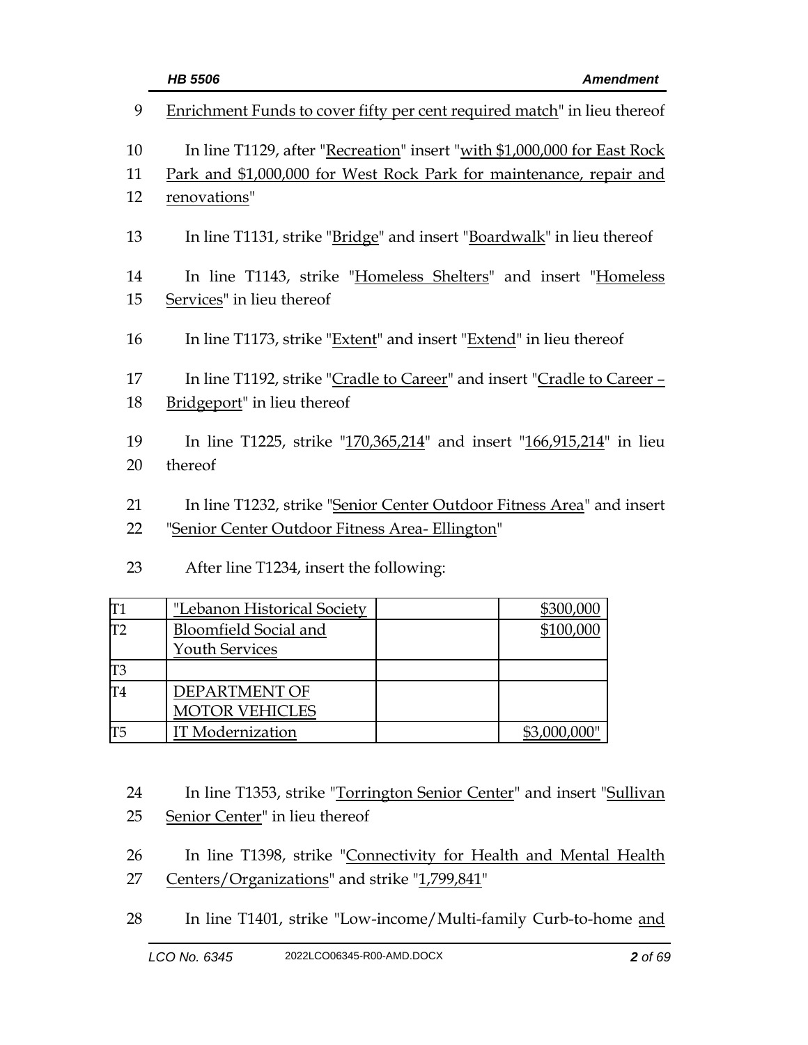9 Enrichment Funds to cover fifty per cent required match" in lieu thereof

10 In line T1129, after "Recreation" insert "with $1,000,000 for East Rock
11 Park and $1,000,000 for West Rock Park for maintenance, repair and
12 renovations"

13 In line T1131, strike "Bridge" and insert "Boardwalk" in lieu thereof

14 In line T1143, strike "Homeless Shelters" and insert "Homeless
15 Services" in lieu thereof

16 In line T1173, strike "Extent" and insert "Extend" in lieu thereof

17 In line T1192, strike "Cradle to Career" and insert "Cradle to Career –
18 Bridgeport" in lieu thereof

19 In line T1225, strike "170,365,214" and insert "166,915,214" in lieu
20 thereof

21 In line T1232, strike "Senior Center Outdoor Fitness Area" and insert
22 "Senior Center Outdoor Fitness Area- Ellington"

23 After line T1234, insert the following:

| | | | |
|---|---|---|---|
| T1 | "Lebanon Historical Society | | $300,000 |
| T2 | Bloomfield Social and Youth Services | | $100,000 |
| T3 | | | |
| T4 | DEPARTMENT OF MOTOR VEHICLES | | |
| T5 | IT Modernization | | $3,000,000" |

24 In line T1353, strike "Torrington Senior Center" and insert "Sullivan
25 Senior Center" in lieu thereof

26 In line T1398, strike "Connectivity for Health and Mental Health
27 Centers/Organizations" and strike "1,799,841"

28 In line T1401, strike "Low-income/Multi-family Curb-to-home and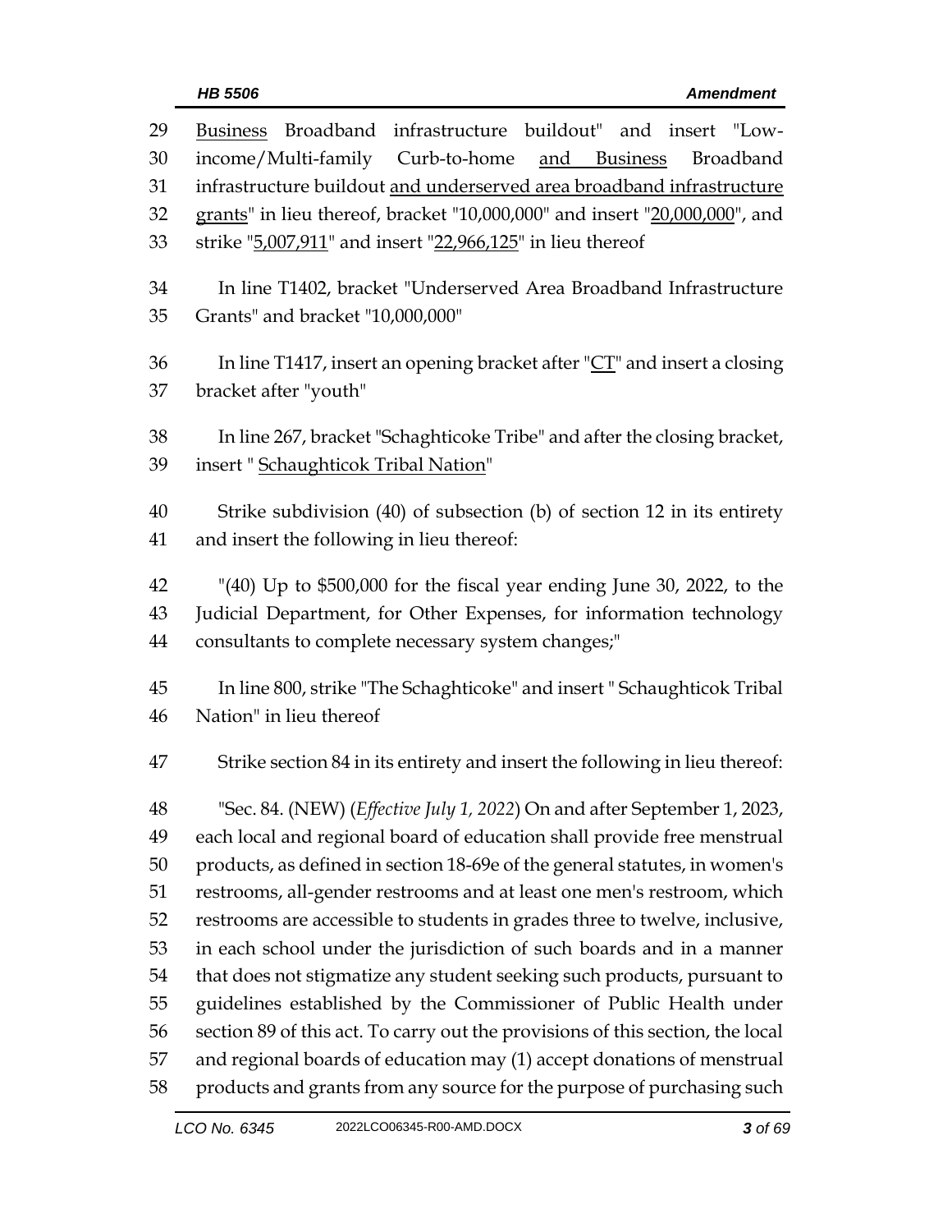Business Broadband infrastructure buildout" and insert "Low-income/Multi-family Curb-to-home <u>and Business</u> Broadband infrastructure buildout <u>and underserved area broadband infrastructure grants</u>" in lieu thereof, bracket "10,000,000" and insert "<u>20,000,000</u>", and strike "<u>5,007,911</u>" and insert "<u>22,966,125</u>" in lieu thereof

In line T1402, bracket "Underserved Area Broadband Infrastructure Grants" and bracket "10,000,000"

In line T1417, insert an opening bracket after "<u>CT</u>" and insert a closing bracket after "youth"

In line 267, bracket "Schaghticoke Tribe" and after the closing bracket, insert " <u>Schaughticok Tribal Nation</u>"

Strike subdivision (40) of subsection (b) of section 12 in its entirety and insert the following in lieu thereof:

"(40) Up to $500,000 for the fiscal year ending June 30, 2022, to the Judicial Department, for Other Expenses, for information technology consultants to complete necessary system changes;"

In line 800, strike "The Schaghticoke" and insert " Schaughticok Tribal Nation" in lieu thereof

Strike section 84 in its entirety and insert the following in lieu thereof:

"Sec. 84. (NEW) (*Effective July 1, 2022*) On and after September 1, 2023, each local and regional board of education shall provide free menstrual products, as defined in section 18-69e of the general statutes, in women's restrooms, all-gender restrooms and at least one men's restroom, which restrooms are accessible to students in grades three to twelve, inclusive, in each school under the jurisdiction of such boards and in a manner that does not stigmatize any student seeking such products, pursuant to guidelines established by the Commissioner of Public Health under section 89 of this act. To carry out the provisions of this section, the local and regional boards of education may (1) accept donations of menstrual products and grants from any source for the purpose of purchasing such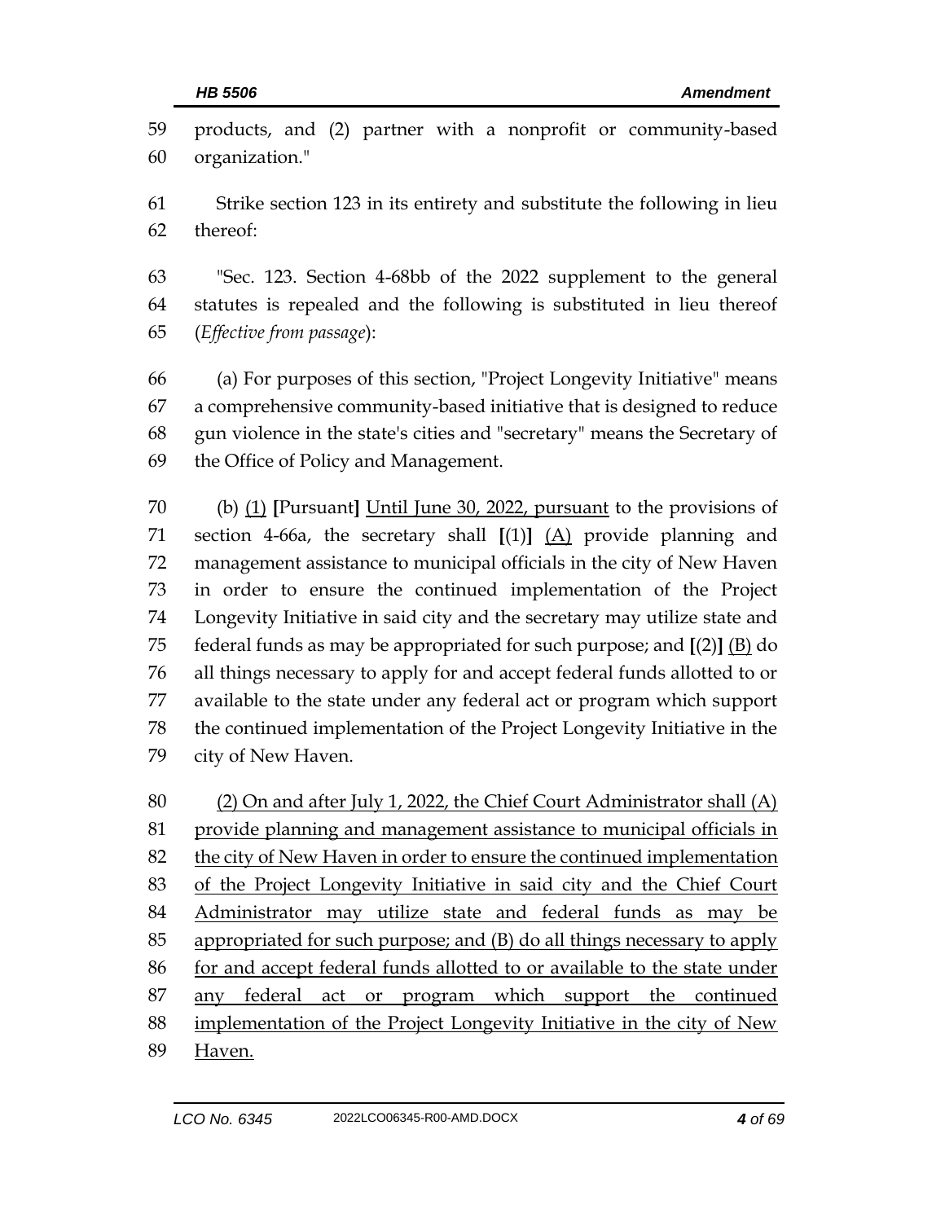products, and (2) partner with a nonprofit or community-based organization."

Strike section 123 in its entirety and substitute the following in lieu thereof:

"Sec. 123. Section 4-68bb of the 2022 supplement to the general statutes is repealed and the following is substituted in lieu thereof (*Effective from passage*):

(a) For purposes of this section, "Project Longevity Initiative" means a comprehensive community-based initiative that is designed to reduce gun violence in the state's cities and "secretary" means the Secretary of the Office of Policy and Management.

(b) <u>(1)</u> **[**Pursuant**]** <u>Until June 30, 2022, pursuant</u> to the provisions of section 4-66a, the secretary shall **[**(1)**]** <u>(A)</u> provide planning and management assistance to municipal officials in the city of New Haven in order to ensure the continued implementation of the Project Longevity Initiative in said city and the secretary may utilize state and federal funds as may be appropriated for such purpose; and **[**(2)**]** <u>(B)</u> do all things necessary to apply for and accept federal funds allotted to or available to the state under any federal act or program which support the continued implementation of the Project Longevity Initiative in the city of New Haven.

<u>(2) On and after July 1, 2022, the Chief Court Administrator shall (A) provide planning and management assistance to municipal officials in the city of New Haven in order to ensure the continued implementation of the Project Longevity Initiative in said city and the Chief Court Administrator may utilize state and federal funds as may be appropriated for such purpose; and (B) do all things necessary to apply for and accept federal funds allotted to or available to the state under any federal act or program which support the continued implementation of the Project Longevity Initiative in the city of New Haven.</u>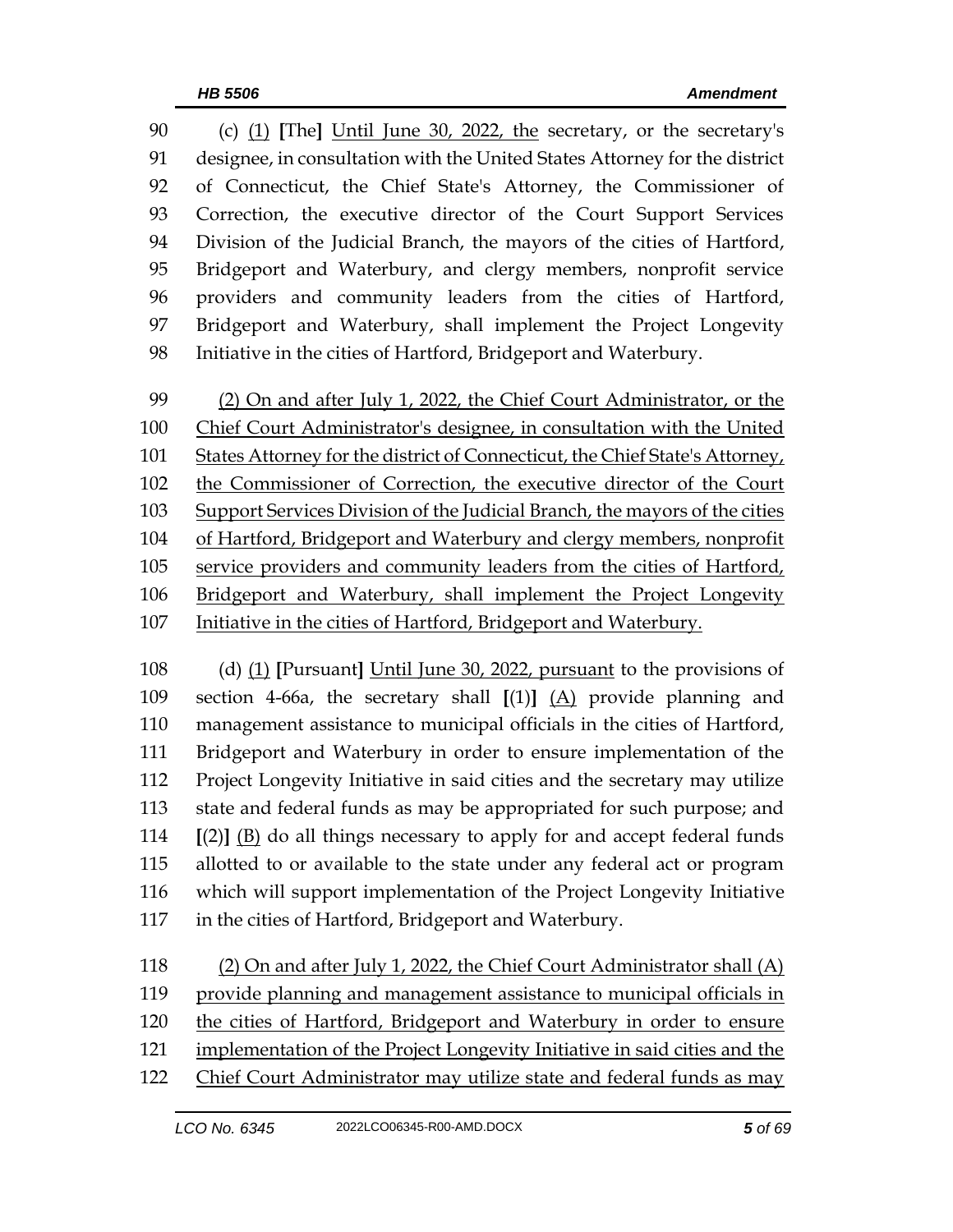90 (c) <u>(1)</u> **[**The**]** <u>Until June 30, 2022, the</u> secretary, or the secretary's
91 designee, in consultation with the United States Attorney for the district
92 of Connecticut, the Chief State's Attorney, the Commissioner of
93 Correction, the executive director of the Court Support Services
94 Division of the Judicial Branch, the mayors of the cities of Hartford,
95 Bridgeport and Waterbury, and clergy members, nonprofit service
96 providers and community leaders from the cities of Hartford,
97 Bridgeport and Waterbury, shall implement the Project Longevity
98 Initiative in the cities of Hartford, Bridgeport and Waterbury.

99 <u>(2) On and after July 1, 2022, the Chief Court Administrator, or the</u>
100 <u>Chief Court Administrator's designee, in consultation with the United</u>
101 <u>States Attorney for the district of Connecticut, the Chief State's Attorney,</u>
102 <u>the Commissioner of Correction, the executive director of the Court</u>
103 <u>Support Services Division of the Judicial Branch, the mayors of the cities</u>
104 <u>of Hartford, Bridgeport and Waterbury and clergy members, nonprofit</u>
105 <u>service providers and community leaders from the cities of Hartford,</u>
106 <u>Bridgeport and Waterbury, shall implement the Project Longevity</u>
107 <u>Initiative in the cities of Hartford, Bridgeport and Waterbury.</u>

108 (d) <u>(1)</u> **[**Pursuant**]** <u>Until June 30, 2022, pursuant</u> to the provisions of
109 section 4-66a, the secretary shall **[**(1)**]** <u>(A)</u> provide planning and
110 management assistance to municipal officials in the cities of Hartford,
111 Bridgeport and Waterbury in order to ensure implementation of the
112 Project Longevity Initiative in said cities and the secretary may utilize
113 state and federal funds as may be appropriated for such purpose; and
114 **[**(2)**]** <u>(B)</u> do all things necessary to apply for and accept federal funds
115 allotted to or available to the state under any federal act or program
116 which will support implementation of the Project Longevity Initiative
117 in the cities of Hartford, Bridgeport and Waterbury.

118 <u>(2) On and after July 1, 2022, the Chief Court Administrator shall (A)</u>
119 <u>provide planning and management assistance to municipal officials in</u>
120 <u>the cities of Hartford, Bridgeport and Waterbury in order to ensure</u>
121 <u>implementation of the Project Longevity Initiative in said cities and the</u>
122 <u>Chief Court Administrator may utilize state and federal funds as may</u>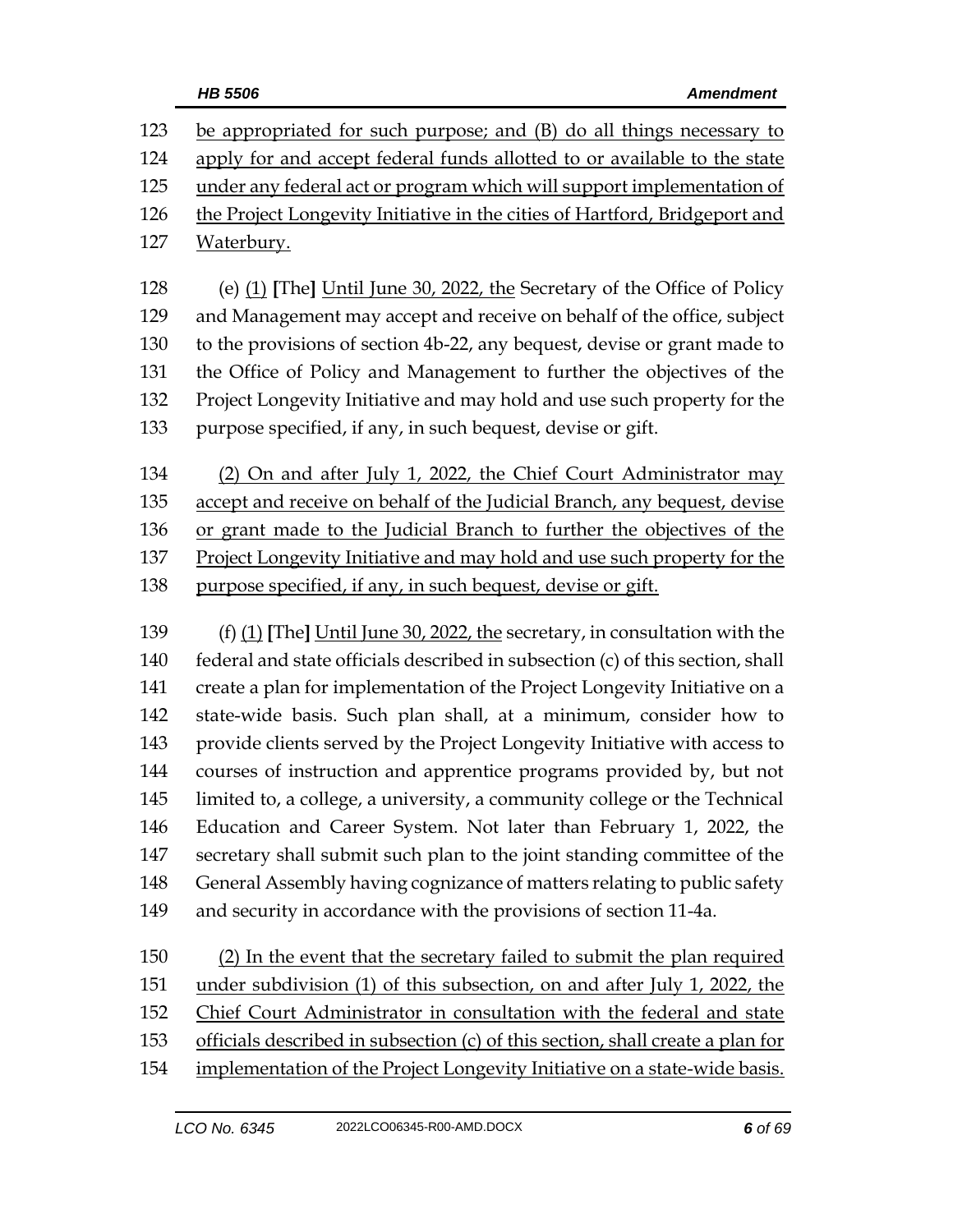123 be appropriated for such purpose; and (B) do all things necessary to
124 apply for and accept federal funds allotted to or available to the state
125 under any federal act or program which will support implementation of
126 the Project Longevity Initiative in the cities of Hartford, Bridgeport and
127 Waterbury.

128 (e) (1) [The] Until June 30, 2022, the Secretary of the Office of Policy
129 and Management may accept and receive on behalf of the office, subject
130 to the provisions of section 4b-22, any bequest, devise or grant made to
131 the Office of Policy and Management to further the objectives of the
132 Project Longevity Initiative and may hold and use such property for the
133 purpose specified, if any, in such bequest, devise or gift.

134 (2) On and after July 1, 2022, the Chief Court Administrator may
135 accept and receive on behalf of the Judicial Branch, any bequest, devise
136 or grant made to the Judicial Branch to further the objectives of the
137 Project Longevity Initiative and may hold and use such property for the
138 purpose specified, if any, in such bequest, devise or gift.

139 (f) (1) [The] Until June 30, 2022, the secretary, in consultation with the
140 federal and state officials described in subsection (c) of this section, shall
141 create a plan for implementation of the Project Longevity Initiative on a
142 state-wide basis. Such plan shall, at a minimum, consider how to
143 provide clients served by the Project Longevity Initiative with access to
144 courses of instruction and apprentice programs provided by, but not
145 limited to, a college, a university, a community college or the Technical
146 Education and Career System. Not later than February 1, 2022, the
147 secretary shall submit such plan to the joint standing committee of the
148 General Assembly having cognizance of matters relating to public safety
149 and security in accordance with the provisions of section 11-4a.

150 (2) In the event that the secretary failed to submit the plan required
151 under subdivision (1) of this subsection, on and after July 1, 2022, the
152 Chief Court Administrator in consultation with the federal and state
153 officials described in subsection (c) of this section, shall create a plan for
154 implementation of the Project Longevity Initiative on a state-wide basis.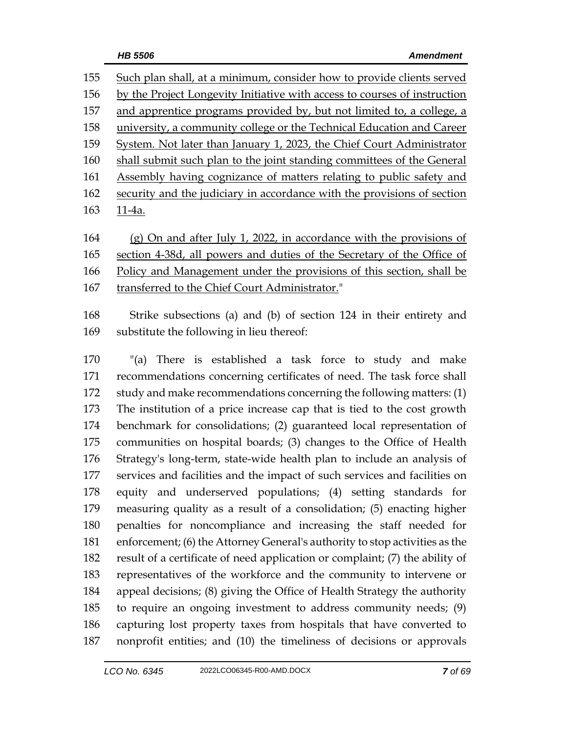Such plan shall, at a minimum, consider how to provide clients served by the Project Longevity Initiative with access to courses of instruction and apprentice programs provided by, but not limited to, a college, a university, a community college or the Technical Education and Career System. Not later than January 1, 2023, the Chief Court Administrator shall submit such plan to the joint standing committees of the General Assembly having cognizance of matters relating to public safety and security and the judiciary in accordance with the provisions of section 11-4a.

(g) On and after July 1, 2022, in accordance with the provisions of section 4-38d, all powers and duties of the Secretary of the Office of Policy and Management under the provisions of this section, shall be transferred to the Chief Court Administrator."

Strike subsections (a) and (b) of section 124 in their entirety and substitute the following in lieu thereof:

"(a) There is established a task force to study and make recommendations concerning certificates of need. The task force shall study and make recommendations concerning the following matters: (1) The institution of a price increase cap that is tied to the cost growth benchmark for consolidations; (2) guaranteed local representation of communities on hospital boards; (3) changes to the Office of Health Strategy's long-term, state-wide health plan to include an analysis of services and facilities and the impact of such services and facilities on equity and underserved populations; (4) setting standards for measuring quality as a result of a consolidation; (5) enacting higher penalties for noncompliance and increasing the staff needed for enforcement; (6) the Attorney General's authority to stop activities as the result of a certificate of need application or complaint; (7) the ability of representatives of the workforce and the community to intervene or appeal decisions; (8) giving the Office of Health Strategy the authority to require an ongoing investment to address community needs; (9) capturing lost property taxes from hospitals that have converted to nonprofit entities; and (10) the timeliness of decisions or approvals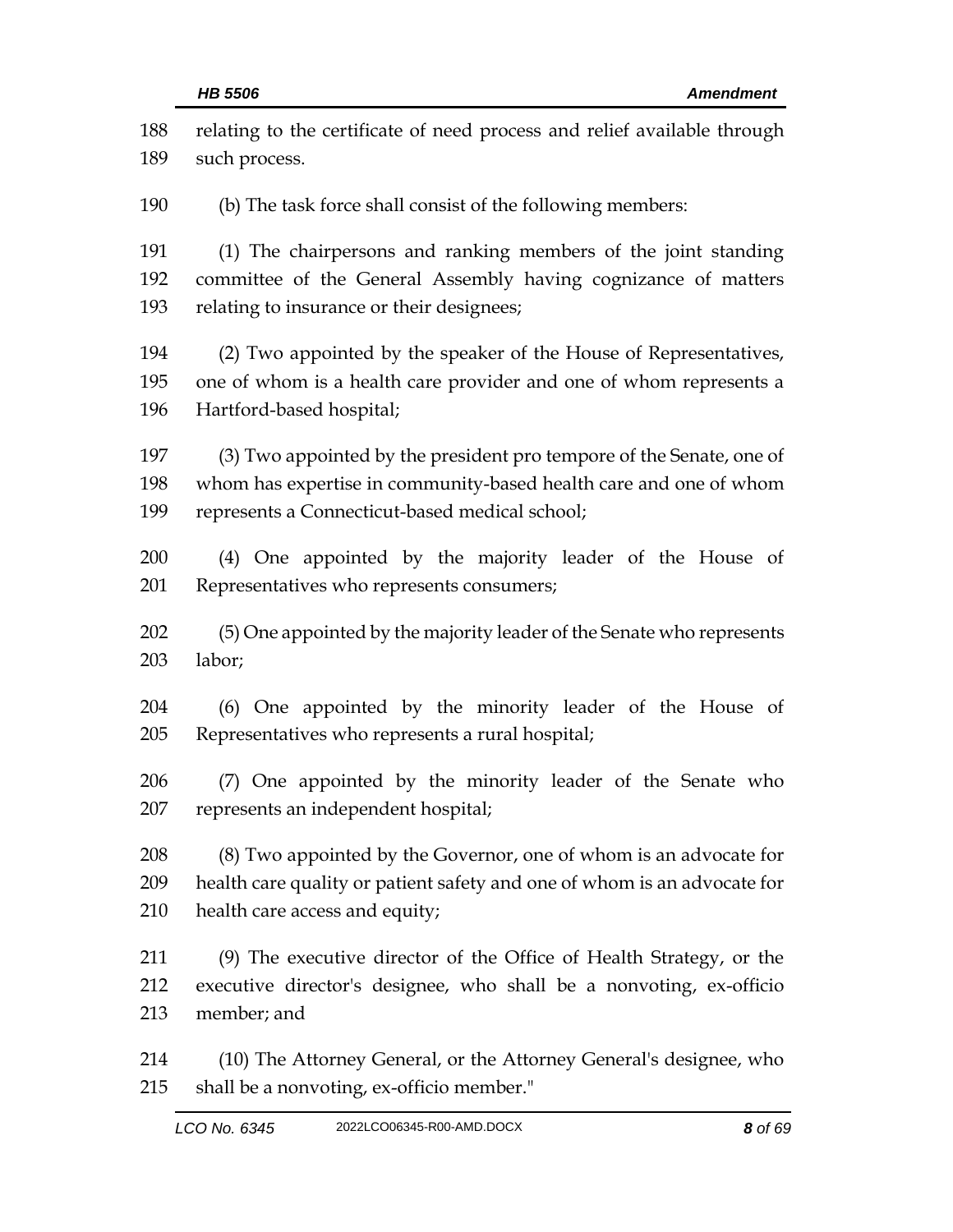relating to the certificate of need process and relief available through such process.

(b) The task force shall consist of the following members:

(1) The chairpersons and ranking members of the joint standing committee of the General Assembly having cognizance of matters relating to insurance or their designees;

(2) Two appointed by the speaker of the House of Representatives, one of whom is a health care provider and one of whom represents a Hartford-based hospital;

(3) Two appointed by the president pro tempore of the Senate, one of whom has expertise in community-based health care and one of whom represents a Connecticut-based medical school;

(4) One appointed by the majority leader of the House of Representatives who represents consumers;

(5) One appointed by the majority leader of the Senate who represents labor;

(6) One appointed by the minority leader of the House of Representatives who represents a rural hospital;

(7) One appointed by the minority leader of the Senate who represents an independent hospital;

(8) Two appointed by the Governor, one of whom is an advocate for health care quality or patient safety and one of whom is an advocate for health care access and equity;

(9) The executive director of the Office of Health Strategy, or the executive director's designee, who shall be a nonvoting, ex-officio member; and

(10) The Attorney General, or the Attorney General's designee, who shall be a nonvoting, ex-officio member."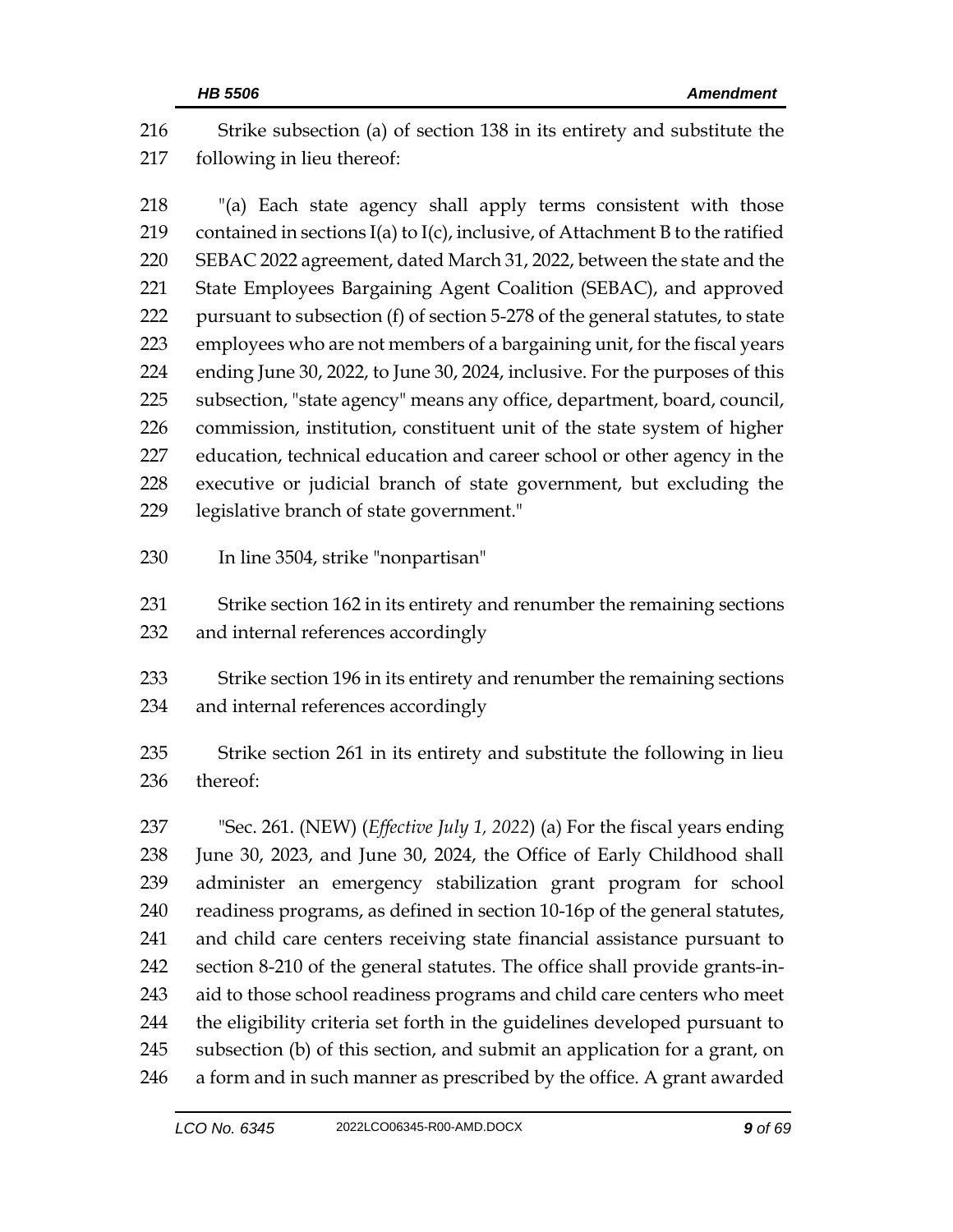Strike subsection (a) of section 138 in its entirety and substitute the following in lieu thereof:

"(a) Each state agency shall apply terms consistent with those contained in sections I(a) to I(c), inclusive, of Attachment B to the ratified SEBAC 2022 agreement, dated March 31, 2022, between the state and the State Employees Bargaining Agent Coalition (SEBAC), and approved pursuant to subsection (f) of section 5-278 of the general statutes, to state employees who are not members of a bargaining unit, for the fiscal years ending June 30, 2022, to June 30, 2024, inclusive. For the purposes of this subsection, "state agency" means any office, department, board, council, commission, institution, constituent unit of the state system of higher education, technical education and career school or other agency in the executive or judicial branch of state government, but excluding the legislative branch of state government."

In line 3504, strike "nonpartisan"

Strike section 162 in its entirety and renumber the remaining sections and internal references accordingly

Strike section 196 in its entirety and renumber the remaining sections and internal references accordingly

Strike section 261 in its entirety and substitute the following in lieu thereof:

"Sec. 261. (NEW) (*Effective July 1, 2022*) (a) For the fiscal years ending June 30, 2023, and June 30, 2024, the Office of Early Childhood shall administer an emergency stabilization grant program for school readiness programs, as defined in section 10-16p of the general statutes, and child care centers receiving state financial assistance pursuant to section 8-210 of the general statutes. The office shall provide grants-in-aid to those school readiness programs and child care centers who meet the eligibility criteria set forth in the guidelines developed pursuant to subsection (b) of this section, and submit an application for a grant, on a form and in such manner as prescribed by the office. A grant awarded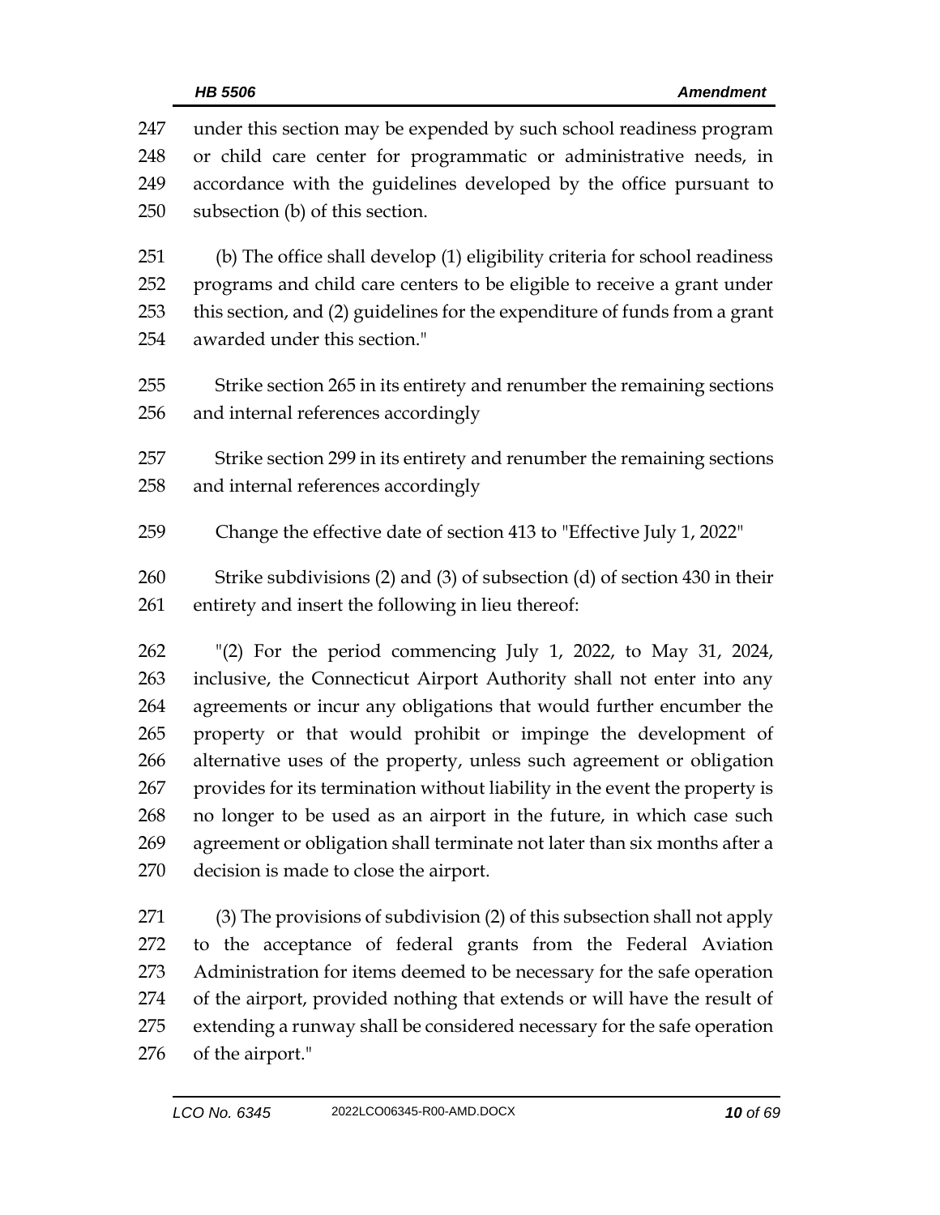under this section may be expended by such school readiness program or child care center for programmatic or administrative needs, in accordance with the guidelines developed by the office pursuant to subsection (b) of this section.

(b) The office shall develop (1) eligibility criteria for school readiness programs and child care centers to be eligible to receive a grant under this section, and (2) guidelines for the expenditure of funds from a grant awarded under this section."

Strike section 265 in its entirety and renumber the remaining sections and internal references accordingly

Strike section 299 in its entirety and renumber the remaining sections and internal references accordingly

Change the effective date of section 413 to "Effective July 1, 2022"

Strike subdivisions (2) and (3) of subsection (d) of section 430 in their entirety and insert the following in lieu thereof:

"(2) For the period commencing July 1, 2022, to May 31, 2024, inclusive, the Connecticut Airport Authority shall not enter into any agreements or incur any obligations that would further encumber the property or that would prohibit or impinge the development of alternative uses of the property, unless such agreement or obligation provides for its termination without liability in the event the property is no longer to be used as an airport in the future, in which case such agreement or obligation shall terminate not later than six months after a decision is made to close the airport.

(3) The provisions of subdivision (2) of this subsection shall not apply to the acceptance of federal grants from the Federal Aviation Administration for items deemed to be necessary for the safe operation of the airport, provided nothing that extends or will have the result of extending a runway shall be considered necessary for the safe operation of the airport."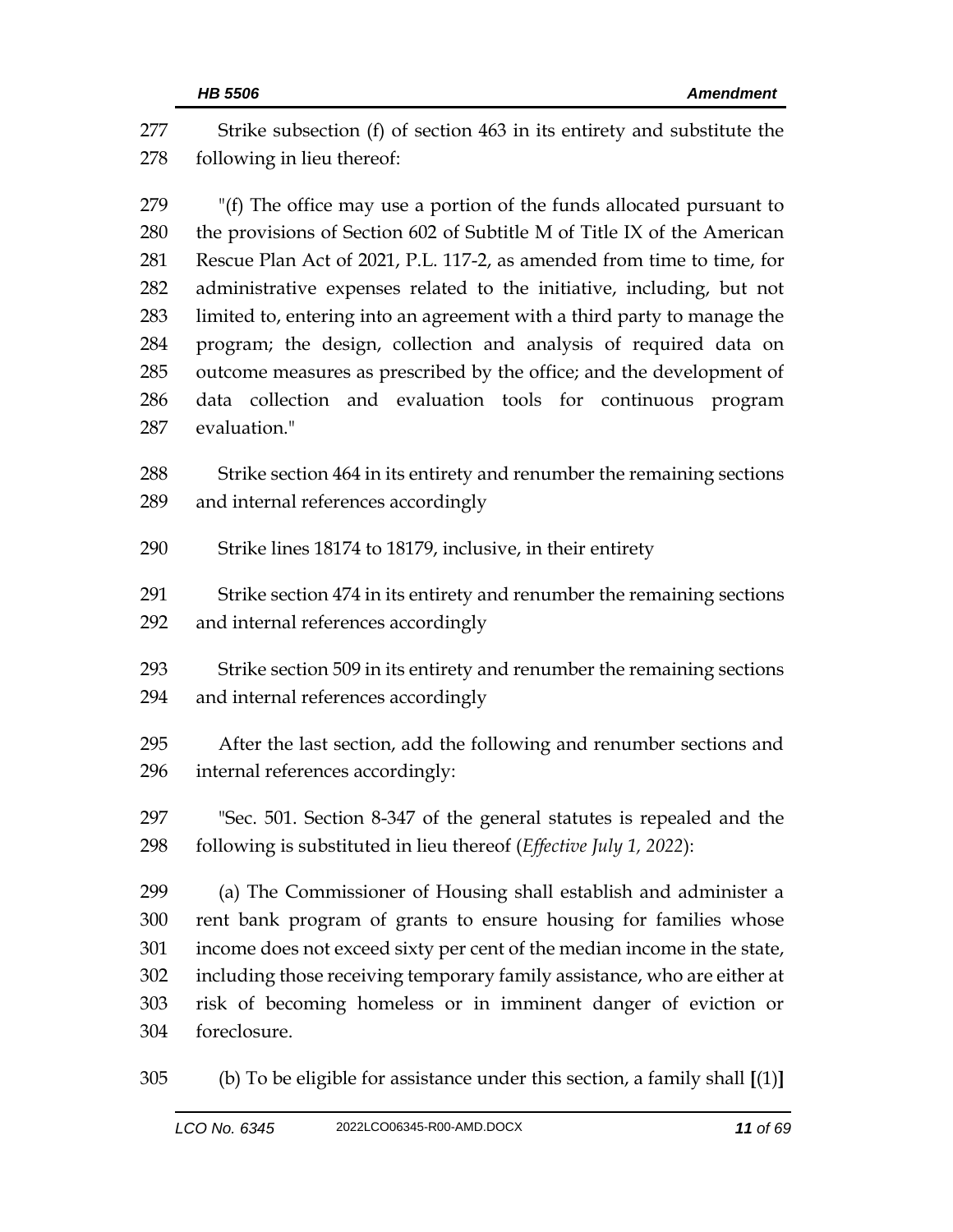Strike subsection (f) of section 463 in its entirety and substitute the following in lieu thereof:

"(f) The office may use a portion of the funds allocated pursuant to the provisions of Section 602 of Subtitle M of Title IX of the American Rescue Plan Act of 2021, P.L. 117-2, as amended from time to time, for administrative expenses related to the initiative, including, but not limited to, entering into an agreement with a third party to manage the program; the design, collection and analysis of required data on outcome measures as prescribed by the office; and the development of data collection and evaluation tools for continuous program evaluation."

Strike section 464 in its entirety and renumber the remaining sections and internal references accordingly

Strike lines 18174 to 18179, inclusive, in their entirety

Strike section 474 in its entirety and renumber the remaining sections and internal references accordingly

Strike section 509 in its entirety and renumber the remaining sections and internal references accordingly

After the last section, add the following and renumber sections and internal references accordingly:

"Sec. 501. Section 8-347 of the general statutes is repealed and the following is substituted in lieu thereof (*Effective July 1, 2022*):

(a) The Commissioner of Housing shall establish and administer a rent bank program of grants to ensure housing for families whose income does not exceed sixty per cent of the median income in the state, including those receiving temporary family assistance, who are either at risk of becoming homeless or in imminent danger of eviction or foreclosure.

(b) To be eligible for assistance under this section, a family shall **[**(1)**]**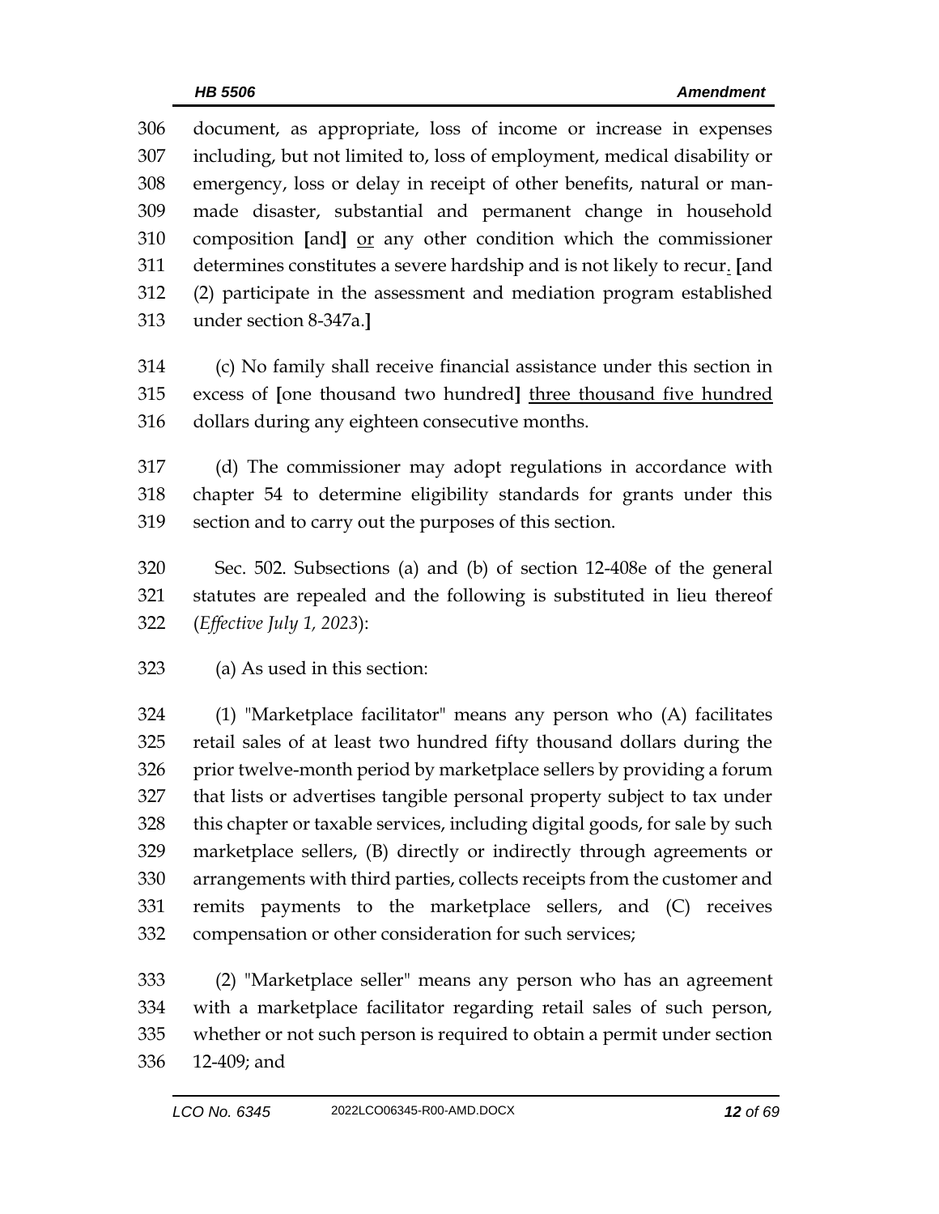306 document, as appropriate, loss of income or increase in expenses
307 including, but not limited to, loss of employment, medical disability or
308 emergency, loss or delay in receipt of other benefits, natural or man-
309 made disaster, substantial and permanent change in household
310 composition **[**and**]** <u>or</u> any other condition which the commissioner
311 determines constitutes a severe hardship and is not likely to recur<u>.</u> **[**and
312 (2) participate in the assessment and mediation program established
313 under section 8-347a.**]**

314 (c) No family shall receive financial assistance under this section in
315 excess of **[**one thousand two hundred**]** <u>three thousand five hundred</u>
316 dollars during any eighteen consecutive months.

317 (d) The commissioner may adopt regulations in accordance with
318 chapter 54 to determine eligibility standards for grants under this
319 section and to carry out the purposes of this section.

320 Sec. 502. Subsections (a) and (b) of section 12-408e of the general
321 statutes are repealed and the following is substituted in lieu thereof
322 (*Effective July 1, 2023*):

323 (a) As used in this section:

324 (1) "Marketplace facilitator" means any person who (A) facilitates
325 retail sales of at least two hundred fifty thousand dollars during the
326 prior twelve-month period by marketplace sellers by providing a forum
327 that lists or advertises tangible personal property subject to tax under
328 this chapter or taxable services, including digital goods, for sale by such
329 marketplace sellers, (B) directly or indirectly through agreements or
330 arrangements with third parties, collects receipts from the customer and
331 remits payments to the marketplace sellers, and (C) receives
332 compensation or other consideration for such services;

333 (2) "Marketplace seller" means any person who has an agreement
334 with a marketplace facilitator regarding retail sales of such person,
335 whether or not such person is required to obtain a permit under section
336 12-409; and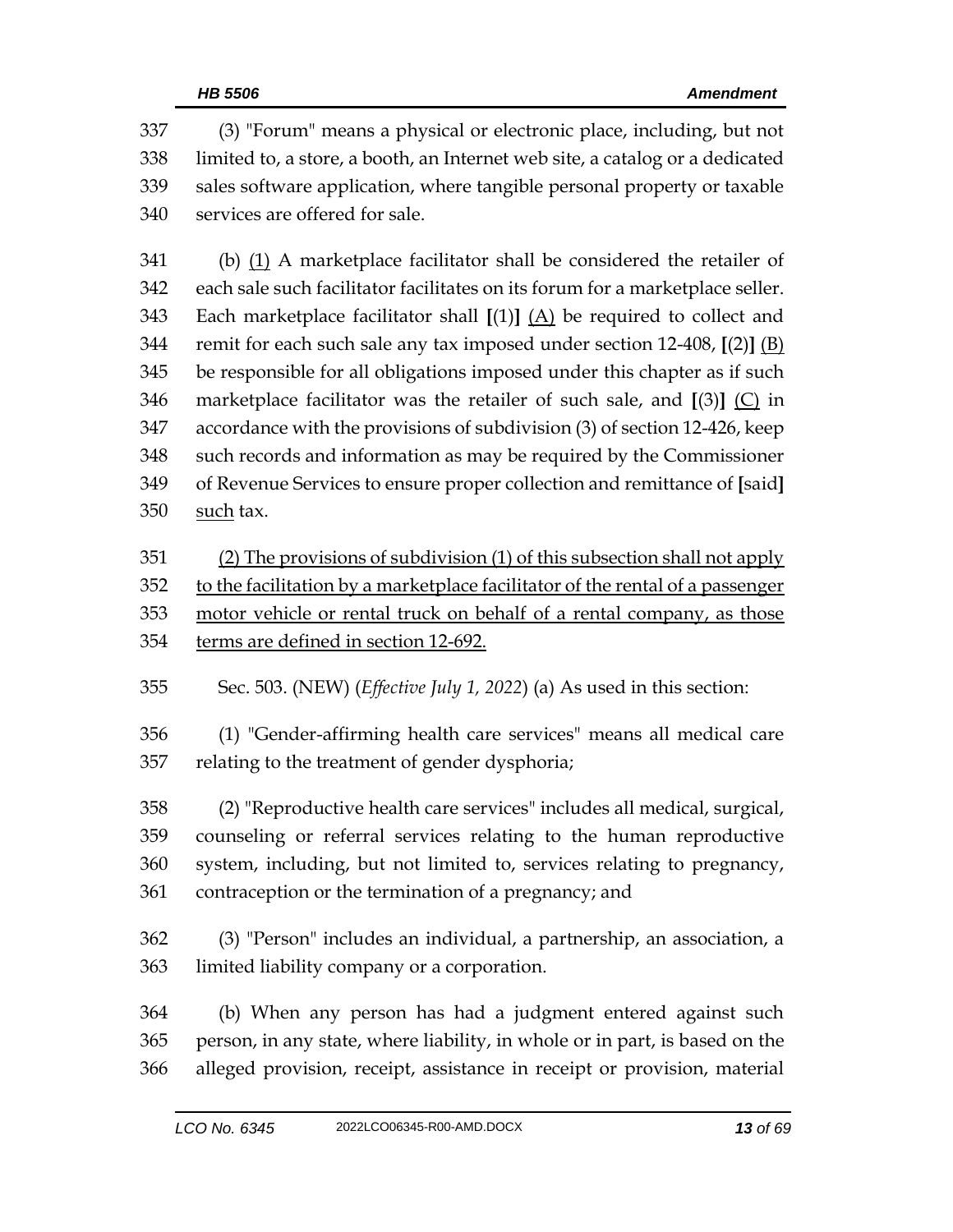(3) "Forum" means a physical or electronic place, including, but not limited to, a store, a booth, an Internet web site, a catalog or a dedicated sales software application, where tangible personal property or taxable services are offered for sale.

(b) <u>(1)</u> A marketplace facilitator shall be considered the retailer of each sale such facilitator facilitates on its forum for a marketplace seller. Each marketplace facilitator shall **[**(1)**]** <u>(A)</u> be required to collect and remit for each such sale any tax imposed under section 12-408, **[**(2)**]** <u>(B)</u> be responsible for all obligations imposed under this chapter as if such marketplace facilitator was the retailer of such sale, and **[**(3)**]** <u>(C)</u> in accordance with the provisions of subdivision (3) of section 12-426, keep such records and information as may be required by the Commissioner of Revenue Services to ensure proper collection and remittance of **[**said**]** <u>such</u> tax.

<u>(2) The provisions of subdivision (1) of this subsection shall not apply to the facilitation by a marketplace facilitator of the rental of a passenger motor vehicle or rental truck on behalf of a rental company, as those terms are defined in section 12-692.</u>

Sec. 503. (NEW) (*Effective July 1, 2022*) (a) As used in this section:

(1) "Gender-affirming health care services" means all medical care relating to the treatment of gender dysphoria;

(2) "Reproductive health care services" includes all medical, surgical, counseling or referral services relating to the human reproductive system, including, but not limited to, services relating to pregnancy, contraception or the termination of a pregnancy; and

(3) "Person" includes an individual, a partnership, an association, a limited liability company or a corporation.

(b) When any person has had a judgment entered against such person, in any state, where liability, in whole or in part, is based on the alleged provision, receipt, assistance in receipt or provision, material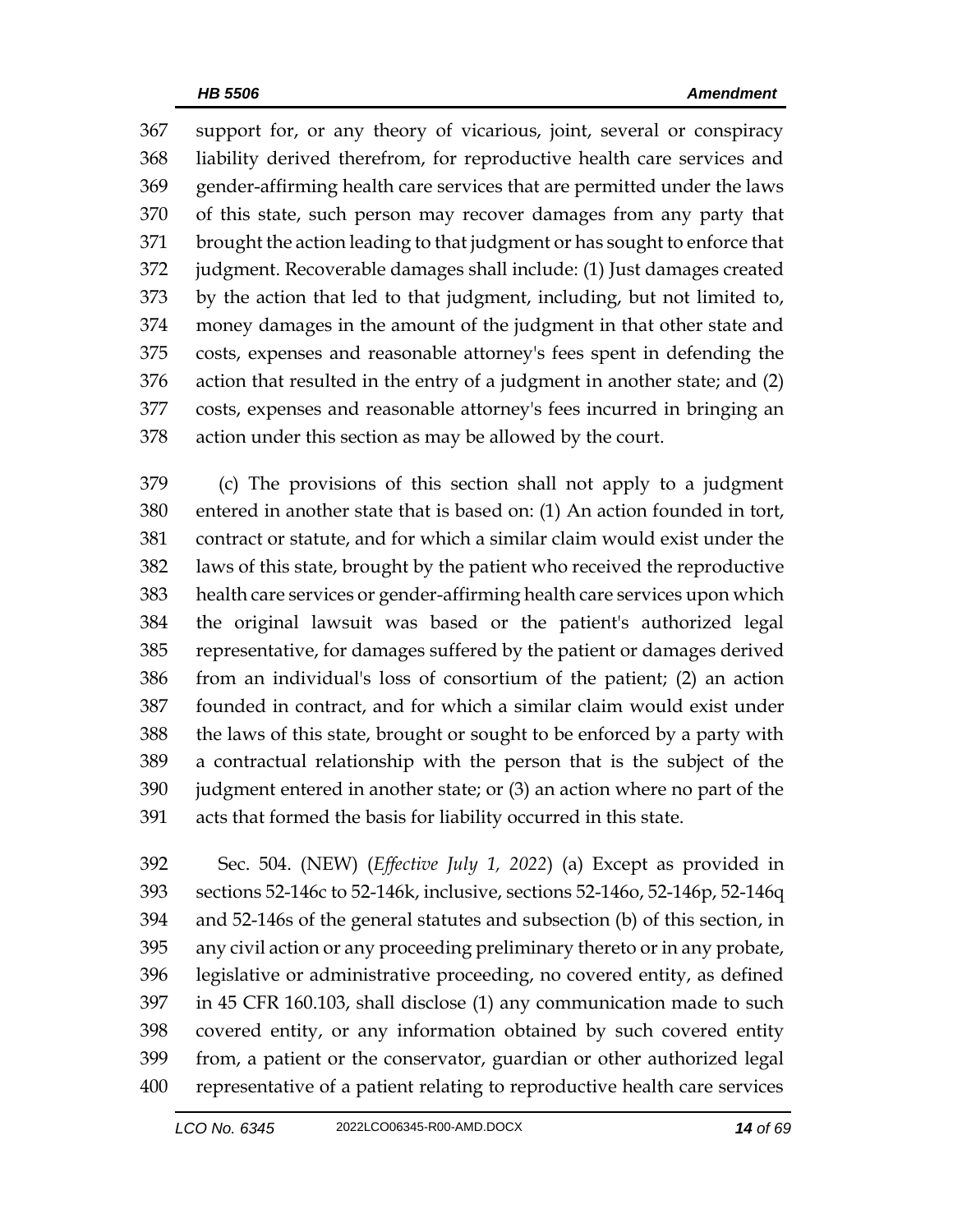support for, or any theory of vicarious, joint, several or conspiracy liability derived therefrom, for reproductive health care services and gender-affirming health care services that are permitted under the laws of this state, such person may recover damages from any party that brought the action leading to that judgment or has sought to enforce that judgment. Recoverable damages shall include: (1) Just damages created by the action that led to that judgment, including, but not limited to, money damages in the amount of the judgment in that other state and costs, expenses and reasonable attorney's fees spent in defending the action that resulted in the entry of a judgment in another state; and (2) costs, expenses and reasonable attorney's fees incurred in bringing an action under this section as may be allowed by the court.

(c) The provisions of this section shall not apply to a judgment entered in another state that is based on: (1) An action founded in tort, contract or statute, and for which a similar claim would exist under the laws of this state, brought by the patient who received the reproductive health care services or gender-affirming health care services upon which the original lawsuit was based or the patient's authorized legal representative, for damages suffered by the patient or damages derived from an individual's loss of consortium of the patient; (2) an action founded in contract, and for which a similar claim would exist under the laws of this state, brought or sought to be enforced by a party with a contractual relationship with the person that is the subject of the judgment entered in another state; or (3) an action where no part of the acts that formed the basis for liability occurred in this state.

Sec. 504. (NEW) (*Effective July 1, 2022*) (a) Except as provided in sections 52-146c to 52-146k, inclusive, sections 52-146o, 52-146p, 52-146q and 52-146s of the general statutes and subsection (b) of this section, in any civil action or any proceeding preliminary thereto or in any probate, legislative or administrative proceeding, no covered entity, as defined in 45 CFR 160.103, shall disclose (1) any communication made to such covered entity, or any information obtained by such covered entity from, a patient or the conservator, guardian or other authorized legal representative of a patient relating to reproductive health care services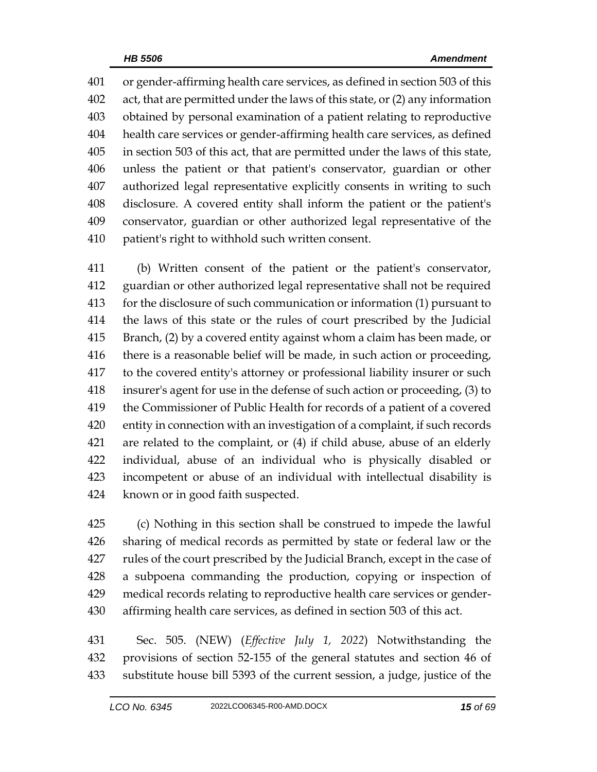or gender-affirming health care services, as defined in section 503 of this act, that are permitted under the laws of this state, or (2) any information obtained by personal examination of a patient relating to reproductive health care services or gender-affirming health care services, as defined in section 503 of this act, that are permitted under the laws of this state, unless the patient or that patient's conservator, guardian or other authorized legal representative explicitly consents in writing to such disclosure. A covered entity shall inform the patient or the patient's conservator, guardian or other authorized legal representative of the patient's right to withhold such written consent.

(b) Written consent of the patient or the patient's conservator, guardian or other authorized legal representative shall not be required for the disclosure of such communication or information (1) pursuant to the laws of this state or the rules of court prescribed by the Judicial Branch, (2) by a covered entity against whom a claim has been made, or there is a reasonable belief will be made, in such action or proceeding, to the covered entity's attorney or professional liability insurer or such insurer's agent for use in the defense of such action or proceeding, (3) to the Commissioner of Public Health for records of a patient of a covered entity in connection with an investigation of a complaint, if such records are related to the complaint, or (4) if child abuse, abuse of an elderly individual, abuse of an individual who is physically disabled or incompetent or abuse of an individual with intellectual disability is known or in good faith suspected.

(c) Nothing in this section shall be construed to impede the lawful sharing of medical records as permitted by state or federal law or the rules of the court prescribed by the Judicial Branch, except in the case of a subpoena commanding the production, copying or inspection of medical records relating to reproductive health care services or gender-affirming health care services, as defined in section 503 of this act.

Sec. 505. (NEW) (*Effective July 1, 2022*) Notwithstanding the provisions of section 52-155 of the general statutes and section 46 of substitute house bill 5393 of the current session, a judge, justice of the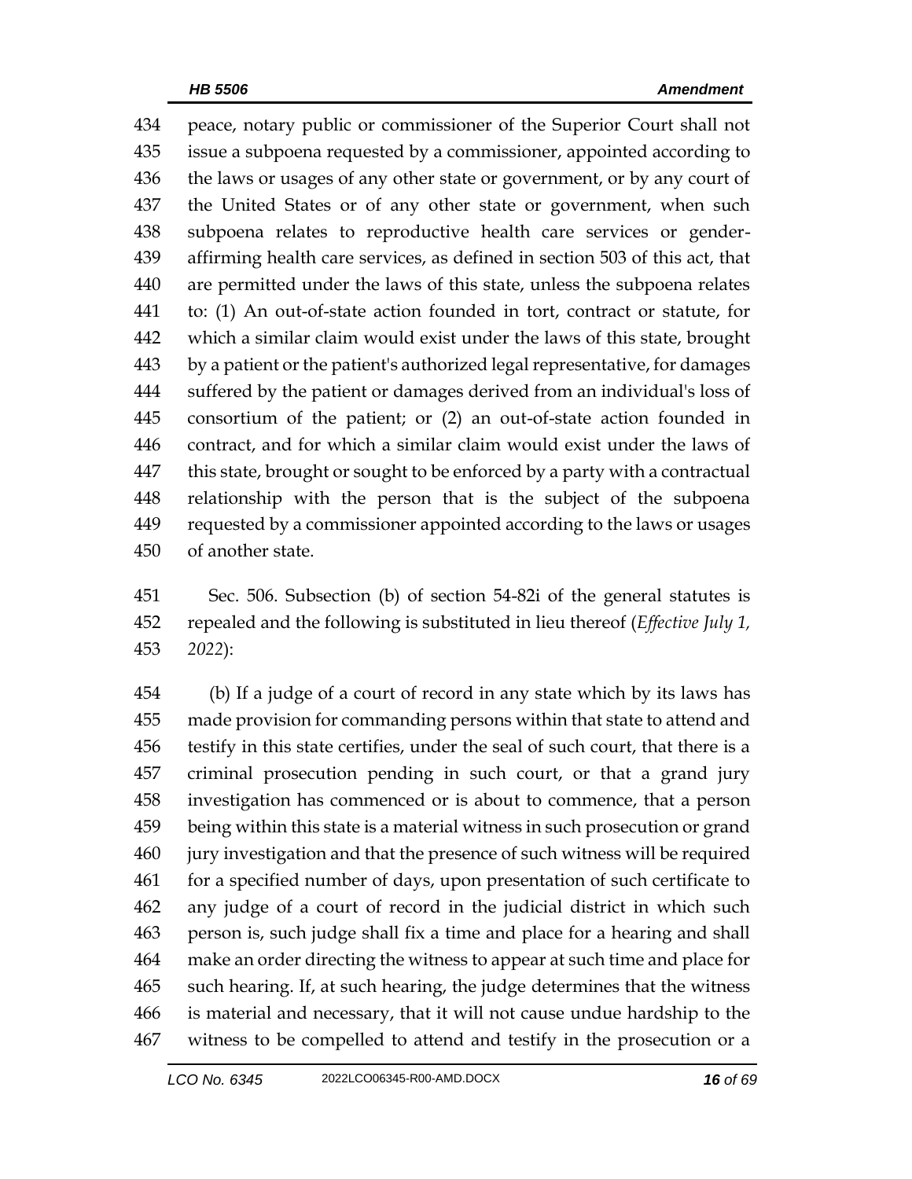peace, notary public or commissioner of the Superior Court shall not issue a subpoena requested by a commissioner, appointed according to the laws or usages of any other state or government, or by any court of the United States or of any other state or government, when such subpoena relates to reproductive health care services or gender-affirming health care services, as defined in section 503 of this act, that are permitted under the laws of this state, unless the subpoena relates to: (1) An out-of-state action founded in tort, contract or statute, for which a similar claim would exist under the laws of this state, brought by a patient or the patient's authorized legal representative, for damages suffered by the patient or damages derived from an individual's loss of consortium of the patient; or (2) an out-of-state action founded in contract, and for which a similar claim would exist under the laws of this state, brought or sought to be enforced by a party with a contractual relationship with the person that is the subject of the subpoena requested by a commissioner appointed according to the laws or usages of another state.

Sec. 506. Subsection (b) of section 54-82i of the general statutes is repealed and the following is substituted in lieu thereof (*Effective July 1, 2022*):

(b) If a judge of a court of record in any state which by its laws has made provision for commanding persons within that state to attend and testify in this state certifies, under the seal of such court, that there is a criminal prosecution pending in such court, or that a grand jury investigation has commenced or is about to commence, that a person being within this state is a material witness in such prosecution or grand jury investigation and that the presence of such witness will be required for a specified number of days, upon presentation of such certificate to any judge of a court of record in the judicial district in which such person is, such judge shall fix a time and place for a hearing and shall make an order directing the witness to appear at such time and place for such hearing. If, at such hearing, the judge determines that the witness is material and necessary, that it will not cause undue hardship to the witness to be compelled to attend and testify in the prosecution or a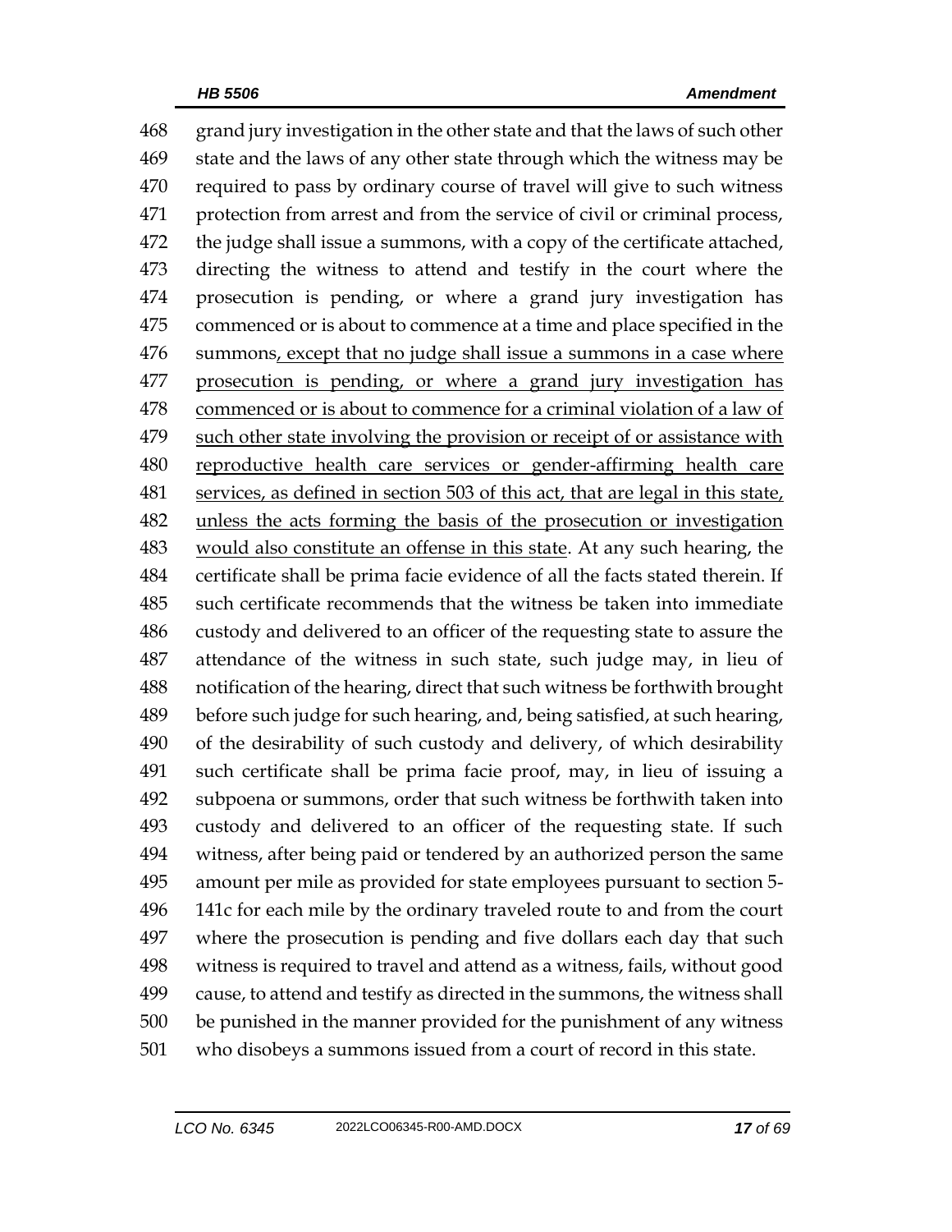grand jury investigation in the other state and that the laws of such other state and the laws of any other state through which the witness may be required to pass by ordinary course of travel will give to such witness protection from arrest and from the service of civil or criminal process, the judge shall issue a summons, with a copy of the certificate attached, directing the witness to attend and testify in the court where the prosecution is pending, or where a grand jury investigation has commenced or is about to commence at a time and place specified in the summons<u>, except that no judge shall issue a summons in a case where prosecution is pending, or where a grand jury investigation has commenced or is about to commence for a criminal violation of a law of such other state involving the provision or receipt of or assistance with reproductive health care services or gender-affirming health care services, as defined in section 503 of this act, that are legal in this state, unless the acts forming the basis of the prosecution or investigation would also constitute an offense in this state</u>. At any such hearing, the certificate shall be prima facie evidence of all the facts stated therein. If such certificate recommends that the witness be taken into immediate custody and delivered to an officer of the requesting state to assure the attendance of the witness in such state, such judge may, in lieu of notification of the hearing, direct that such witness be forthwith brought before such judge for such hearing, and, being satisfied, at such hearing, of the desirability of such custody and delivery, of which desirability such certificate shall be prima facie proof, may, in lieu of issuing a subpoena or summons, order that such witness be forthwith taken into custody and delivered to an officer of the requesting state. If such witness, after being paid or tendered by an authorized person the same amount per mile as provided for state employees pursuant to section 5-141c for each mile by the ordinary traveled route to and from the court where the prosecution is pending and five dollars each day that such witness is required to travel and attend as a witness, fails, without good cause, to attend and testify as directed in the summons, the witness shall be punished in the manner provided for the punishment of any witness who disobeys a summons issued from a court of record in this state.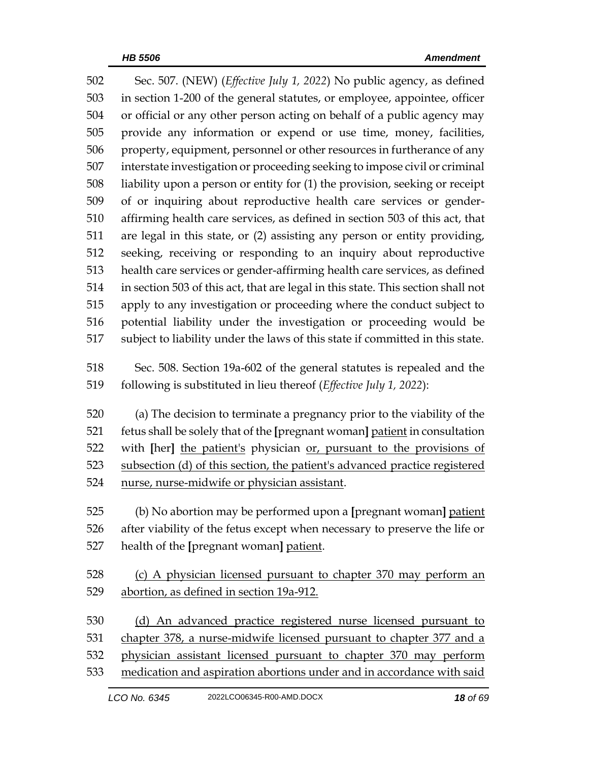Sec. 507. (NEW) (*Effective July 1, 2022*) No public agency, as defined in section 1-200 of the general statutes, or employee, appointee, officer or official or any other person acting on behalf of a public agency may provide any information or expend or use time, money, facilities, property, equipment, personnel or other resources in furtherance of any interstate investigation or proceeding seeking to impose civil or criminal liability upon a person or entity for (1) the provision, seeking or receipt of or inquiring about reproductive health care services or gender-affirming health care services, as defined in section 503 of this act, that are legal in this state, or (2) assisting any person or entity providing, seeking, receiving or responding to an inquiry about reproductive health care services or gender-affirming health care services, as defined in section 503 of this act, that are legal in this state. This section shall not apply to any investigation or proceeding where the conduct subject to potential liability under the investigation or proceeding would be subject to liability under the laws of this state if committed in this state.

Sec. 508. Section 19a-602 of the general statutes is repealed and the following is substituted in lieu thereof (*Effective July 1, 2022*):

(a) The decision to terminate a pregnancy prior to the viability of the fetus shall be solely that of the **[**pregnant woman**]** <u>patient</u> in consultation with **[**her**]** <u>the patient's</u> physician <u>or, pursuant to the provisions of subsection (d) of this section, the patient's advanced practice registered nurse, nurse-midwife or physician assistant</u>.

(b) No abortion may be performed upon a **[**pregnant woman**]** <u>patient</u> after viability of the fetus except when necessary to preserve the life or health of the **[**pregnant woman**]** <u>patient</u>.

<u>(c) A physician licensed pursuant to chapter 370 may perform an abortion, as defined in section 19a-912.</u>

<u>(d) An advanced practice registered nurse licensed pursuant to chapter 378, a nurse-midwife licensed pursuant to chapter 377 and a physician assistant licensed pursuant to chapter 370 may perform medication and aspiration abortions under and in accordance with said</u>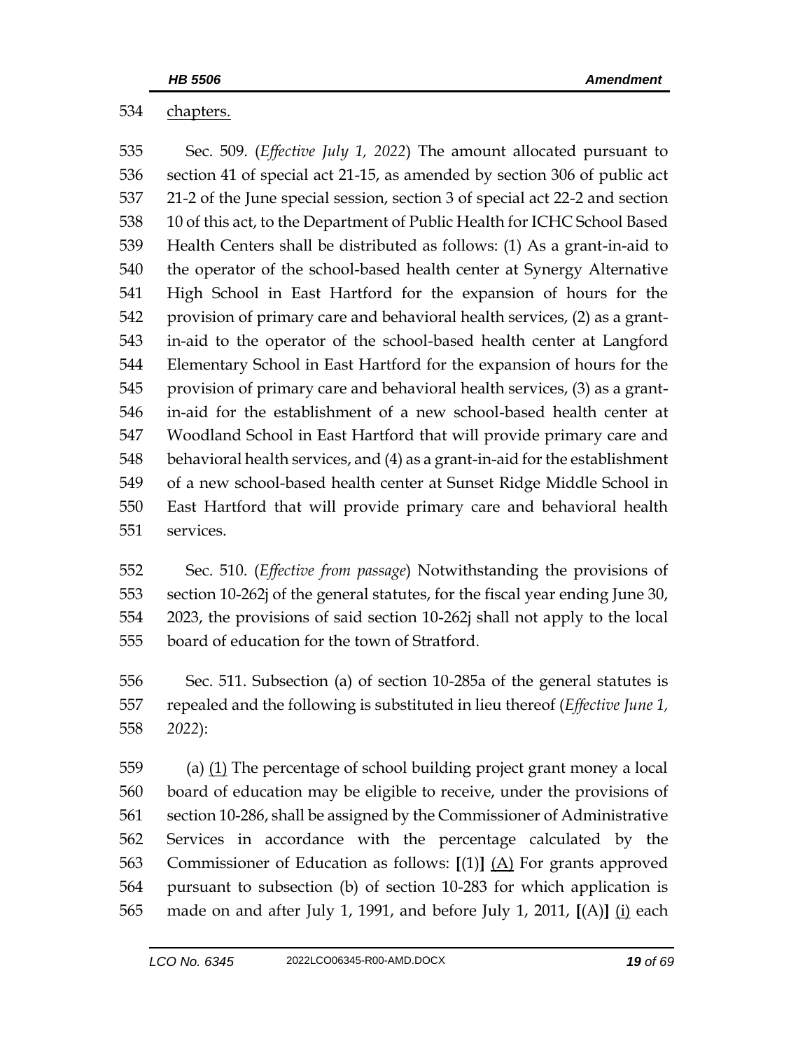chapters.

Sec. 509. (*Effective July 1, 2022*) The amount allocated pursuant to section 41 of special act 21-15, as amended by section 306 of public act 21-2 of the June special session, section 3 of special act 22-2 and section 10 of this act, to the Department of Public Health for ICHC School Based Health Centers shall be distributed as follows: (1) As a grant-in-aid to the operator of the school-based health center at Synergy Alternative High School in East Hartford for the expansion of hours for the provision of primary care and behavioral health services, (2) as a grant-in-aid to the operator of the school-based health center at Langford Elementary School in East Hartford for the expansion of hours for the provision of primary care and behavioral health services, (3) as a grant-in-aid for the establishment of a new school-based health center at Woodland School in East Hartford that will provide primary care and behavioral health services, and (4) as a grant-in-aid for the establishment of a new school-based health center at Sunset Ridge Middle School in East Hartford that will provide primary care and behavioral health services.

Sec. 510. (*Effective from passage*) Notwithstanding the provisions of section 10-262j of the general statutes, for the fiscal year ending June 30, 2023, the provisions of said section 10-262j shall not apply to the local board of education for the town of Stratford.

Sec. 511. Subsection (a) of section 10-285a of the general statutes is repealed and the following is substituted in lieu thereof (*Effective June 1, 2022*):

(a) <u>(1)</u> The percentage of school building project grant money a local board of education may be eligible to receive, under the provisions of section 10-286, shall be assigned by the Commissioner of Administrative Services in accordance with the percentage calculated by the Commissioner of Education as follows: **[**(1)**]** <u>(A)</u> For grants approved pursuant to subsection (b) of section 10-283 for which application is made on and after July 1, 1991, and before July 1, 2011, **[**(A)**]** <u>(i)</u> each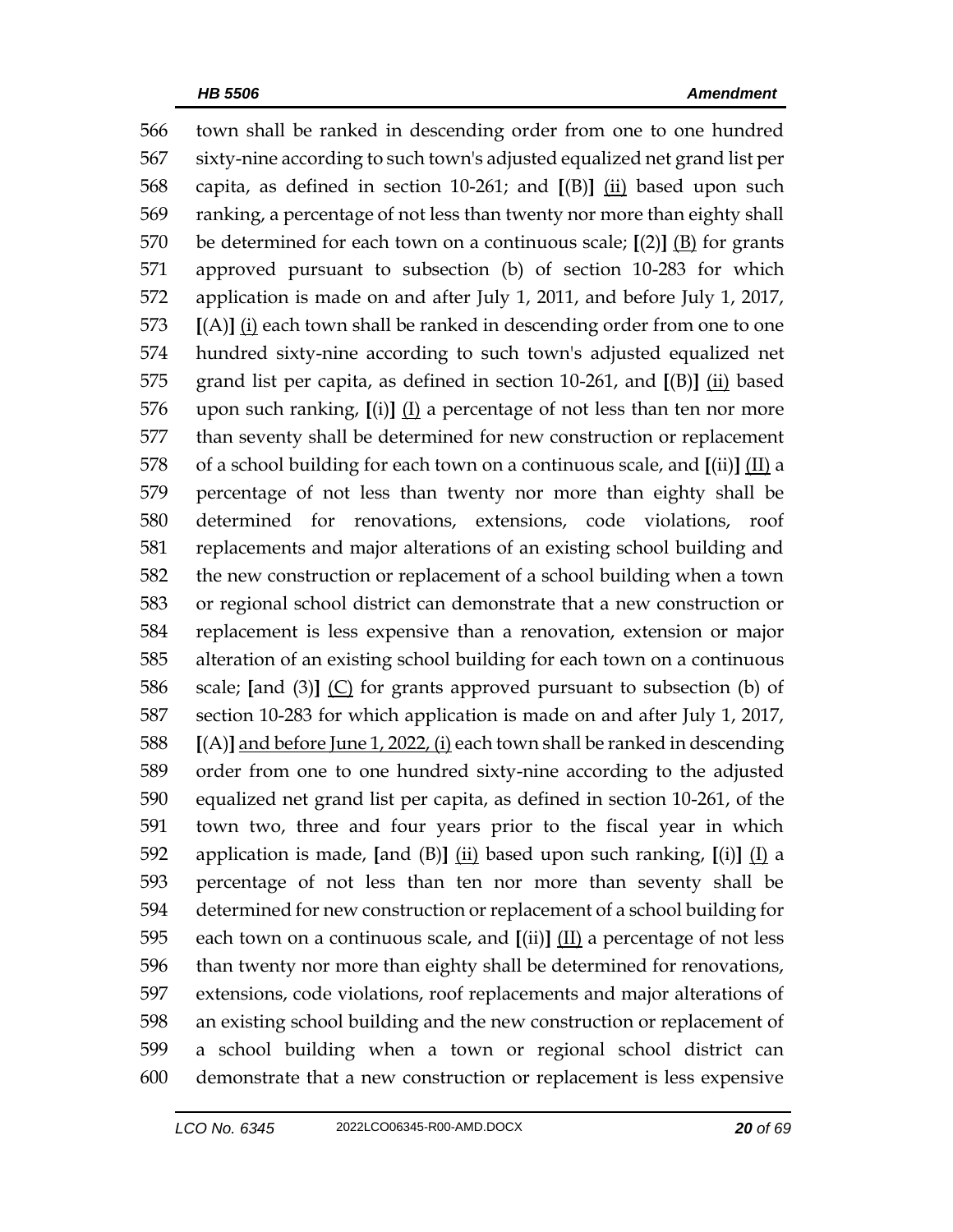566 town shall be ranked in descending order from one to one hundred
567 sixty-nine according to such town's adjusted equalized net grand list per
568 capita, as defined in section 10-261; and **[**(B)**]** <u>(ii)</u> based upon such
569 ranking, a percentage of not less than twenty nor more than eighty shall
570 be determined for each town on a continuous scale; **[**(2)**]** <u>(B)</u> for grants
571 approved pursuant to subsection (b) of section 10-283 for which
572 application is made on and after July 1, 2011, and before July 1, 2017,
573 **[**(A)**]** <u>(i)</u> each town shall be ranked in descending order from one to one
574 hundred sixty-nine according to such town's adjusted equalized net
575 grand list per capita, as defined in section 10-261, and **[**(B)**]** <u>(ii)</u> based
576 upon such ranking, **[**(i)**]** <u>(I)</u> a percentage of not less than ten nor more
577 than seventy shall be determined for new construction or replacement
578 of a school building for each town on a continuous scale, and **[**(ii)**]** <u>(II)</u> a
579 percentage of not less than twenty nor more than eighty shall be
580 determined for renovations, extensions, code violations, roof
581 replacements and major alterations of an existing school building and
582 the new construction or replacement of a school building when a town
583 or regional school district can demonstrate that a new construction or
584 replacement is less expensive than a renovation, extension or major
585 alteration of an existing school building for each town on a continuous
586 scale; **[**and (3)**]** <u>(C)</u> for grants approved pursuant to subsection (b) of
587 section 10-283 for which application is made on and after July 1, 2017,
588 **[**(A)**]** <u>and before June 1, 2022, (i)</u> each town shall be ranked in descending
589 order from one to one hundred sixty-nine according to the adjusted
590 equalized net grand list per capita, as defined in section 10-261, of the
591 town two, three and four years prior to the fiscal year in which
592 application is made, **[**and (B)**]** <u>(ii)</u> based upon such ranking, **[**(i)**]** <u>(I)</u> a
593 percentage of not less than ten nor more than seventy shall be
594 determined for new construction or replacement of a school building for
595 each town on a continuous scale, and **[**(ii)**]** <u>(II)</u> a percentage of not less
596 than twenty nor more than eighty shall be determined for renovations,
597 extensions, code violations, roof replacements and major alterations of
598 an existing school building and the new construction or replacement of
599 a school building when a town or regional school district can
600 demonstrate that a new construction or replacement is less expensive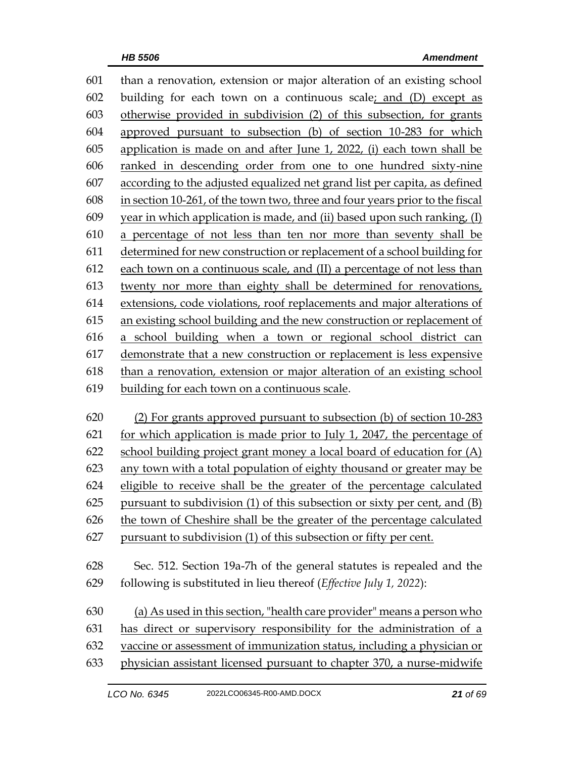601 than a renovation, extension or major alteration of an existing school
602 building for each town on a continuous scale; and (D) except as
603 otherwise provided in subdivision (2) of this subsection, for grants
604 approved pursuant to subsection (b) of section 10-283 for which
605 application is made on and after June 1, 2022, (i) each town shall be
606 ranked in descending order from one to one hundred sixty-nine
607 according to the adjusted equalized net grand list per capita, as defined
608 in section 10-261, of the town two, three and four years prior to the fiscal
609 year in which application is made, and (ii) based upon such ranking, (I)
610 a percentage of not less than ten nor more than seventy shall be
611 determined for new construction or replacement of a school building for
612 each town on a continuous scale, and (II) a percentage of not less than
613 twenty nor more than eighty shall be determined for renovations,
614 extensions, code violations, roof replacements and major alterations of
615 an existing school building and the new construction or replacement of
616 a school building when a town or regional school district can
617 demonstrate that a new construction or replacement is less expensive
618 than a renovation, extension or major alteration of an existing school
619 building for each town on a continuous scale.

620 (2) For grants approved pursuant to subsection (b) of section 10-283
621 for which application is made prior to July 1, 2047, the percentage of
622 school building project grant money a local board of education for (A)
623 any town with a total population of eighty thousand or greater may be
624 eligible to receive shall be the greater of the percentage calculated
625 pursuant to subdivision (1) of this subsection or sixty per cent, and (B)
626 the town of Cheshire shall be the greater of the percentage calculated
627 pursuant to subdivision (1) of this subsection or fifty per cent.

628 Sec. 512. Section 19a-7h of the general statutes is repealed and the
629 following is substituted in lieu thereof (*Effective July 1, 2022*):

630 (a) As used in this section, "health care provider" means a person who
631 has direct or supervisory responsibility for the administration of a
632 vaccine or assessment of immunization status, including a physician or
633 physician assistant licensed pursuant to chapter 370, a nurse-midwife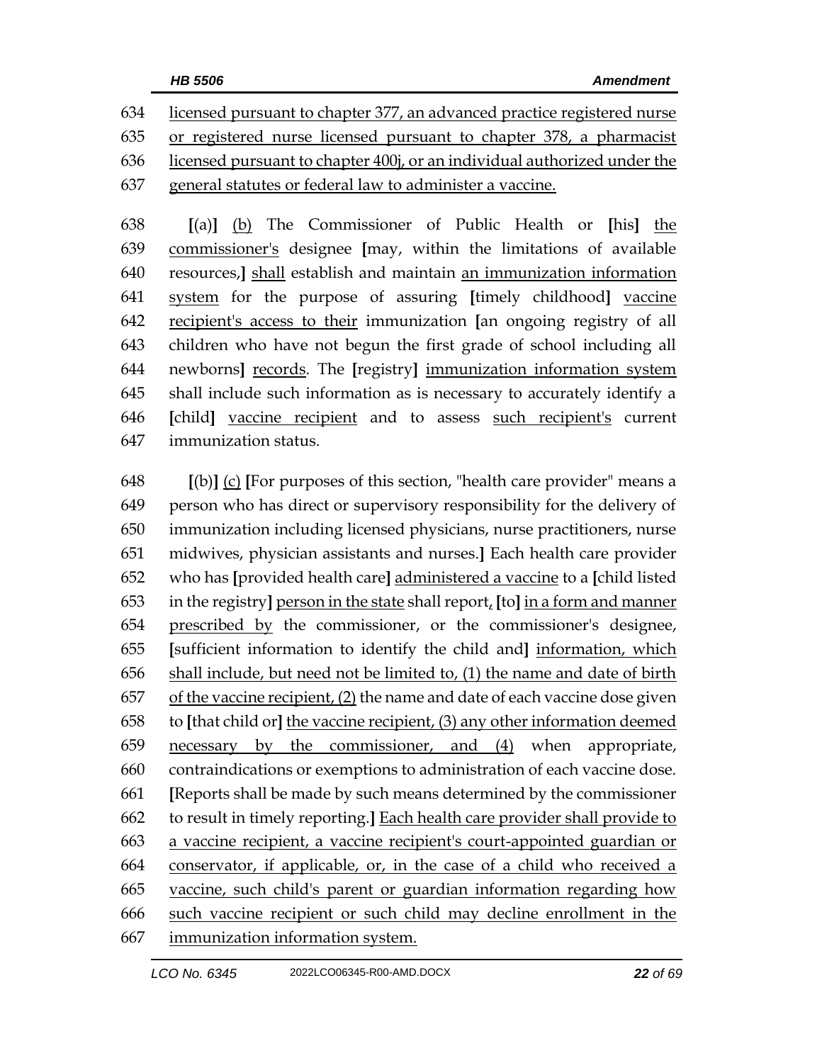634 licensed pursuant to chapter 377, an advanced practice registered nurse
635 or registered nurse licensed pursuant to chapter 378, a pharmacist
636 licensed pursuant to chapter 400j, or an individual authorized under the
637 general statutes or federal law to administer a vaccine.

638 [(a)] (b) The Commissioner of Public Health or [his] the
639 commissioner's designee [may, within the limitations of available
640 resources,] shall establish and maintain an immunization information
641 system for the purpose of assuring [timely childhood] vaccine
642 recipient's access to their immunization [an ongoing registry of all
643 children who have not begun the first grade of school including all
644 newborns] records. The [registry] immunization information system
645 shall include such information as is necessary to accurately identify a
646 [child] vaccine recipient and to assess such recipient's current
647 immunization status.

648 [(b)] (c) [For purposes of this section, "health care provider" means a
649 person who has direct or supervisory responsibility for the delivery of
650 immunization including licensed physicians, nurse practitioners, nurse
651 midwives, physician assistants and nurses.] Each health care provider
652 who has [provided health care] administered a vaccine to a [child listed
653 in the registry] person in the state shall report, [to] in a form and manner
654 prescribed by the commissioner, or the commissioner's designee,
655 [sufficient information to identify the child and] information, which
656 shall include, but need not be limited to, (1) the name and date of birth
657 of the vaccine recipient, (2) the name and date of each vaccine dose given
658 to [that child or] the vaccine recipient, (3) any other information deemed
659 necessary by the commissioner, and (4) when appropriate,
660 contraindications or exemptions to administration of each vaccine dose.
661 [Reports shall be made by such means determined by the commissioner
662 to result in timely reporting.] Each health care provider shall provide to
663 a vaccine recipient, a vaccine recipient's court-appointed guardian or
664 conservator, if applicable, or, in the case of a child who received a
665 vaccine, such child's parent or guardian information regarding how
666 such vaccine recipient or such child may decline enrollment in the
667 immunization information system.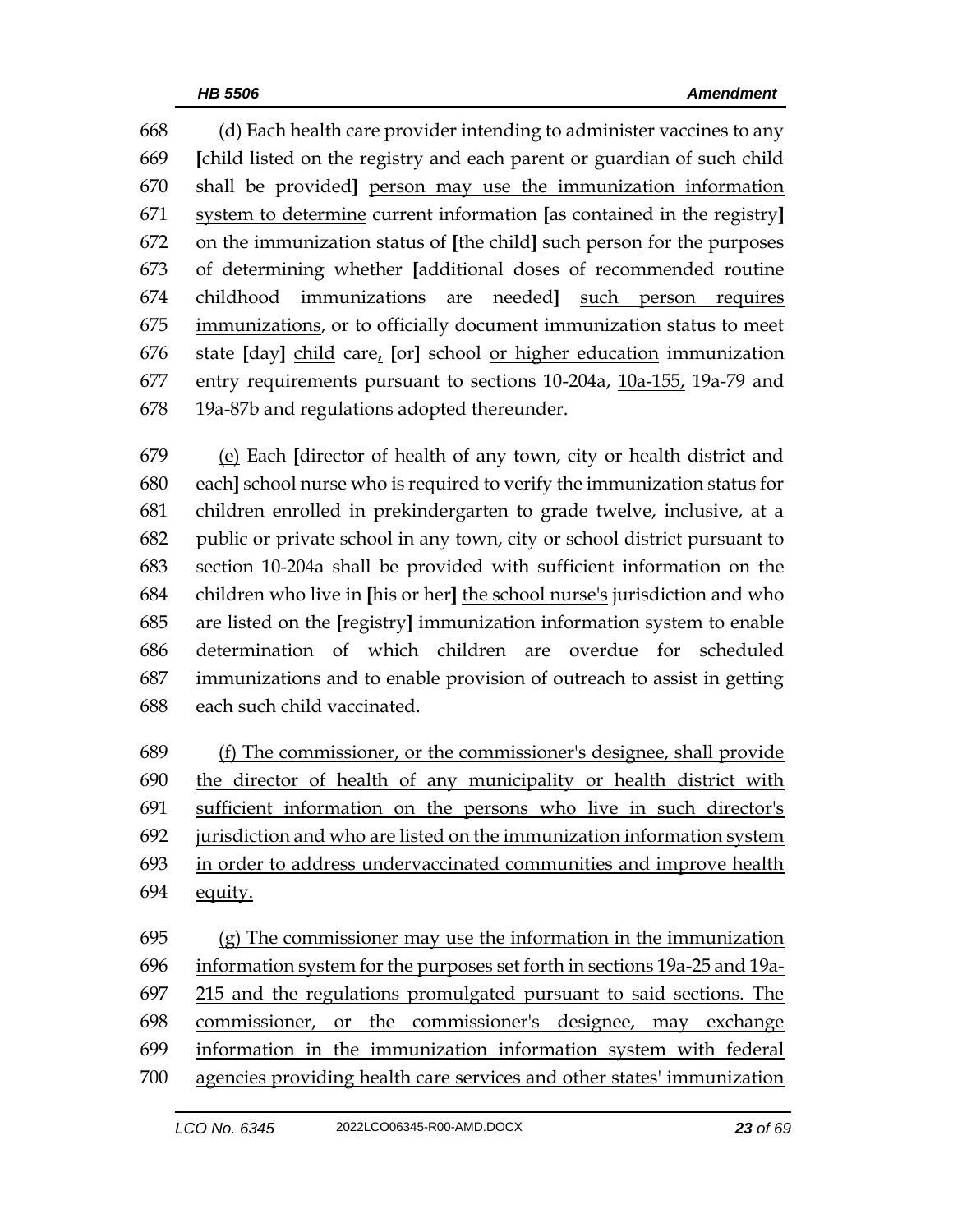668 (d) Each health care provider intending to administer vaccines to any
669 [child listed on the registry and each parent or guardian of such child
670 shall be provided] person may use the immunization information
671 system to determine current information [as contained in the registry]
672 on the immunization status of [the child] such person for the purposes
673 of determining whether [additional doses of recommended routine
674 childhood immunizations are needed] such person requires
675 immunizations, or to officially document immunization status to meet
676 state [day] child care, [or] school or higher education immunization
677 entry requirements pursuant to sections 10-204a, 10a-155, 19a-79 and
678 19a-87b and regulations adopted thereunder.

679 (e) Each [director of health of any town, city or health district and
680 each] school nurse who is required to verify the immunization status for
681 children enrolled in prekindergarten to grade twelve, inclusive, at a
682 public or private school in any town, city or school district pursuant to
683 section 10-204a shall be provided with sufficient information on the
684 children who live in [his or her] the school nurse's jurisdiction and who
685 are listed on the [registry] immunization information system to enable
686 determination of which children are overdue for scheduled
687 immunizations and to enable provision of outreach to assist in getting
688 each such child vaccinated.

689 (f) The commissioner, or the commissioner's designee, shall provide
690 the director of health of any municipality or health district with
691 sufficient information on the persons who live in such director's
692 jurisdiction and who are listed on the immunization information system
693 in order to address undervaccinated communities and improve health
694 equity.

695 (g) The commissioner may use the information in the immunization
696 information system for the purposes set forth in sections 19a-25 and 19a-
697 215 and the regulations promulgated pursuant to said sections. The
698 commissioner, or the commissioner's designee, may exchange
699 information in the immunization information system with federal
700 agencies providing health care services and other states' immunization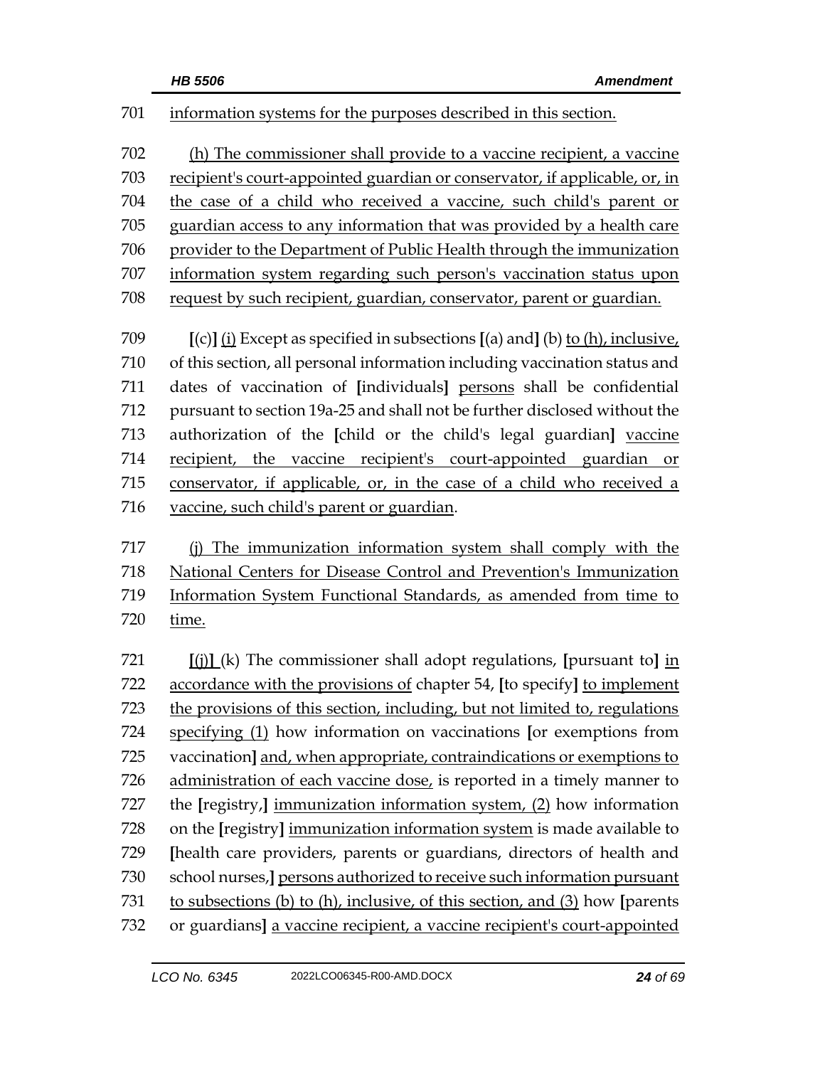701 information systems for the purposes described in this section.

702 (h) The commissioner shall provide to a vaccine recipient, a vaccine
703 recipient's court-appointed guardian or conservator, if applicable, or, in
704 the case of a child who received a vaccine, such child's parent or
705 guardian access to any information that was provided by a health care
706 provider to the Department of Public Health through the immunization
707 information system regarding such person's vaccination status upon
708 request by such recipient, guardian, conservator, parent or guardian.

709 [(c)] (i) Except as specified in subsections [(a) and] (b) to (h), inclusive,
710 of this section, all personal information including vaccination status and
711 dates of vaccination of [individuals] persons shall be confidential
712 pursuant to section 19a-25 and shall not be further disclosed without the
713 authorization of the [child or the child's legal guardian] vaccine
714 recipient, the vaccine recipient's court-appointed guardian or
715 conservator, if applicable, or, in the case of a child who received a
716 vaccine, such child's parent or guardian.

717 (j) The immunization information system shall comply with the
718 National Centers for Disease Control and Prevention's Immunization
719 Information System Functional Standards, as amended from time to
720 time.

721 [(j)] (k) The commissioner shall adopt regulations, [pursuant to] in
722 accordance with the provisions of chapter 54, [to specify] to implement
723 the provisions of this section, including, but not limited to, regulations
724 specifying (1) how information on vaccinations [or exemptions from
725 vaccination] and, when appropriate, contraindications or exemptions to
726 administration of each vaccine dose, is reported in a timely manner to
727 the [registry,] immunization information system, (2) how information
728 on the [registry] immunization information system is made available to
729 [health care providers, parents or guardians, directors of health and
730 school nurses,] persons authorized to receive such information pursuant
731 to subsections (b) to (h), inclusive, of this section, and (3) how [parents
732 or guardians] a vaccine recipient, a vaccine recipient's court-appointed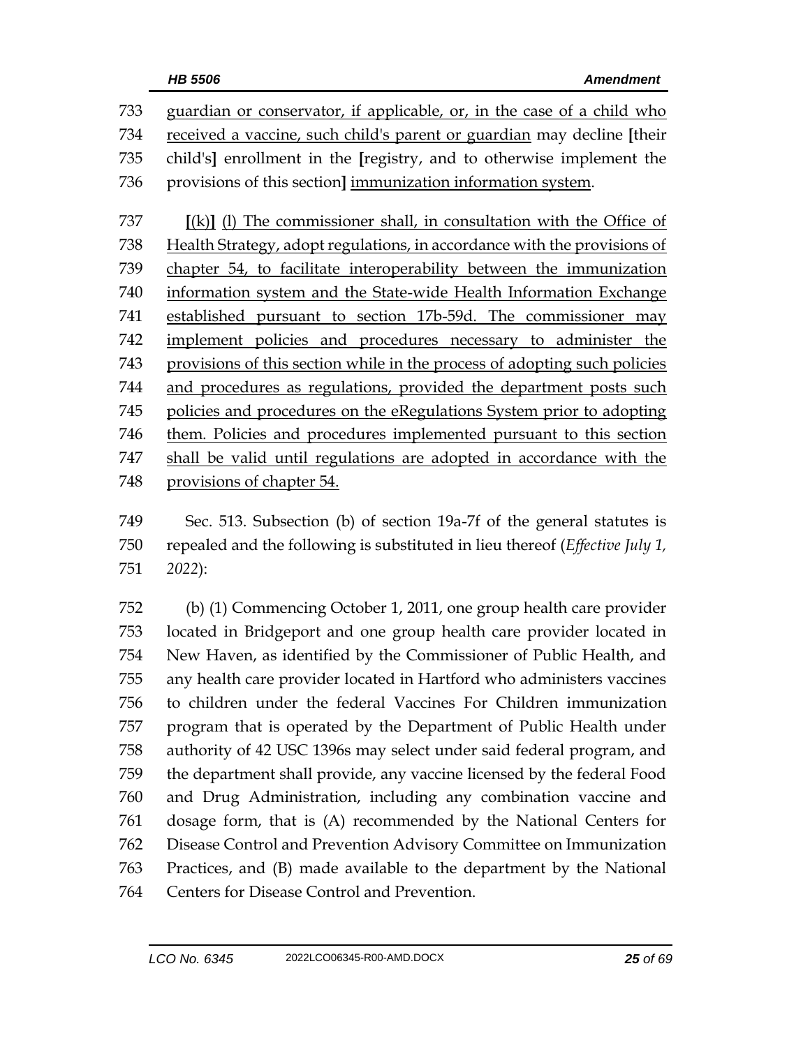733 guardian or conservator, if applicable, or, in the case of a child who
734 received a vaccine, such child's parent or guardian may decline **[**their
735 child's**]** enrollment in the **[**registry, and to otherwise implement the
736 provisions of this section**]** immunization information system.

737 **[**(k)**]** (l) The commissioner shall, in consultation with the Office of
738 Health Strategy, adopt regulations, in accordance with the provisions of
739 chapter 54, to facilitate interoperability between the immunization
740 information system and the State-wide Health Information Exchange
741 established pursuant to section 17b-59d. The commissioner may
742 implement policies and procedures necessary to administer the
743 provisions of this section while in the process of adopting such policies
744 and procedures as regulations, provided the department posts such
745 policies and procedures on the eRegulations System prior to adopting
746 them. Policies and procedures implemented pursuant to this section
747 shall be valid until regulations are adopted in accordance with the
748 provisions of chapter 54.

749 Sec. 513. Subsection (b) of section 19a-7f of the general statutes is
750 repealed and the following is substituted in lieu thereof (*Effective July 1,*
751 *2022*):

752 (b) (1) Commencing October 1, 2011, one group health care provider
753 located in Bridgeport and one group health care provider located in
754 New Haven, as identified by the Commissioner of Public Health, and
755 any health care provider located in Hartford who administers vaccines
756 to children under the federal Vaccines For Children immunization
757 program that is operated by the Department of Public Health under
758 authority of 42 USC 1396s may select under said federal program, and
759 the department shall provide, any vaccine licensed by the federal Food
760 and Drug Administration, including any combination vaccine and
761 dosage form, that is (A) recommended by the National Centers for
762 Disease Control and Prevention Advisory Committee on Immunization
763 Practices, and (B) made available to the department by the National
764 Centers for Disease Control and Prevention.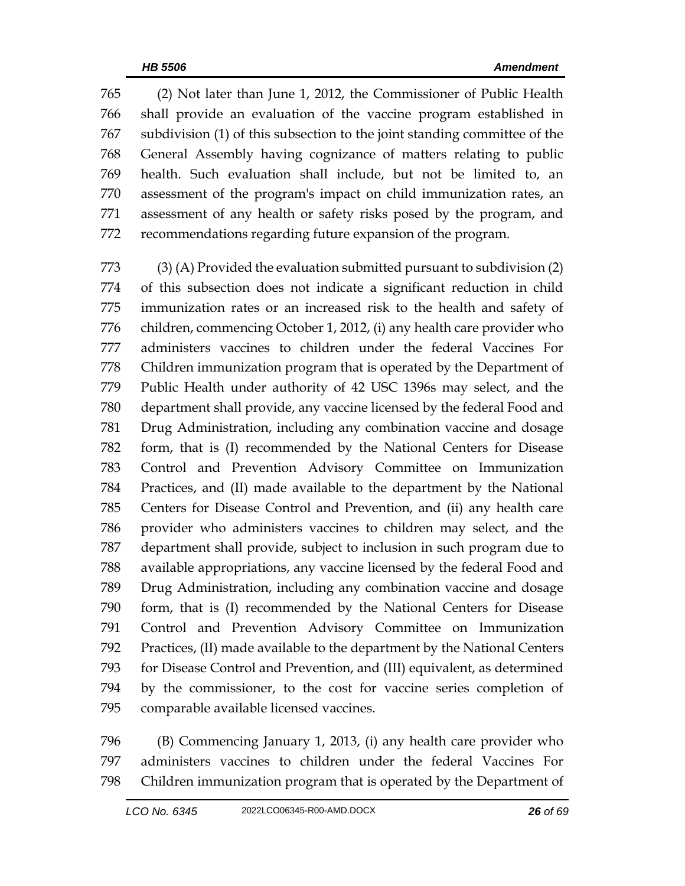(2) Not later than June 1, 2012, the Commissioner of Public Health shall provide an evaluation of the vaccine program established in subdivision (1) of this subsection to the joint standing committee of the General Assembly having cognizance of matters relating to public health. Such evaluation shall include, but not be limited to, an assessment of the program's impact on child immunization rates, an assessment of any health or safety risks posed by the program, and recommendations regarding future expansion of the program.

(3) (A) Provided the evaluation submitted pursuant to subdivision (2) of this subsection does not indicate a significant reduction in child immunization rates or an increased risk to the health and safety of children, commencing October 1, 2012, (i) any health care provider who administers vaccines to children under the federal Vaccines For Children immunization program that is operated by the Department of Public Health under authority of 42 USC 1396s may select, and the department shall provide, any vaccine licensed by the federal Food and Drug Administration, including any combination vaccine and dosage form, that is (I) recommended by the National Centers for Disease Control and Prevention Advisory Committee on Immunization Practices, and (II) made available to the department by the National Centers for Disease Control and Prevention, and (ii) any health care provider who administers vaccines to children may select, and the department shall provide, subject to inclusion in such program due to available appropriations, any vaccine licensed by the federal Food and Drug Administration, including any combination vaccine and dosage form, that is (I) recommended by the National Centers for Disease Control and Prevention Advisory Committee on Immunization Practices, (II) made available to the department by the National Centers for Disease Control and Prevention, and (III) equivalent, as determined by the commissioner, to the cost for vaccine series completion of comparable available licensed vaccines.

(B) Commencing January 1, 2013, (i) any health care provider who administers vaccines to children under the federal Vaccines For Children immunization program that is operated by the Department of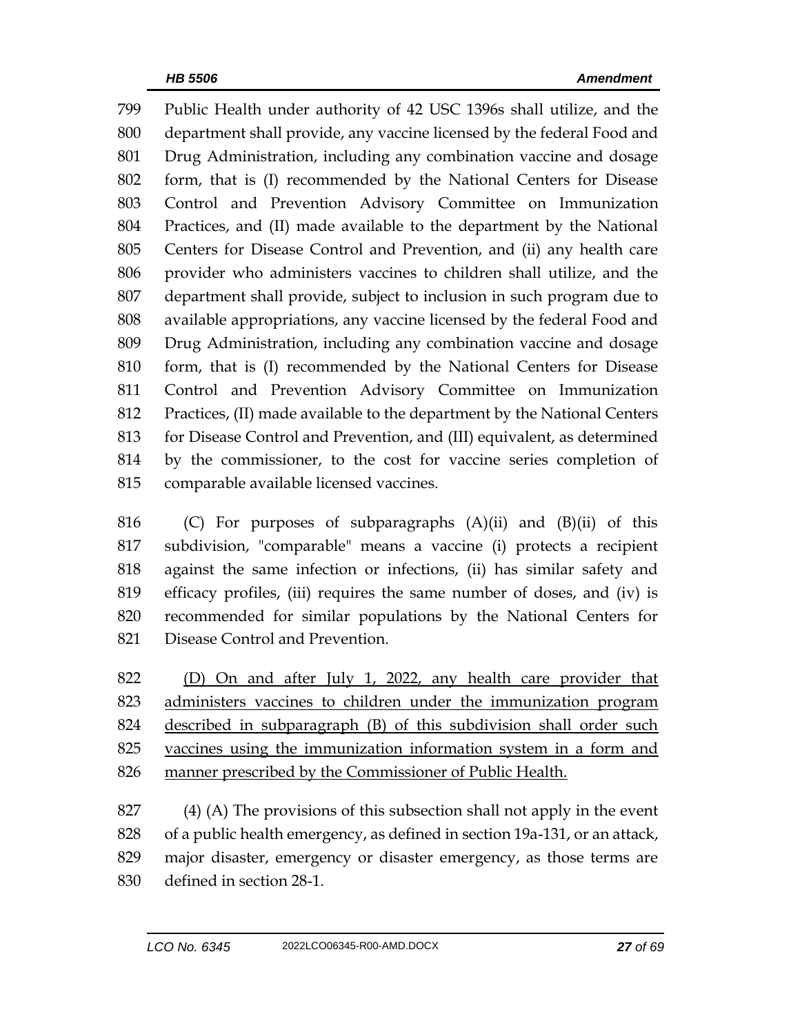Public Health under authority of 42 USC 1396s shall utilize, and the department shall provide, any vaccine licensed by the federal Food and Drug Administration, including any combination vaccine and dosage form, that is (I) recommended by the National Centers for Disease Control and Prevention Advisory Committee on Immunization Practices, and (II) made available to the department by the National Centers for Disease Control and Prevention, and (ii) any health care provider who administers vaccines to children shall utilize, and the department shall provide, subject to inclusion in such program due to available appropriations, any vaccine licensed by the federal Food and Drug Administration, including any combination vaccine and dosage form, that is (I) recommended by the National Centers for Disease Control and Prevention Advisory Committee on Immunization Practices, (II) made available to the department by the National Centers for Disease Control and Prevention, and (III) equivalent, as determined by the commissioner, to the cost for vaccine series completion of comparable available licensed vaccines.

(C) For purposes of subparagraphs (A)(ii) and (B)(ii) of this subdivision, "comparable" means a vaccine (i) protects a recipient against the same infection or infections, (ii) has similar safety and efficacy profiles, (iii) requires the same number of doses, and (iv) is recommended for similar populations by the National Centers for Disease Control and Prevention.

<u>(D) On and after July 1, 2022, any health care provider that administers vaccines to children under the immunization program described in subparagraph (B) of this subdivision shall order such vaccines using the immunization information system in a form and manner prescribed by the Commissioner of Public Health.</u>

(4) (A) The provisions of this subsection shall not apply in the event of a public health emergency, as defined in section 19a-131, or an attack, major disaster, emergency or disaster emergency, as those terms are defined in section 28-1.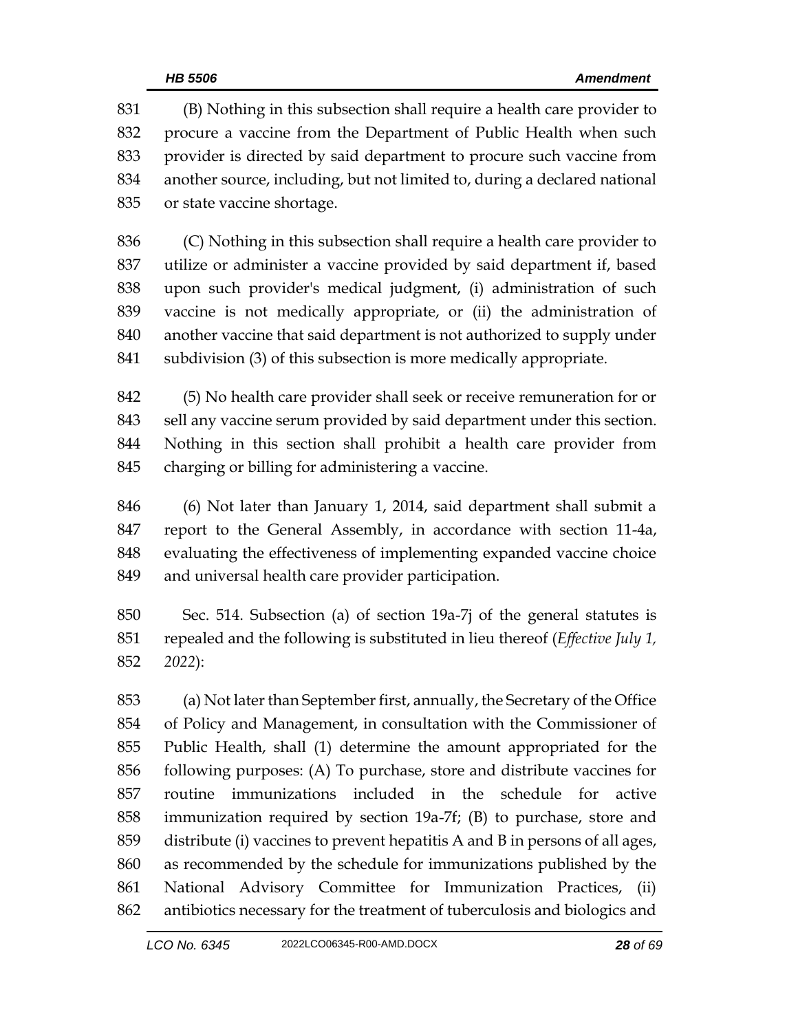(B) Nothing in this subsection shall require a health care provider to procure a vaccine from the Department of Public Health when such provider is directed by said department to procure such vaccine from another source, including, but not limited to, during a declared national or state vaccine shortage.

(C) Nothing in this subsection shall require a health care provider to utilize or administer a vaccine provided by said department if, based upon such provider's medical judgment, (i) administration of such vaccine is not medically appropriate, or (ii) the administration of another vaccine that said department is not authorized to supply under subdivision (3) of this subsection is more medically appropriate.

(5) No health care provider shall seek or receive remuneration for or sell any vaccine serum provided by said department under this section. Nothing in this section shall prohibit a health care provider from charging or billing for administering a vaccine.

(6) Not later than January 1, 2014, said department shall submit a report to the General Assembly, in accordance with section 11-4a, evaluating the effectiveness of implementing expanded vaccine choice and universal health care provider participation.

Sec. 514. Subsection (a) of section 19a-7j of the general statutes is repealed and the following is substituted in lieu thereof (*Effective July 1, 2022*):

(a) Not later than September first, annually, the Secretary of the Office of Policy and Management, in consultation with the Commissioner of Public Health, shall (1) determine the amount appropriated for the following purposes: (A) To purchase, store and distribute vaccines for routine immunizations included in the schedule for active immunization required by section 19a-7f; (B) to purchase, store and distribute (i) vaccines to prevent hepatitis A and B in persons of all ages, as recommended by the schedule for immunizations published by the National Advisory Committee for Immunization Practices, (ii) antibiotics necessary for the treatment of tuberculosis and biologics and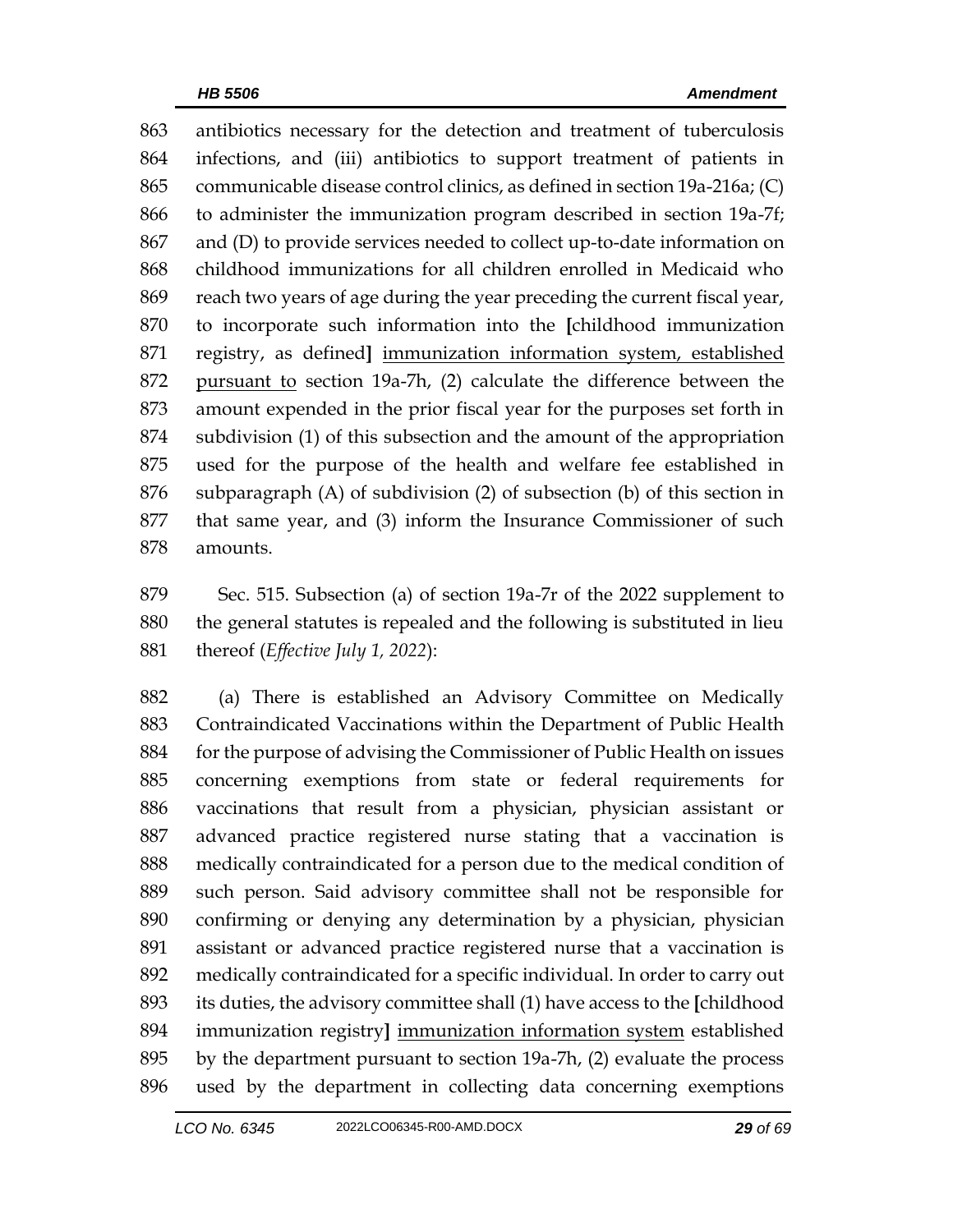antibiotics necessary for the detection and treatment of tuberculosis infections, and (iii) antibiotics to support treatment of patients in communicable disease control clinics, as defined in section 19a-216a; (C) to administer the immunization program described in section 19a-7f; and (D) to provide services needed to collect up-to-date information on childhood immunizations for all children enrolled in Medicaid who reach two years of age during the year preceding the current fiscal year, to incorporate such information into the [childhood immunization registry, as defined] <u>immunization information system, established pursuant to</u> section 19a-7h, (2) calculate the difference between the amount expended in the prior fiscal year for the purposes set forth in subdivision (1) of this subsection and the amount of the appropriation used for the purpose of the health and welfare fee established in subparagraph (A) of subdivision (2) of subsection (b) of this section in that same year, and (3) inform the Insurance Commissioner of such amounts.

Sec. 515. Subsection (a) of section 19a-7r of the 2022 supplement to the general statutes is repealed and the following is substituted in lieu thereof (*Effective July 1, 2022*):

(a) There is established an Advisory Committee on Medically Contraindicated Vaccinations within the Department of Public Health for the purpose of advising the Commissioner of Public Health on issues concerning exemptions from state or federal requirements for vaccinations that result from a physician, physician assistant or advanced practice registered nurse stating that a vaccination is medically contraindicated for a person due to the medical condition of such person. Said advisory committee shall not be responsible for confirming or denying any determination by a physician, physician assistant or advanced practice registered nurse that a vaccination is medically contraindicated for a specific individual. In order to carry out its duties, the advisory committee shall (1) have access to the [childhood immunization registry] <u>immunization information system</u> established by the department pursuant to section 19a-7h, (2) evaluate the process used by the department in collecting data concerning exemptions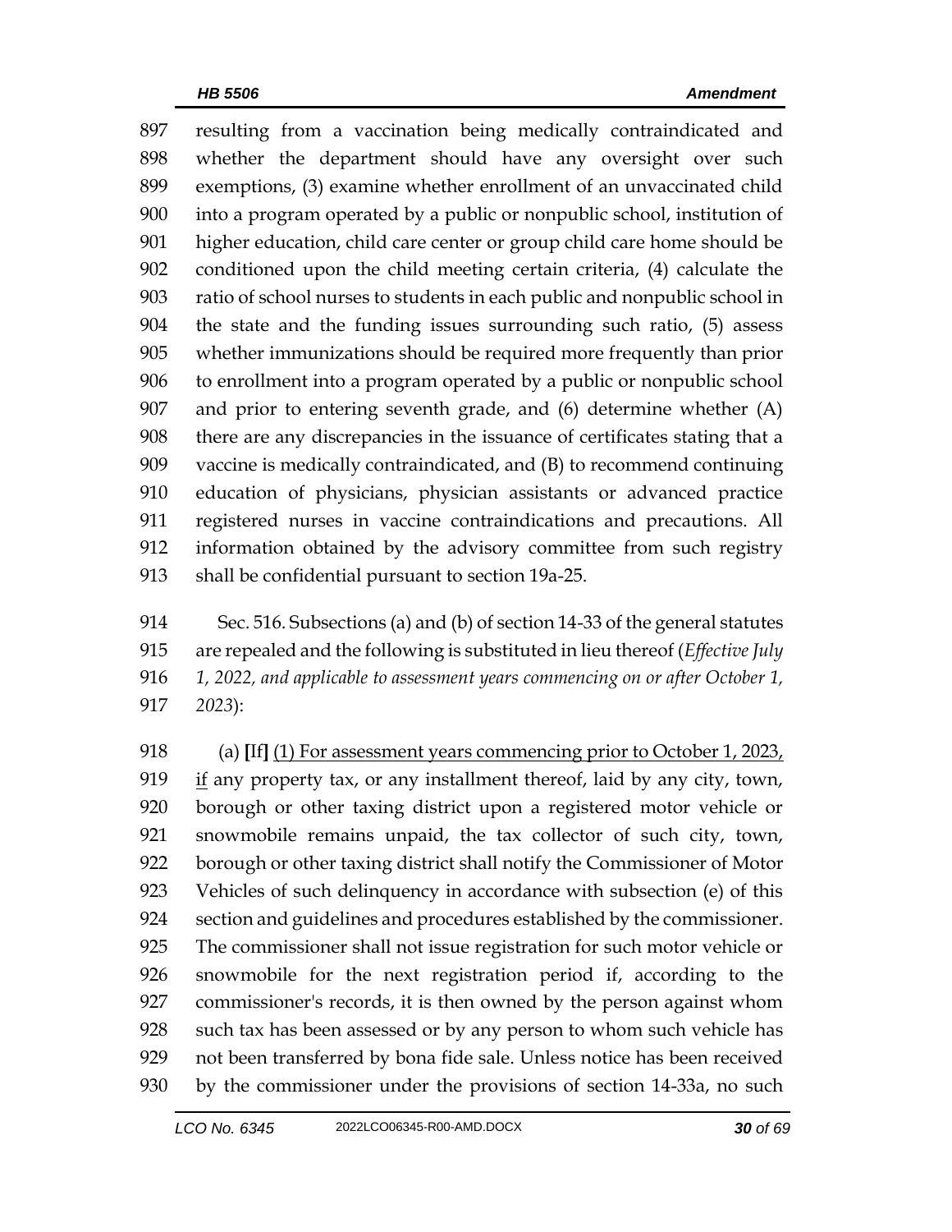897 resulting from a vaccination being medically contraindicated and
898 whether the department should have any oversight over such
899 exemptions, (3) examine whether enrollment of an unvaccinated child
900 into a program operated by a public or nonpublic school, institution of
901 higher education, child care center or group child care home should be
902 conditioned upon the child meeting certain criteria, (4) calculate the
903 ratio of school nurses to students in each public and nonpublic school in
904 the state and the funding issues surrounding such ratio, (5) assess
905 whether immunizations should be required more frequently than prior
906 to enrollment into a program operated by a public or nonpublic school
907 and prior to entering seventh grade, and (6) determine whether (A)
908 there are any discrepancies in the issuance of certificates stating that a
909 vaccine is medically contraindicated, and (B) to recommend continuing
910 education of physicians, physician assistants or advanced practice
911 registered nurses in vaccine contraindications and precautions. All
912 information obtained by the advisory committee from such registry
913 shall be confidential pursuant to section 19a-25.

914 Sec. 516. Subsections (a) and (b) of section 14-33 of the general statutes
915 are repealed and the following is substituted in lieu thereof (*Effective July*
916 *1, 2022, and applicable to assessment years commencing on or after October 1,*
917 *2023*):

918 (a) **[**If**]** <u>(1) For assessment years commencing prior to October 1, 2023,</u>
919 <u>if</u> any property tax, or any installment thereof, laid by any city, town,
920 borough or other taxing district upon a registered motor vehicle or
921 snowmobile remains unpaid, the tax collector of such city, town,
922 borough or other taxing district shall notify the Commissioner of Motor
923 Vehicles of such delinquency in accordance with subsection (e) of this
924 section and guidelines and procedures established by the commissioner.
925 The commissioner shall not issue registration for such motor vehicle or
926 snowmobile for the next registration period if, according to the
927 commissioner's records, it is then owned by the person against whom
928 such tax has been assessed or by any person to whom such vehicle has
929 not been transferred by bona fide sale. Unless notice has been received
930 by the commissioner under the provisions of section 14-33a, no such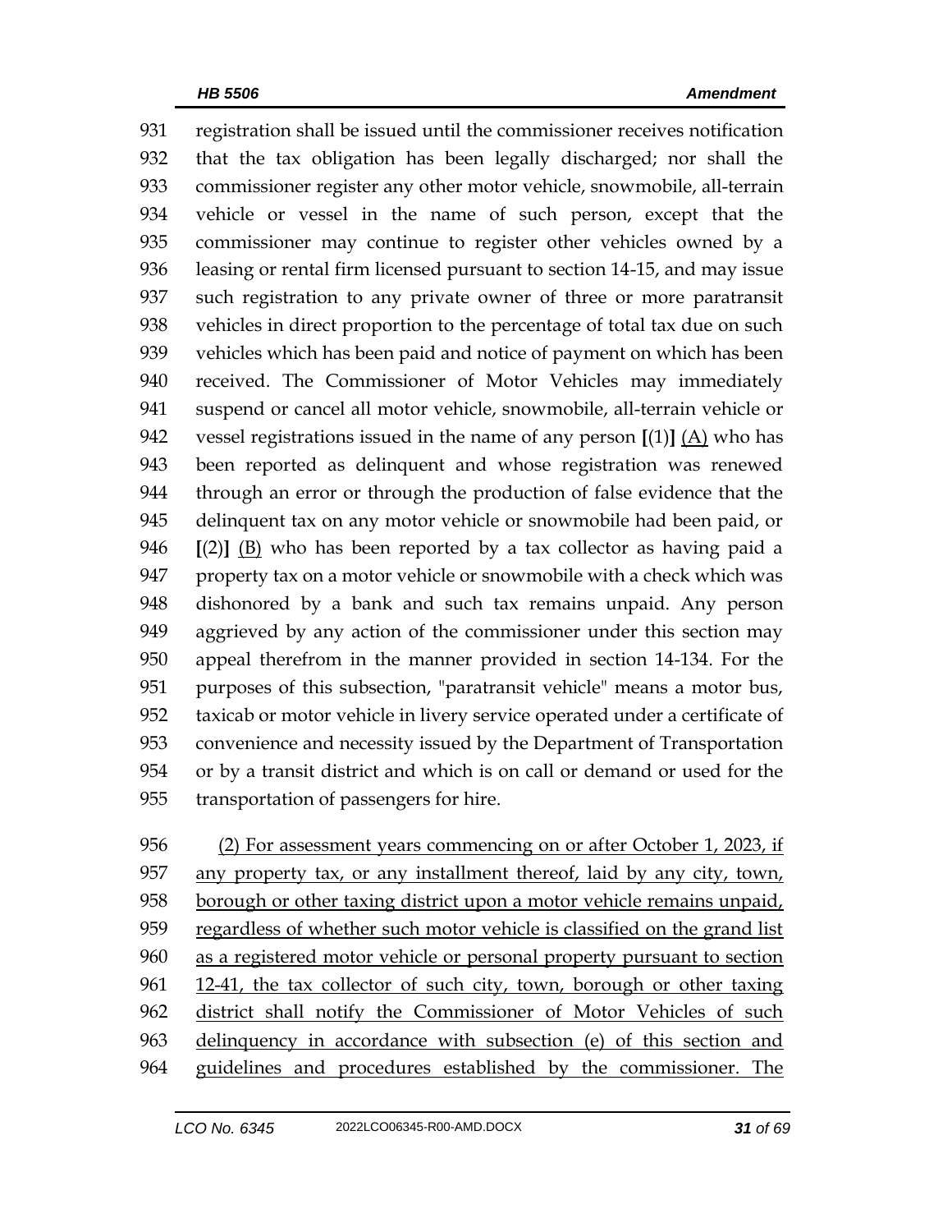931 registration shall be issued until the commissioner receives notification
932 that the tax obligation has been legally discharged; nor shall the
933 commissioner register any other motor vehicle, snowmobile, all-terrain
934 vehicle or vessel in the name of such person, except that the
935 commissioner may continue to register other vehicles owned by a
936 leasing or rental firm licensed pursuant to section 14-15, and may issue
937 such registration to any private owner of three or more paratransit
938 vehicles in direct proportion to the percentage of total tax due on such
939 vehicles which has been paid and notice of payment on which has been
940 received. The Commissioner of Motor Vehicles may immediately
941 suspend or cancel all motor vehicle, snowmobile, all-terrain vehicle or
942 vessel registrations issued in the name of any person **[**(1)**]** <u>(A)</u> who has
943 been reported as delinquent and whose registration was renewed
944 through an error or through the production of false evidence that the
945 delinquent tax on any motor vehicle or snowmobile had been paid, or
946 **[**(2)**]** <u>(B)</u> who has been reported by a tax collector as having paid a
947 property tax on a motor vehicle or snowmobile with a check which was
948 dishonored by a bank and such tax remains unpaid. Any person
949 aggrieved by any action of the commissioner under this section may
950 appeal therefrom in the manner provided in section 14-134. For the
951 purposes of this subsection, "paratransit vehicle" means a motor bus,
952 taxicab or motor vehicle in livery service operated under a certificate of
953 convenience and necessity issued by the Department of Transportation
954 or by a transit district and which is on call or demand or used for the
955 transportation of passengers for hire.

956 <u>(2) For assessment years commencing on or after October 1, 2023, if</u>
957 <u>any property tax, or any installment thereof, laid by any city, town,</u>
958 <u>borough or other taxing district upon a motor vehicle remains unpaid,</u>
959 <u>regardless of whether such motor vehicle is classified on the grand list</u>
960 <u>as a registered motor vehicle or personal property pursuant to section</u>
961 <u>12-41, the tax collector of such city, town, borough or other taxing</u>
962 <u>district shall notify the Commissioner of Motor Vehicles of such</u>
963 <u>delinquency in accordance with subsection (e) of this section and</u>
964 <u>guidelines and procedures established by the commissioner. The</u>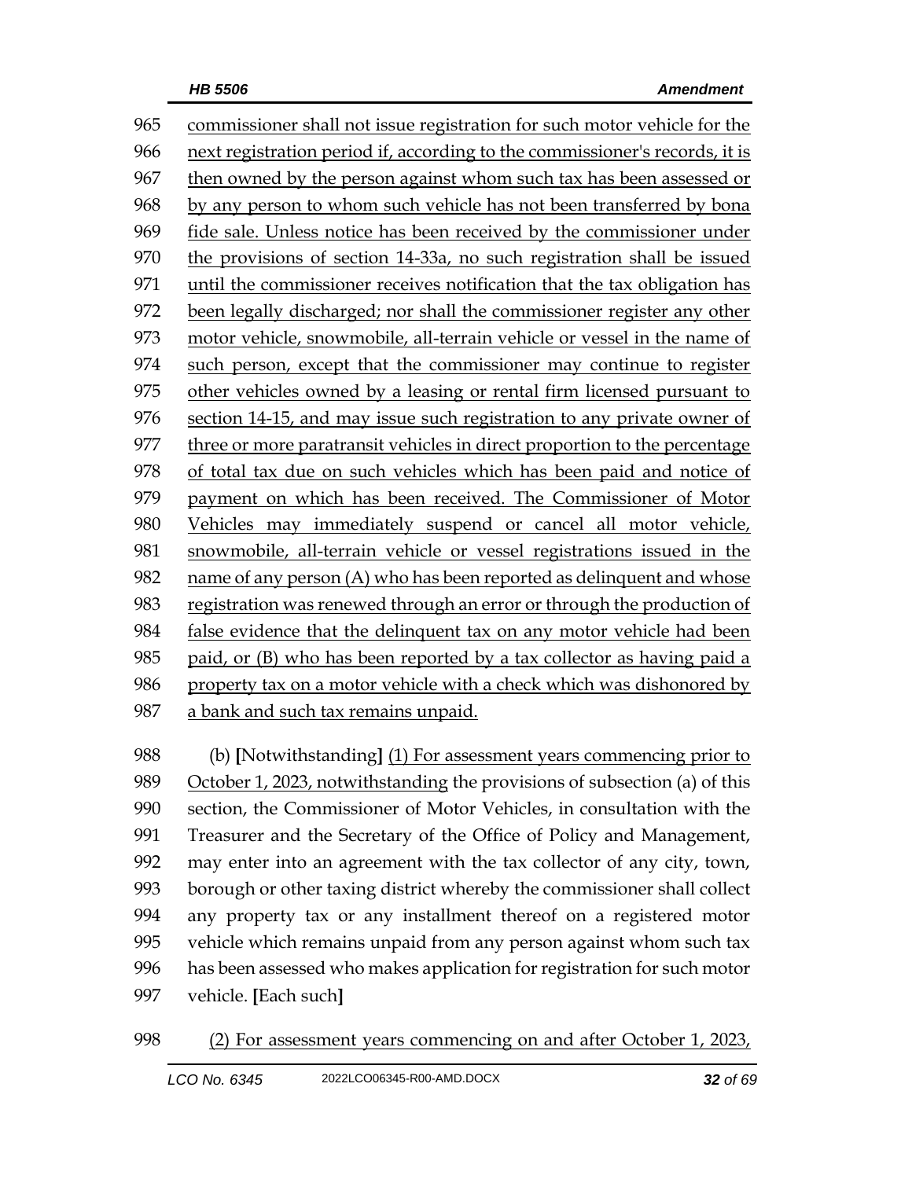965 commissioner shall not issue registration for such motor vehicle for the
966 next registration period if, according to the commissioner's records, it is
967 then owned by the person against whom such tax has been assessed or
968 by any person to whom such vehicle has not been transferred by bona
969 fide sale. Unless notice has been received by the commissioner under
970 the provisions of section 14-33a, no such registration shall be issued
971 until the commissioner receives notification that the tax obligation has
972 been legally discharged; nor shall the commissioner register any other
973 motor vehicle, snowmobile, all-terrain vehicle or vessel in the name of
974 such person, except that the commissioner may continue to register
975 other vehicles owned by a leasing or rental firm licensed pursuant to
976 section 14-15, and may issue such registration to any private owner of
977 three or more paratransit vehicles in direct proportion to the percentage
978 of total tax due on such vehicles which has been paid and notice of
979 payment on which has been received. The Commissioner of Motor
980 Vehicles may immediately suspend or cancel all motor vehicle,
981 snowmobile, all-terrain vehicle or vessel registrations issued in the
982 name of any person (A) who has been reported as delinquent and whose
983 registration was renewed through an error or through the production of
984 false evidence that the delinquent tax on any motor vehicle had been
985 paid, or (B) who has been reported by a tax collector as having paid a
986 property tax on a motor vehicle with a check which was dishonored by
987 a bank and such tax remains unpaid.

988 (b) [Notwithstanding] (1) For assessment years commencing prior to
989 October 1, 2023, notwithstanding the provisions of subsection (a) of this
990 section, the Commissioner of Motor Vehicles, in consultation with the
991 Treasurer and the Secretary of the Office of Policy and Management,
992 may enter into an agreement with the tax collector of any city, town,
993 borough or other taxing district whereby the commissioner shall collect
994 any property tax or any installment thereof on a registered motor
995 vehicle which remains unpaid from any person against whom such tax
996 has been assessed who makes application for registration for such motor
997 vehicle. [Each such]

998 (2) For assessment years commencing on and after October 1, 2023,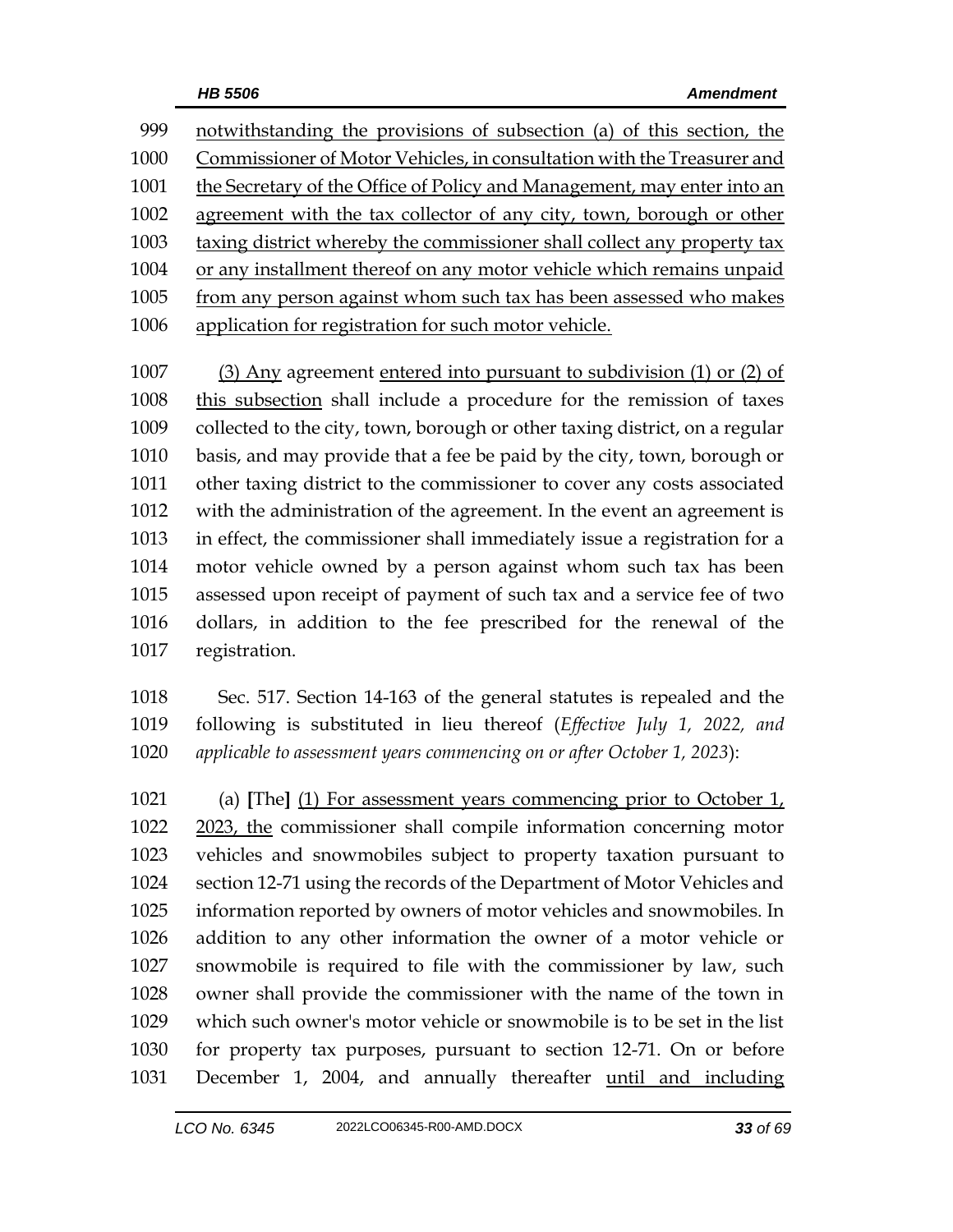notwithstanding the provisions of subsection (a) of this section, the Commissioner of Motor Vehicles, in consultation with the Treasurer and the Secretary of the Office of Policy and Management, may enter into an agreement with the tax collector of any city, town, borough or other taxing district whereby the commissioner shall collect any property tax or any installment thereof on any motor vehicle which remains unpaid from any person against whom such tax has been assessed who makes application for registration for such motor vehicle.

(3) Any agreement entered into pursuant to subdivision (1) or (2) of this subsection shall include a procedure for the remission of taxes collected to the city, town, borough or other taxing district, on a regular basis, and may provide that a fee be paid by the city, town, borough or other taxing district to the commissioner to cover any costs associated with the administration of the agreement. In the event an agreement is in effect, the commissioner shall immediately issue a registration for a motor vehicle owned by a person against whom such tax has been assessed upon receipt of payment of such tax and a service fee of two dollars, in addition to the fee prescribed for the renewal of the registration.

Sec. 517. Section 14-163 of the general statutes is repealed and the following is substituted in lieu thereof (*Effective July 1, 2022, and applicable to assessment years commencing on or after October 1, 2023*):

(a) **[**The**]** (1) For assessment years commencing prior to October 1, 2023, the commissioner shall compile information concerning motor vehicles and snowmobiles subject to property taxation pursuant to section 12-71 using the records of the Department of Motor Vehicles and information reported by owners of motor vehicles and snowmobiles. In addition to any other information the owner of a motor vehicle or snowmobile is required to file with the commissioner by law, such owner shall provide the commissioner with the name of the town in which such owner's motor vehicle or snowmobile is to be set in the list for property tax purposes, pursuant to section 12-71. On or before December 1, 2004, and annually thereafter until and including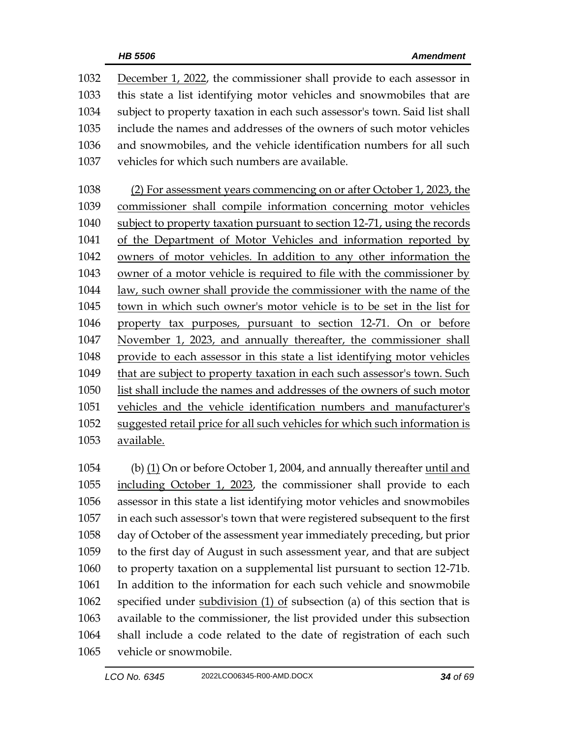December 1, 2022, the commissioner shall provide to each assessor in this state a list identifying motor vehicles and snowmobiles that are subject to property taxation in each such assessor's town. Said list shall include the names and addresses of the owners of such motor vehicles and snowmobiles, and the vehicle identification numbers for all such vehicles for which such numbers are available.

(2) For assessment years commencing on or after October 1, 2023, the commissioner shall compile information concerning motor vehicles subject to property taxation pursuant to section 12-71, using the records of the Department of Motor Vehicles and information reported by owners of motor vehicles. In addition to any other information the owner of a motor vehicle is required to file with the commissioner by law, such owner shall provide the commissioner with the name of the town in which such owner's motor vehicle is to be set in the list for property tax purposes, pursuant to section 12-71. On or before November 1, 2023, and annually thereafter, the commissioner shall provide to each assessor in this state a list identifying motor vehicles that are subject to property taxation in each such assessor's town. Such list shall include the names and addresses of the owners of such motor vehicles and the vehicle identification numbers and manufacturer's suggested retail price for all such vehicles for which such information is available.

(b) (1) On or before October 1, 2004, and annually thereafter until and including October 1, 2023, the commissioner shall provide to each assessor in this state a list identifying motor vehicles and snowmobiles in each such assessor's town that were registered subsequent to the first day of October of the assessment year immediately preceding, but prior to the first day of August in such assessment year, and that are subject to property taxation on a supplemental list pursuant to section 12-71b. In addition to the information for each such vehicle and snowmobile specified under subdivision (1) of subsection (a) of this section that is available to the commissioner, the list provided under this subsection shall include a code related to the date of registration of each such vehicle or snowmobile.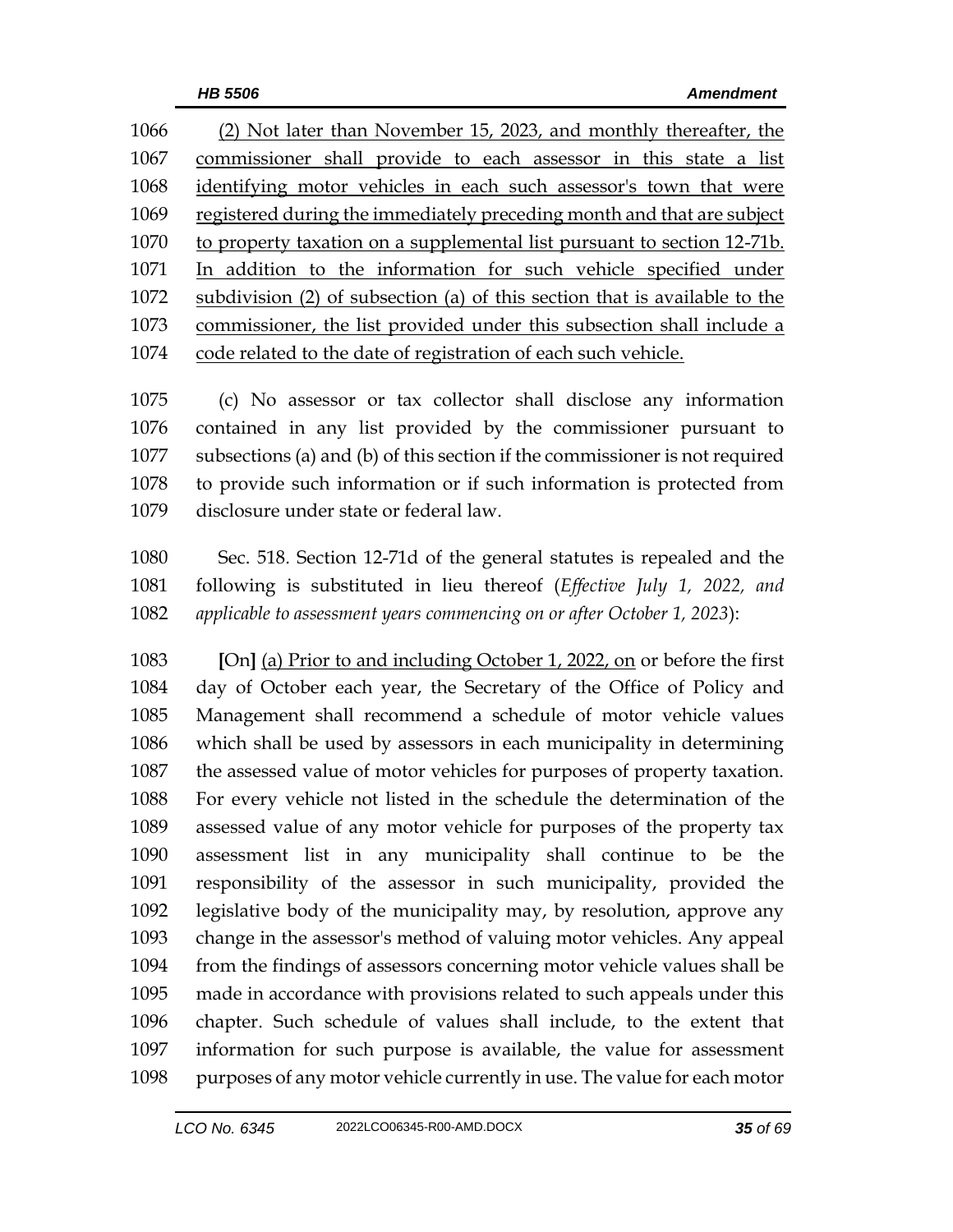<u>(2) Not later than November 15, 2023, and monthly thereafter, the commissioner shall provide to each assessor in this state a list identifying motor vehicles in each such assessor's town that were registered during the immediately preceding month and that are subject to property taxation on a supplemental list pursuant to section 12-71b. In addition to the information for such vehicle specified under subdivision (2) of subsection (a) of this section that is available to the commissioner, the list provided under this subsection shall include a code related to the date of registration of each such vehicle.</u>

(c) No assessor or tax collector shall disclose any information contained in any list provided by the commissioner pursuant to subsections (a) and (b) of this section if the commissioner is not required to provide such information or if such information is protected from disclosure under state or federal law.

Sec. 518. Section 12-71d of the general statutes is repealed and the following is substituted in lieu thereof (*Effective July 1, 2022, and applicable to assessment years commencing on or after October 1, 2023*):

[On] <u>(a) Prior to and including October 1, 2022, on</u> or before the first day of October each year, the Secretary of the Office of Policy and Management shall recommend a schedule of motor vehicle values which shall be used by assessors in each municipality in determining the assessed value of motor vehicles for purposes of property taxation. For every vehicle not listed in the schedule the determination of the assessed value of any motor vehicle for purposes of the property tax assessment list in any municipality shall continue to be the responsibility of the assessor in such municipality, provided the legislative body of the municipality may, by resolution, approve any change in the assessor's method of valuing motor vehicles. Any appeal from the findings of assessors concerning motor vehicle values shall be made in accordance with provisions related to such appeals under this chapter. Such schedule of values shall include, to the extent that information for such purpose is available, the value for assessment purposes of any motor vehicle currently in use. The value for each motor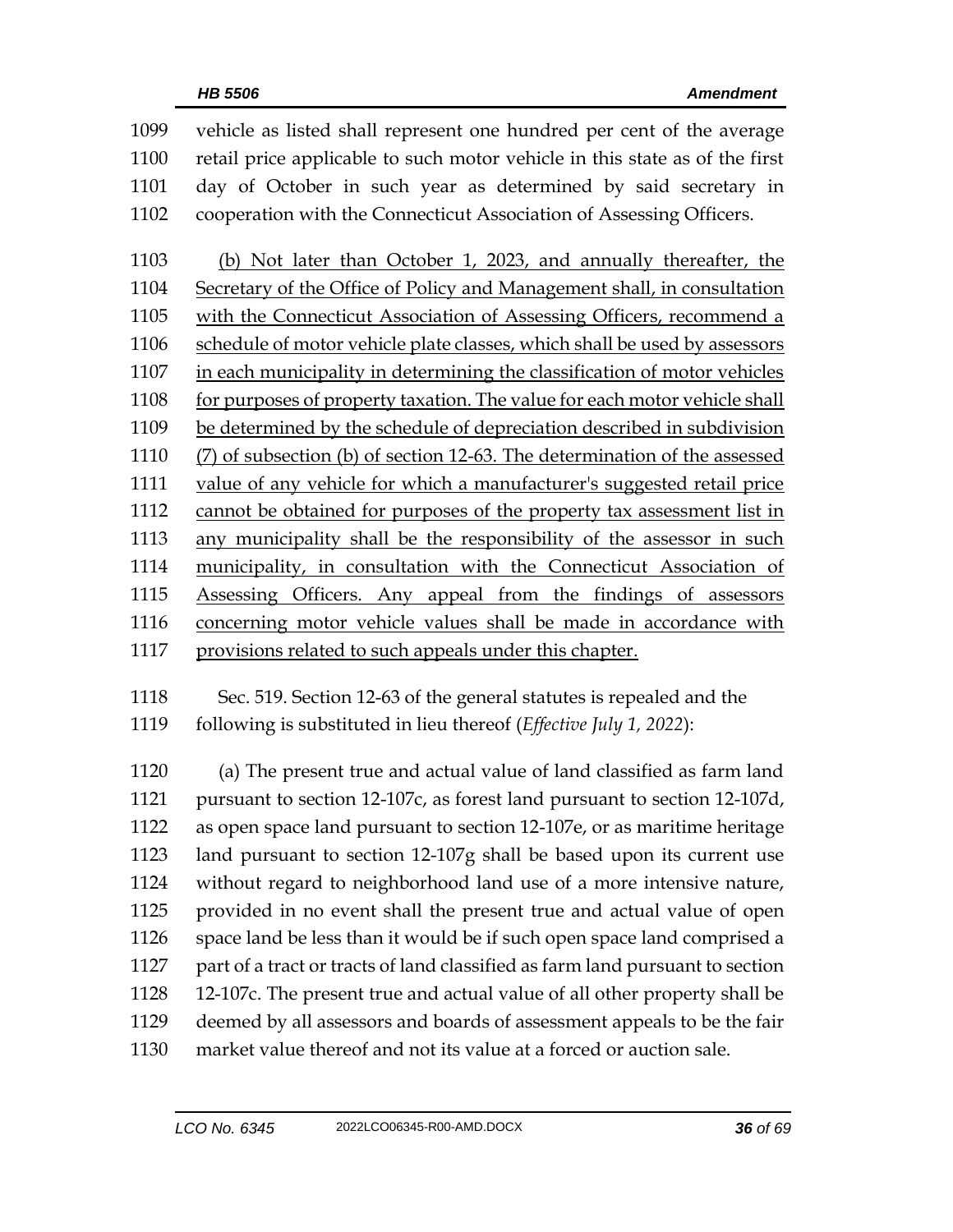1099 vehicle as listed shall represent one hundred per cent of the average
1100 retail price applicable to such motor vehicle in this state as of the first
1101 day of October in such year as determined by said secretary in
1102 cooperation with the Connecticut Association of Assessing Officers.

1103 (b) Not later than October 1, 2023, and annually thereafter, the
1104 Secretary of the Office of Policy and Management shall, in consultation
1105 with the Connecticut Association of Assessing Officers, recommend a
1106 schedule of motor vehicle plate classes, which shall be used by assessors
1107 in each municipality in determining the classification of motor vehicles
1108 for purposes of property taxation. The value for each motor vehicle shall
1109 be determined by the schedule of depreciation described in subdivision
1110 (7) of subsection (b) of section 12-63. The determination of the assessed
1111 value of any vehicle for which a manufacturer's suggested retail price
1112 cannot be obtained for purposes of the property tax assessment list in
1113 any municipality shall be the responsibility of the assessor in such
1114 municipality, in consultation with the Connecticut Association of
1115 Assessing Officers. Any appeal from the findings of assessors
1116 concerning motor vehicle values shall be made in accordance with
1117 provisions related to such appeals under this chapter.

1118 Sec. 519. Section 12-63 of the general statutes is repealed and the
1119 following is substituted in lieu thereof (*Effective July 1, 2022*):

1120 (a) The present true and actual value of land classified as farm land
1121 pursuant to section 12-107c, as forest land pursuant to section 12-107d,
1122 as open space land pursuant to section 12-107e, or as maritime heritage
1123 land pursuant to section 12-107g shall be based upon its current use
1124 without regard to neighborhood land use of a more intensive nature,
1125 provided in no event shall the present true and actual value of open
1126 space land be less than it would be if such open space land comprised a
1127 part of a tract or tracts of land classified as farm land pursuant to section
1128 12-107c. The present true and actual value of all other property shall be
1129 deemed by all assessors and boards of assessment appeals to be the fair
1130 market value thereof and not its value at a forced or auction sale.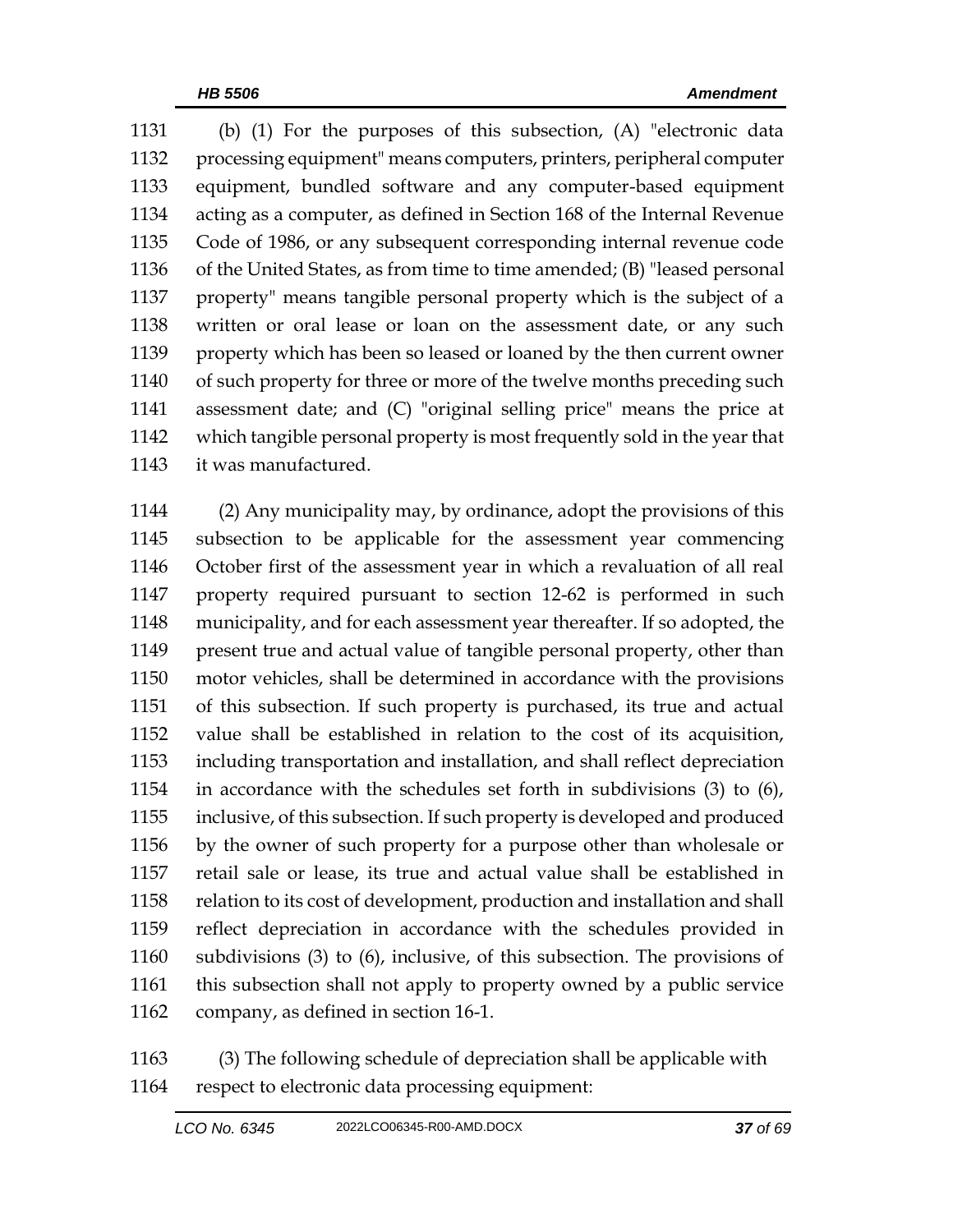(b) (1) For the purposes of this subsection, (A) "electronic data processing equipment" means computers, printers, peripheral computer equipment, bundled software and any computer-based equipment acting as a computer, as defined in Section 168 of the Internal Revenue Code of 1986, or any subsequent corresponding internal revenue code of the United States, as from time to time amended; (B) "leased personal property" means tangible personal property which is the subject of a written or oral lease or loan on the assessment date, or any such property which has been so leased or loaned by the then current owner of such property for three or more of the twelve months preceding such assessment date; and (C) "original selling price" means the price at which tangible personal property is most frequently sold in the year that it was manufactured.

(2) Any municipality may, by ordinance, adopt the provisions of this subsection to be applicable for the assessment year commencing October first of the assessment year in which a revaluation of all real property required pursuant to section 12-62 is performed in such municipality, and for each assessment year thereafter. If so adopted, the present true and actual value of tangible personal property, other than motor vehicles, shall be determined in accordance with the provisions of this subsection. If such property is purchased, its true and actual value shall be established in relation to the cost of its acquisition, including transportation and installation, and shall reflect depreciation in accordance with the schedules set forth in subdivisions (3) to (6), inclusive, of this subsection. If such property is developed and produced by the owner of such property for a purpose other than wholesale or retail sale or lease, its true and actual value shall be established in relation to its cost of development, production and installation and shall reflect depreciation in accordance with the schedules provided in subdivisions (3) to (6), inclusive, of this subsection. The provisions of this subsection shall not apply to property owned by a public service company, as defined in section 16-1.

(3) The following schedule of depreciation shall be applicable with respect to electronic data processing equipment: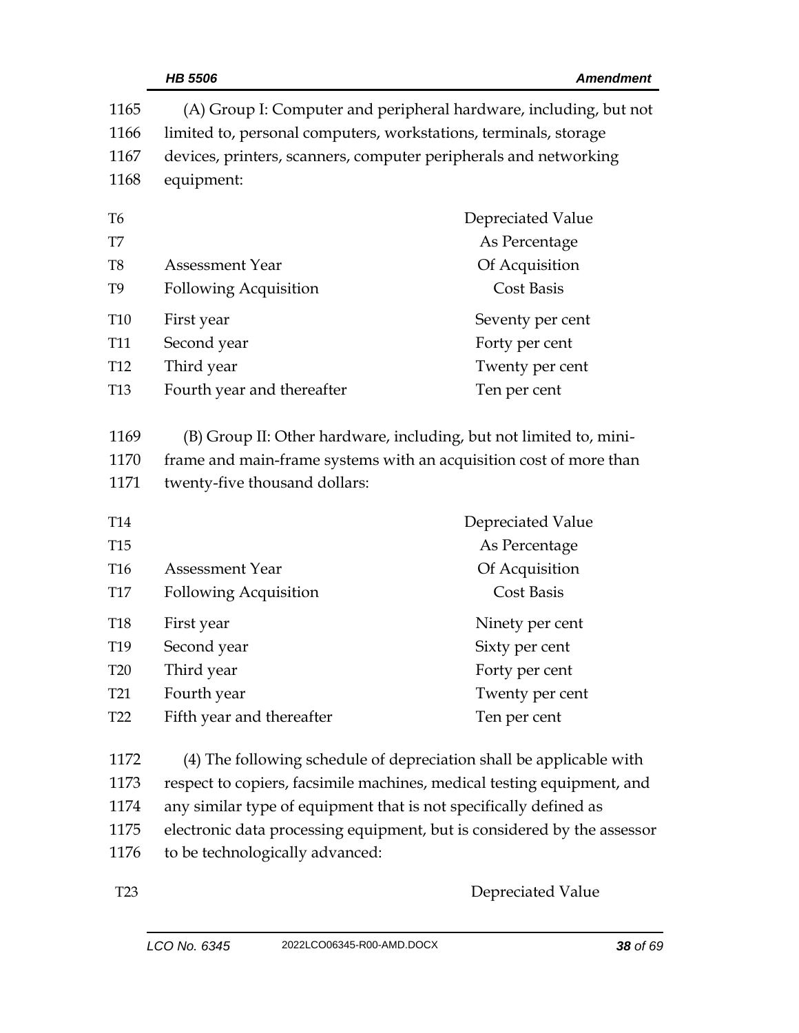(A) Group I: Computer and peripheral hardware, including, but not limited to, personal computers, workstations, terminals, storage devices, printers, scanners, computer peripherals and networking equipment:

| Assessment Year Following Acquisition | Depreciated Value As Percentage Of Acquisition Cost Basis |
|---|---|
| First year | Seventy per cent |
| Second year | Forty per cent |
| Third year | Twenty per cent |
| Fourth year and thereafter | Ten per cent |

(B) Group II: Other hardware, including, but not limited to, mini-frame and main-frame systems with an acquisition cost of more than twenty-five thousand dollars:

| Assessment Year Following Acquisition | Depreciated Value As Percentage Of Acquisition Cost Basis |
|---|---|
| First year | Ninety per cent |
| Second year | Sixty per cent |
| Third year | Forty per cent |
| Fourth year | Twenty per cent |
| Fifth year and thereafter | Ten per cent |

(4) The following schedule of depreciation shall be applicable with respect to copiers, facsimile machines, medical testing equipment, and any similar type of equipment that is not specifically defined as electronic data processing equipment, but is considered by the assessor to be technologically advanced:

Depreciated Value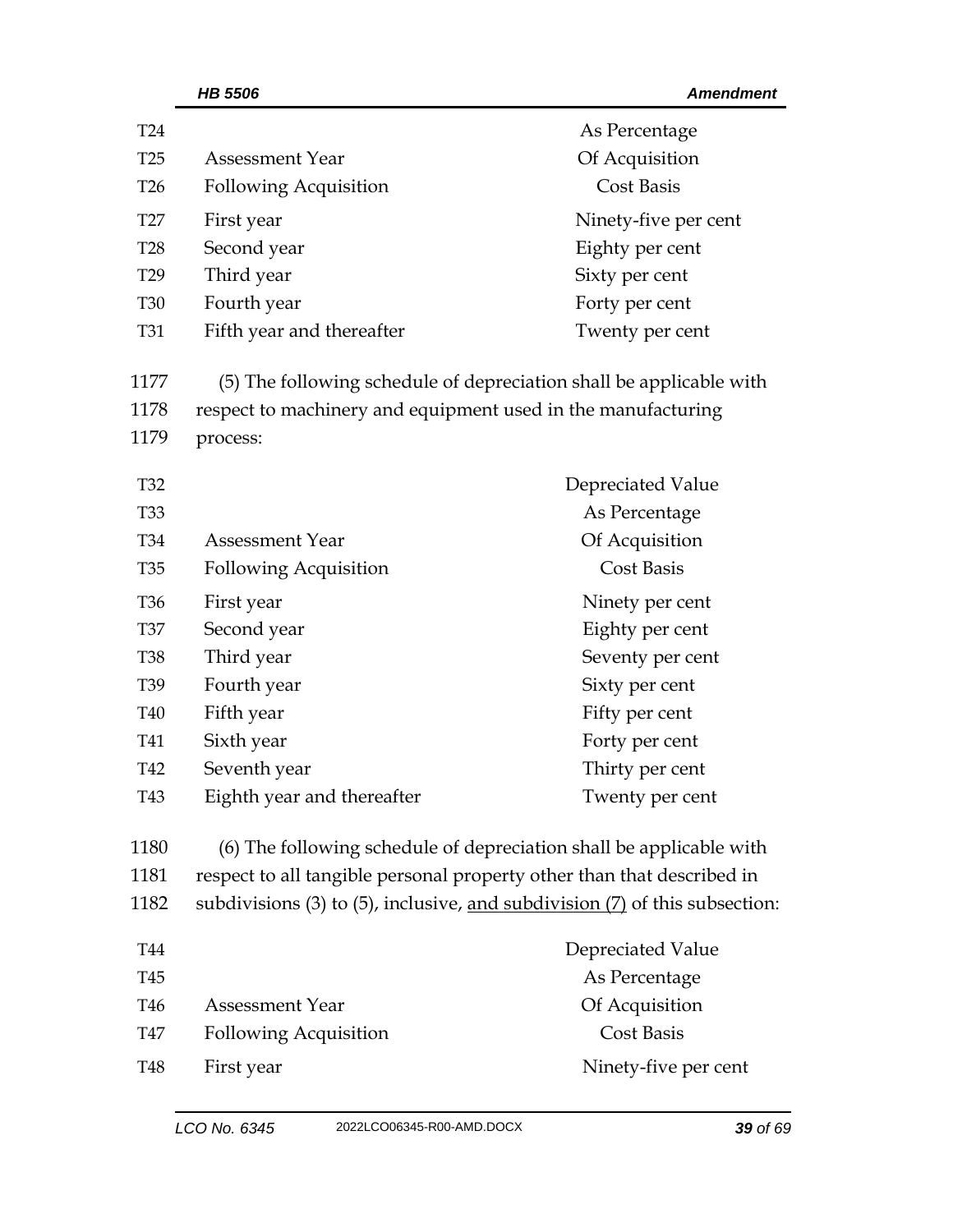| Assessment Year Following Acquisition | As Percentage Of Acquisition Cost Basis |
|---|---|
| First year | Ninety-five per cent |
| Second year | Eighty per cent |
| Third year | Sixty per cent |
| Fourth year | Forty per cent |
| Fifth year and thereafter | Twenty per cent |

(5) The following schedule of depreciation shall be applicable with respect to machinery and equipment used in the manufacturing process:

| Assessment Year Following Acquisition | Depreciated Value As Percentage Of Acquisition Cost Basis |
|---|---|
| First year | Ninety per cent |
| Second year | Eighty per cent |
| Third year | Seventy per cent |
| Fourth year | Sixty per cent |
| Fifth year | Fifty per cent |
| Sixth year | Forty per cent |
| Seventh year | Thirty per cent |
| Eighth year and thereafter | Twenty per cent |

(6) The following schedule of depreciation shall be applicable with respect to all tangible personal property other than that described in subdivisions (3) to (5), inclusive, and subdivision (7) of this subsection:

| Assessment Year Following Acquisition | Depreciated Value As Percentage Of Acquisition Cost Basis |
|---|---|
| First year | Ninety-five per cent |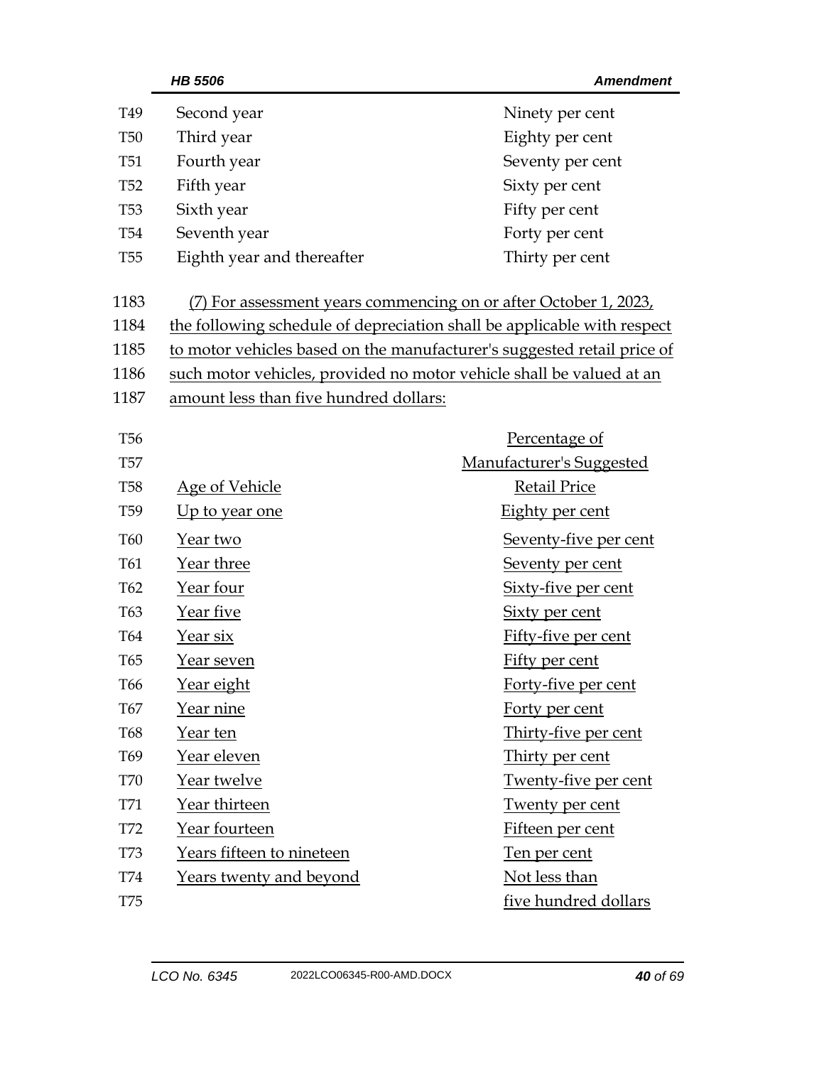| | |
|---|---|
| Second year | Ninety per cent |
| Third year | Eighty per cent |
| Fourth year | Seventy per cent |
| Fifth year | Sixty per cent |
| Sixth year | Fifty per cent |
| Seventh year | Forty per cent |
| Eighth year and thereafter | Thirty per cent |

(7) For assessment years commencing on or after October 1, 2023, the following schedule of depreciation shall be applicable with respect to motor vehicles based on the manufacturer's suggested retail price of such motor vehicles, provided no motor vehicle shall be valued at an amount less than five hundred dollars:

| Age of Vehicle | Percentage of Manufacturer's Suggested Retail Price |
|---|---|
| Up to year one | Eighty per cent |
| Year two | Seventy-five per cent |
| Year three | Seventy per cent |
| Year four | Sixty-five per cent |
| Year five | Sixty per cent |
| Year six | Fifty-five per cent |
| Year seven | Fifty per cent |
| Year eight | Forty-five per cent |
| Year nine | Forty per cent |
| Year ten | Thirty-five per cent |
| Year eleven | Thirty per cent |
| Year twelve | Twenty-five per cent |
| Year thirteen | Twenty per cent |
| Year fourteen | Fifteen per cent |
| Years fifteen to nineteen | Ten per cent |
| Years twenty and beyond | Not less than five hundred dollars |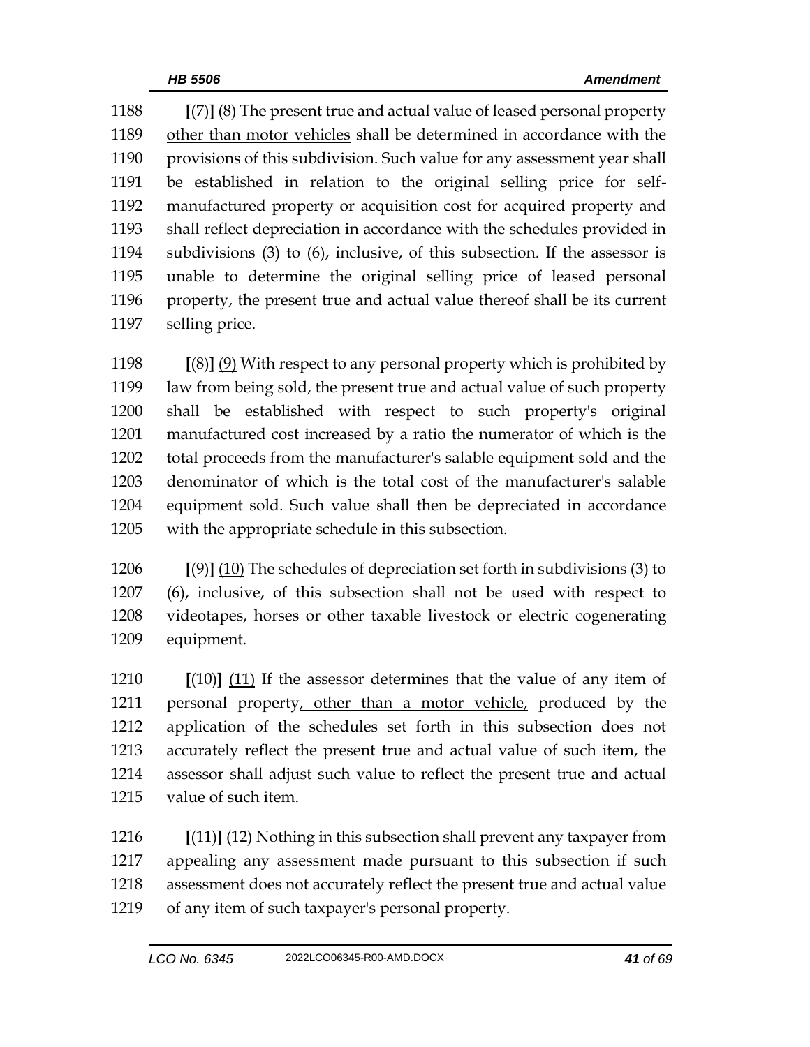[(7)] <u>(8)</u> The present true and actual value of leased personal property <u>other than motor vehicles</u> shall be determined in accordance with the provisions of this subdivision. Such value for any assessment year shall be established in relation to the original selling price for self-manufactured property or acquisition cost for acquired property and shall reflect depreciation in accordance with the schedules provided in subdivisions (3) to (6), inclusive, of this subsection. If the assessor is unable to determine the original selling price of leased personal property, the present true and actual value thereof shall be its current selling price.

[(8)] <u>(9)</u> With respect to any personal property which is prohibited by law from being sold, the present true and actual value of such property shall be established with respect to such property's original manufactured cost increased by a ratio the numerator of which is the total proceeds from the manufacturer's salable equipment sold and the denominator of which is the total cost of the manufacturer's salable equipment sold. Such value shall then be depreciated in accordance with the appropriate schedule in this subsection.

[(9)] <u>(10)</u> The schedules of depreciation set forth in subdivisions (3) to (6), inclusive, of this subsection shall not be used with respect to videotapes, horses or other taxable livestock or electric cogenerating equipment.

[(10)] <u>(11)</u> If the assessor determines that the value of any item of personal property<u>, other than a motor vehicle,</u> produced by the application of the schedules set forth in this subsection does not accurately reflect the present true and actual value of such item, the assessor shall adjust such value to reflect the present true and actual value of such item.

[(11)] <u>(12)</u> Nothing in this subsection shall prevent any taxpayer from appealing any assessment made pursuant to this subsection if such assessment does not accurately reflect the present true and actual value of any item of such taxpayer's personal property.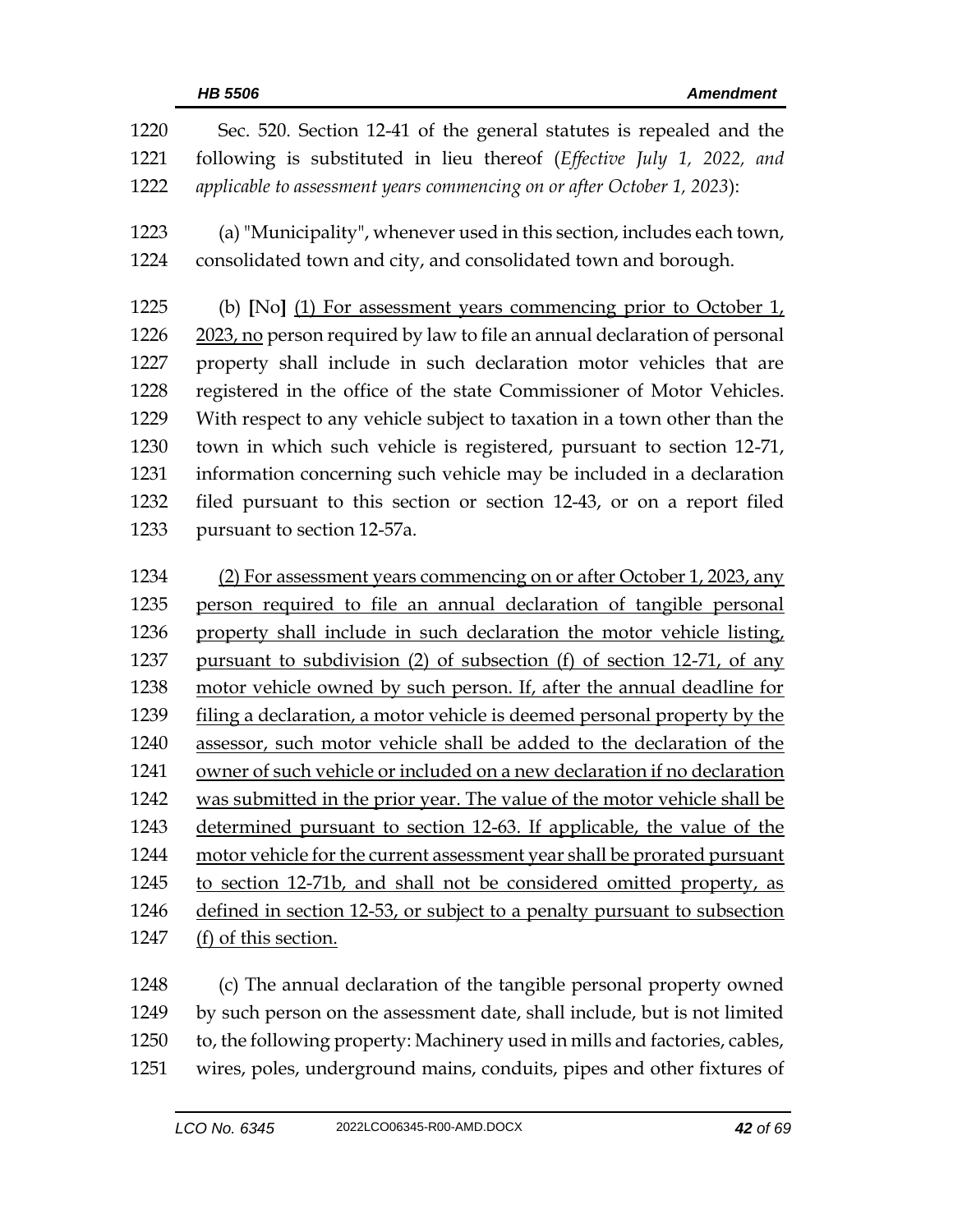1220 Sec. 520. Section 12-41 of the general statutes is repealed and the
1221 following is substituted in lieu thereof (*Effective July 1, 2022, and*
1222 *applicable to assessment years commencing on or after October 1, 2023*):

1223 (a) "Municipality", whenever used in this section, includes each town,
1224 consolidated town and city, and consolidated town and borough.

1225 (b) [No] <u>(1) For assessment years commencing prior to October 1,</u>
1226 <u>2023, no</u> person required by law to file an annual declaration of personal
1227 property shall include in such declaration motor vehicles that are
1228 registered in the office of the state Commissioner of Motor Vehicles.
1229 With respect to any vehicle subject to taxation in a town other than the
1230 town in which such vehicle is registered, pursuant to section 12-71,
1231 information concerning such vehicle may be included in a declaration
1232 filed pursuant to this section or section 12-43, or on a report filed
1233 pursuant to section 12-57a.

1234 <u>(2) For assessment years commencing on or after October 1, 2023, any</u>
1235 <u>person required to file an annual declaration of tangible personal</u>
1236 <u>property shall include in such declaration the motor vehicle listing,</u>
1237 <u>pursuant to subdivision (2) of subsection (f) of section 12-71, of any</u>
1238 <u>motor vehicle owned by such person. If, after the annual deadline for</u>
1239 <u>filing a declaration, a motor vehicle is deemed personal property by the</u>
1240 <u>assessor, such motor vehicle shall be added to the declaration of the</u>
1241 <u>owner of such vehicle or included on a new declaration if no declaration</u>
1242 <u>was submitted in the prior year. The value of the motor vehicle shall be</u>
1243 <u>determined pursuant to section 12-63. If applicable, the value of the</u>
1244 <u>motor vehicle for the current assessment year shall be prorated pursuant</u>
1245 <u>to section 12-71b, and shall not be considered omitted property, as</u>
1246 <u>defined in section 12-53, or subject to a penalty pursuant to subsection</u>
1247 <u>(f) of this section.</u>

1248 (c) The annual declaration of the tangible personal property owned
1249 by such person on the assessment date, shall include, but is not limited
1250 to, the following property: Machinery used in mills and factories, cables,
1251 wires, poles, underground mains, conduits, pipes and other fixtures of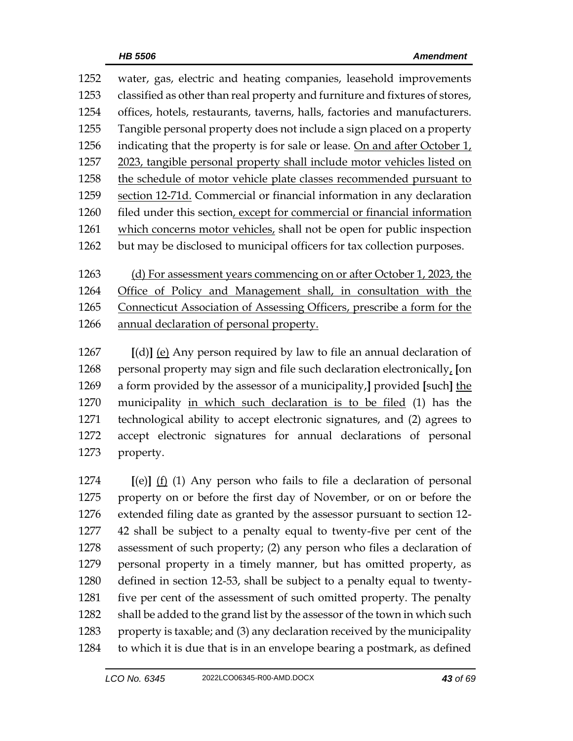water, gas, electric and heating companies, leasehold improvements classified as other than real property and furniture and fixtures of stores, offices, hotels, restaurants, taverns, halls, factories and manufacturers. Tangible personal property does not include a sign placed on a property indicating that the property is for sale or lease. <u>On and after October 1, 2023, tangible personal property shall include motor vehicles listed on the schedule of motor vehicle plate classes recommended pursuant to section 12-71d.</u> Commercial or financial information in any declaration filed under this section<u>, except for commercial or financial information which concerns motor vehicles,</u> shall not be open for public inspection but may be disclosed to municipal officers for tax collection purposes.

<u>(d) For assessment years commencing on or after October 1, 2023, the Office of Policy and Management shall, in consultation with the Connecticut Association of Assessing Officers, prescribe a form for the annual declaration of personal property.</u>

**[**(d)**]** <u>(e)</u> Any person required by law to file an annual declaration of personal property may sign and file such declaration electronically<u>,</u> **[**on a form provided by the assessor of a municipality,**]** provided **[**such**]** <u>the</u> municipality <u>in which such declaration is to be filed</u> (1) has the technological ability to accept electronic signatures, and (2) agrees to accept electronic signatures for annual declarations of personal property.

**[**(e)**]** <u>(f)</u> (1) Any person who fails to file a declaration of personal property on or before the first day of November, or on or before the extended filing date as granted by the assessor pursuant to section 12-42 shall be subject to a penalty equal to twenty-five per cent of the assessment of such property; (2) any person who files a declaration of personal property in a timely manner, but has omitted property, as defined in section 12-53, shall be subject to a penalty equal to twenty-five per cent of the assessment of such omitted property. The penalty shall be added to the grand list by the assessor of the town in which such property is taxable; and (3) any declaration received by the municipality to which it is due that is in an envelope bearing a postmark, as defined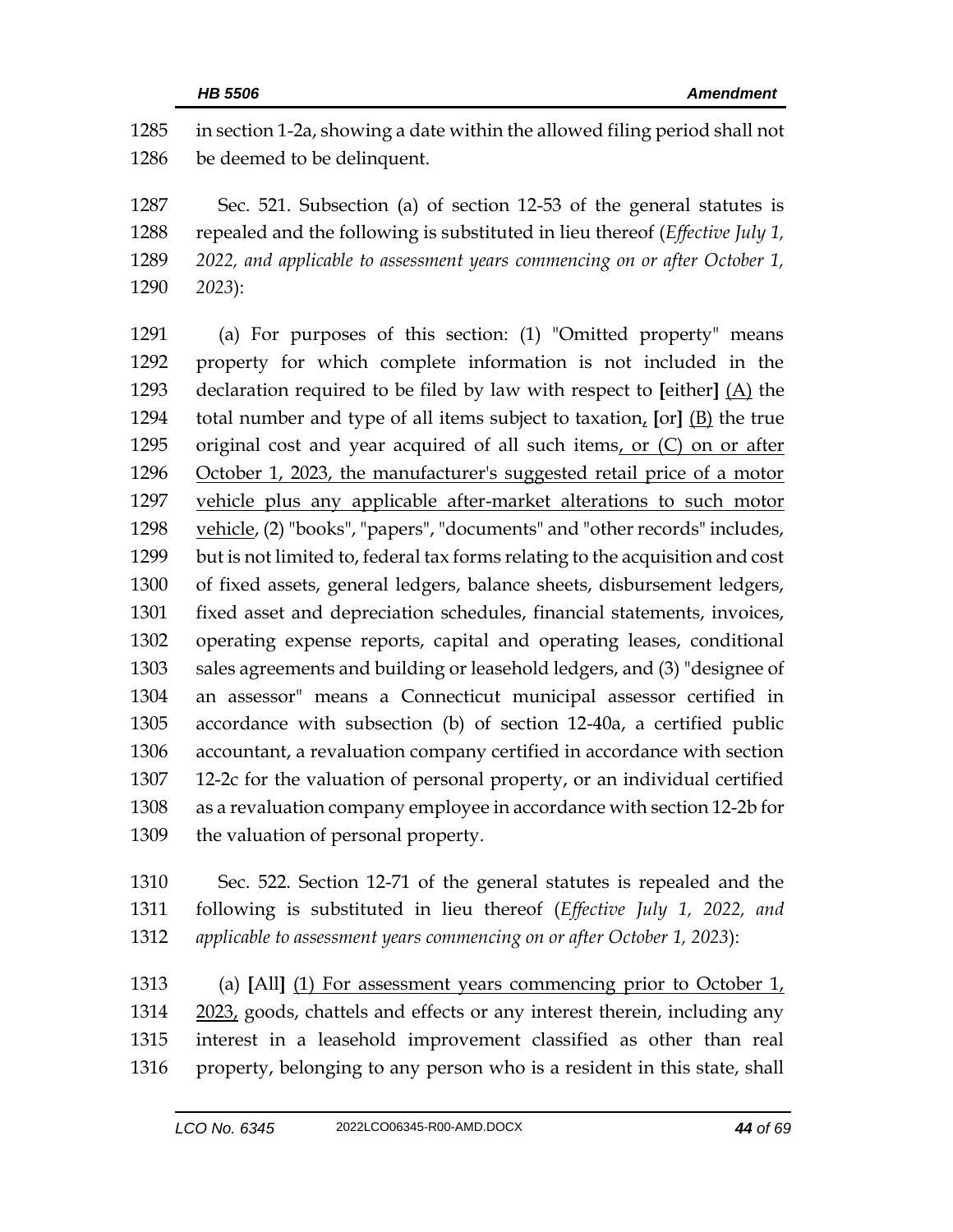in section 1-2a, showing a date within the allowed filing period shall not be deemed to be delinquent.

Sec. 521. Subsection (a) of section 12-53 of the general statutes is repealed and the following is substituted in lieu thereof (*Effective July 1, 2022, and applicable to assessment years commencing on or after October 1, 2023*):

(a) For purposes of this section: (1) "Omitted property" means property for which complete information is not included in the declaration required to be filed by law with respect to [either] (A) the total number and type of all items subject to taxation, [or] (B) the true original cost and year acquired of all such items, or (C) on or after October 1, 2023, the manufacturer's suggested retail price of a motor vehicle plus any applicable after-market alterations to such motor vehicle, (2) "books", "papers", "documents" and "other records" includes, but is not limited to, federal tax forms relating to the acquisition and cost of fixed assets, general ledgers, balance sheets, disbursement ledgers, fixed asset and depreciation schedules, financial statements, invoices, operating expense reports, capital and operating leases, conditional sales agreements and building or leasehold ledgers, and (3) "designee of an assessor" means a Connecticut municipal assessor certified in accordance with subsection (b) of section 12-40a, a certified public accountant, a revaluation company certified in accordance with section 12-2c for the valuation of personal property, or an individual certified as a revaluation company employee in accordance with section 12-2b for the valuation of personal property.

Sec. 522. Section 12-71 of the general statutes is repealed and the following is substituted in lieu thereof (*Effective July 1, 2022, and applicable to assessment years commencing on or after October 1, 2023*):

(a) [All] (1) For assessment years commencing prior to October 1, 2023, goods, chattels and effects or any interest therein, including any interest in a leasehold improvement classified as other than real property, belonging to any person who is a resident in this state, shall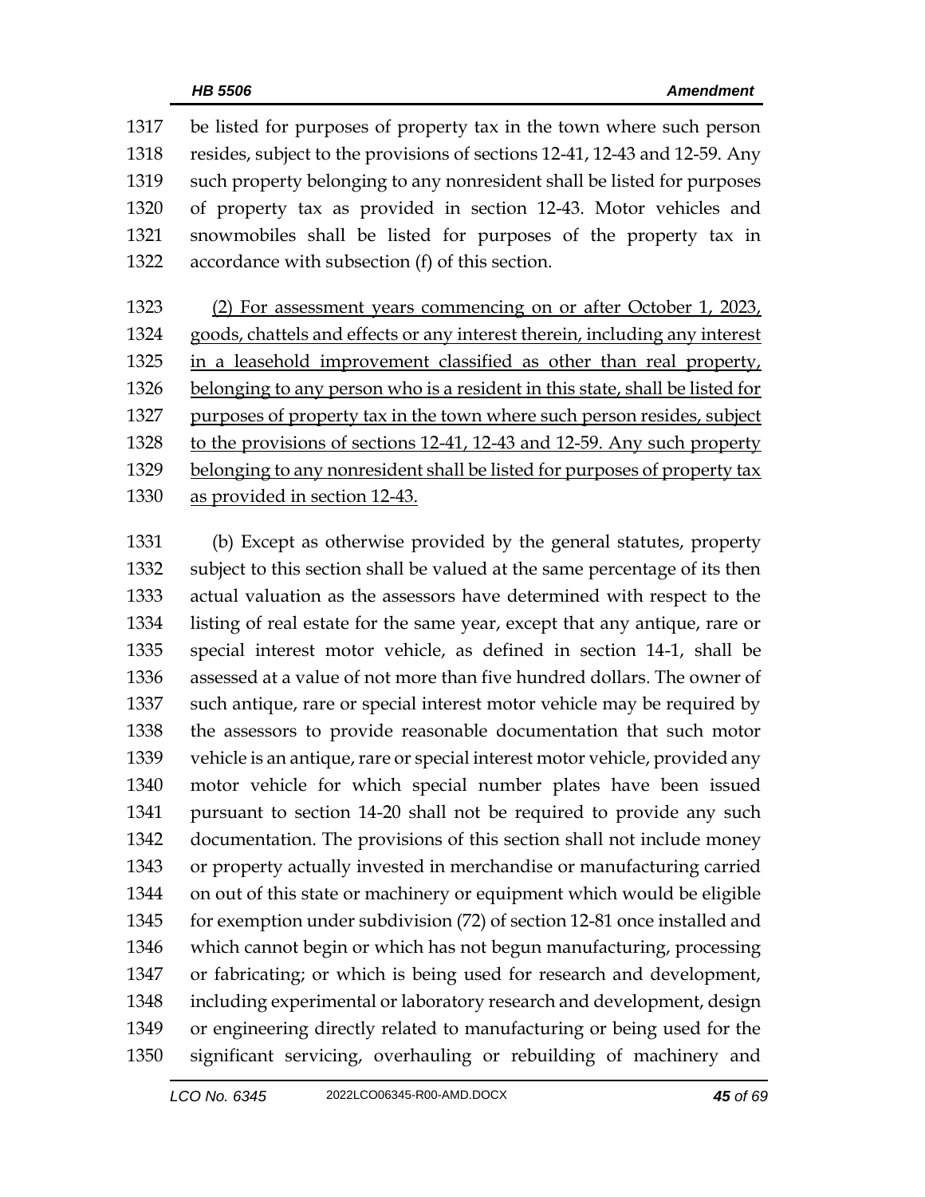be listed for purposes of property tax in the town where such person resides, subject to the provisions of sections 12-41, 12-43 and 12-59. Any such property belonging to any nonresident shall be listed for purposes of property tax as provided in section 12-43. Motor vehicles and snowmobiles shall be listed for purposes of the property tax in accordance with subsection (f) of this section.

<u>(2) For assessment years commencing on or after October 1, 2023, goods, chattels and effects or any interest therein, including any interest in a leasehold improvement classified as other than real property, belonging to any person who is a resident in this state, shall be listed for purposes of property tax in the town where such person resides, subject to the provisions of sections 12-41, 12-43 and 12-59. Any such property belonging to any nonresident shall be listed for purposes of property tax as provided in section 12-43.</u>

(b) Except as otherwise provided by the general statutes, property subject to this section shall be valued at the same percentage of its then actual valuation as the assessors have determined with respect to the listing of real estate for the same year, except that any antique, rare or special interest motor vehicle, as defined in section 14-1, shall be assessed at a value of not more than five hundred dollars. The owner of such antique, rare or special interest motor vehicle may be required by the assessors to provide reasonable documentation that such motor vehicle is an antique, rare or special interest motor vehicle, provided any motor vehicle for which special number plates have been issued pursuant to section 14-20 shall not be required to provide any such documentation. The provisions of this section shall not include money or property actually invested in merchandise or manufacturing carried on out of this state or machinery or equipment which would be eligible for exemption under subdivision (72) of section 12-81 once installed and which cannot begin or which has not begun manufacturing, processing or fabricating; or which is being used for research and development, including experimental or laboratory research and development, design or engineering directly related to manufacturing or being used for the significant servicing, overhauling or rebuilding of machinery and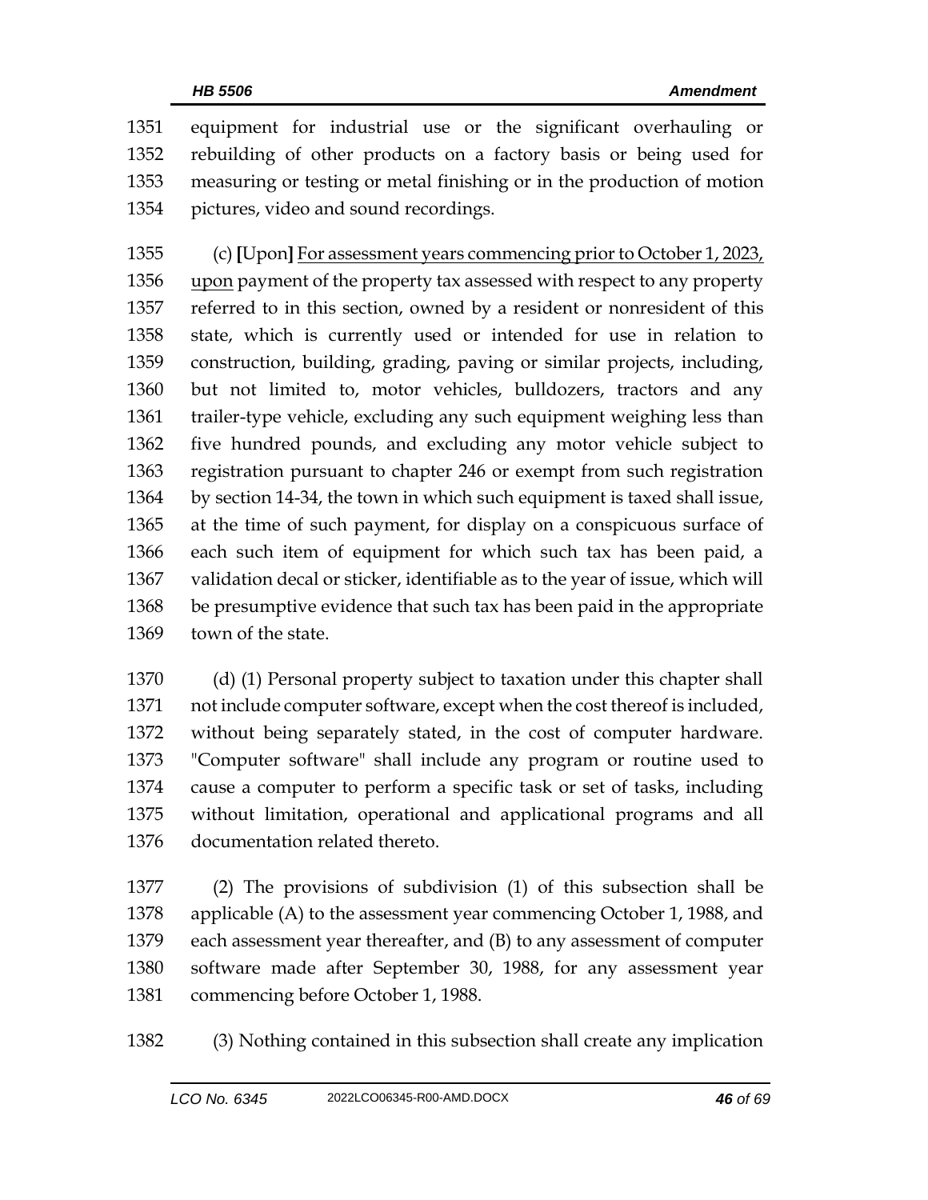equipment for industrial use or the significant overhauling or rebuilding of other products on a factory basis or being used for measuring or testing or metal finishing or in the production of motion pictures, video and sound recordings.

(c) [Upon] For assessment years commencing prior to October 1, 2023, upon payment of the property tax assessed with respect to any property referred to in this section, owned by a resident or nonresident of this state, which is currently used or intended for use in relation to construction, building, grading, paving or similar projects, including, but not limited to, motor vehicles, bulldozers, tractors and any trailer-type vehicle, excluding any such equipment weighing less than five hundred pounds, and excluding any motor vehicle subject to registration pursuant to chapter 246 or exempt from such registration by section 14-34, the town in which such equipment is taxed shall issue, at the time of such payment, for display on a conspicuous surface of each such item of equipment for which such tax has been paid, a validation decal or sticker, identifiable as to the year of issue, which will be presumptive evidence that such tax has been paid in the appropriate town of the state.

(d) (1) Personal property subject to taxation under this chapter shall not include computer software, except when the cost thereof is included, without being separately stated, in the cost of computer hardware. "Computer software" shall include any program or routine used to cause a computer to perform a specific task or set of tasks, including without limitation, operational and applicational programs and all documentation related thereto.

(2) The provisions of subdivision (1) of this subsection shall be applicable (A) to the assessment year commencing October 1, 1988, and each assessment year thereafter, and (B) to any assessment of computer software made after September 30, 1988, for any assessment year commencing before October 1, 1988.

(3) Nothing contained in this subsection shall create any implication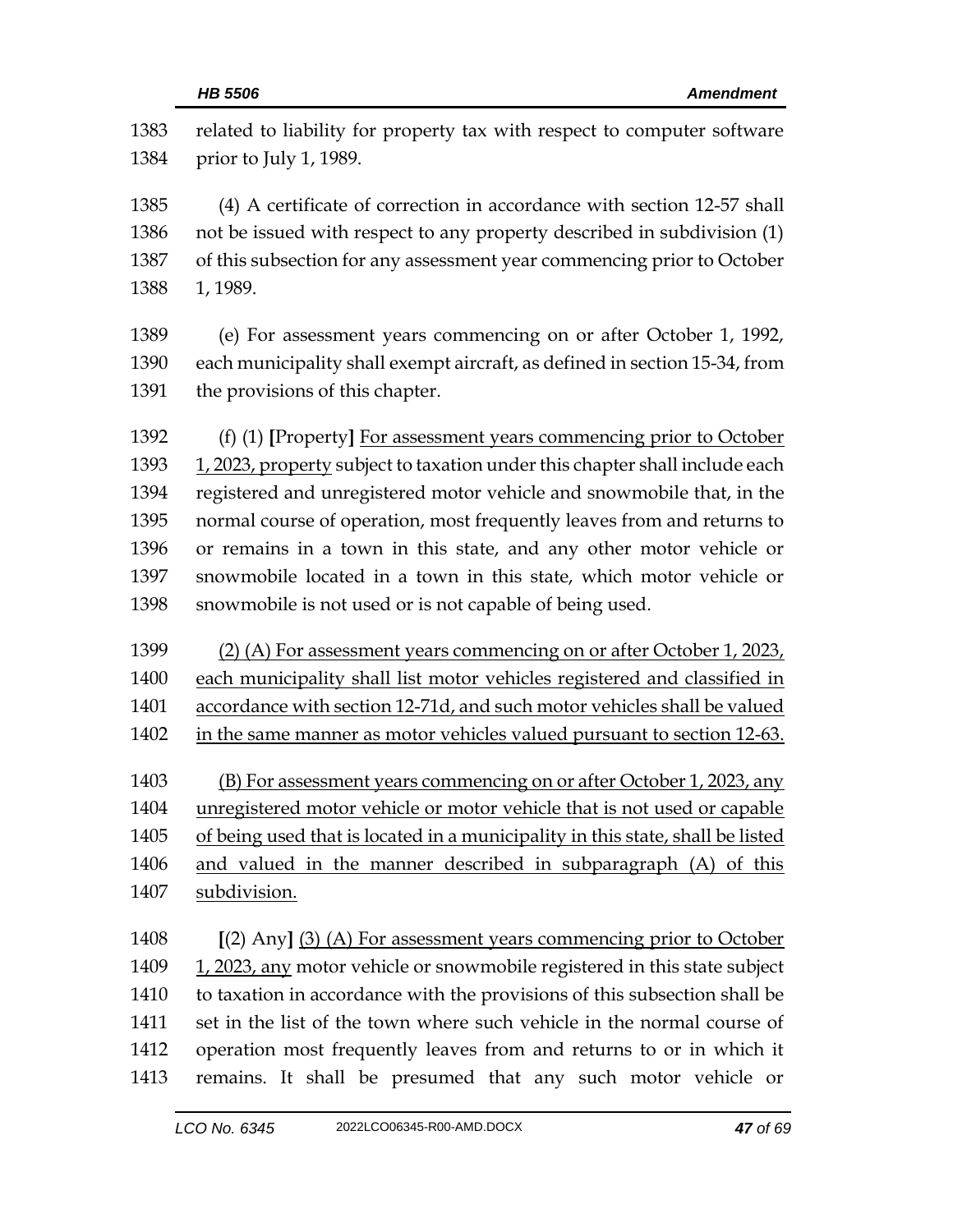related to liability for property tax with respect to computer software prior to July 1, 1989.

(4) A certificate of correction in accordance with section 12-57 shall not be issued with respect to any property described in subdivision (1) of this subsection for any assessment year commencing prior to October 1, 1989.

(e) For assessment years commencing on or after October 1, 1992, each municipality shall exempt aircraft, as defined in section 15-34, from the provisions of this chapter.

(f) (1) [Property] <u>For assessment years commencing prior to October 1, 2023, property</u> subject to taxation under this chapter shall include each registered and unregistered motor vehicle and snowmobile that, in the normal course of operation, most frequently leaves from and returns to or remains in a town in this state, and any other motor vehicle or snowmobile located in a town in this state, which motor vehicle or snowmobile is not used or is not capable of being used.

<u>(2) (A) For assessment years commencing on or after October 1, 2023, each municipality shall list motor vehicles registered and classified in accordance with section 12-71d, and such motor vehicles shall be valued in the same manner as motor vehicles valued pursuant to section 12-63.</u>

<u>(B) For assessment years commencing on or after October 1, 2023, any unregistered motor vehicle or motor vehicle that is not used or capable of being used that is located in a municipality in this state, shall be listed and valued in the manner described in subparagraph (A) of this subdivision.</u>

[(2) Any] <u>(3) (A) For assessment years commencing prior to October 1, 2023, any</u> motor vehicle or snowmobile registered in this state subject to taxation in accordance with the provisions of this subsection shall be set in the list of the town where such vehicle in the normal course of operation most frequently leaves from and returns to or in which it remains. It shall be presumed that any such motor vehicle or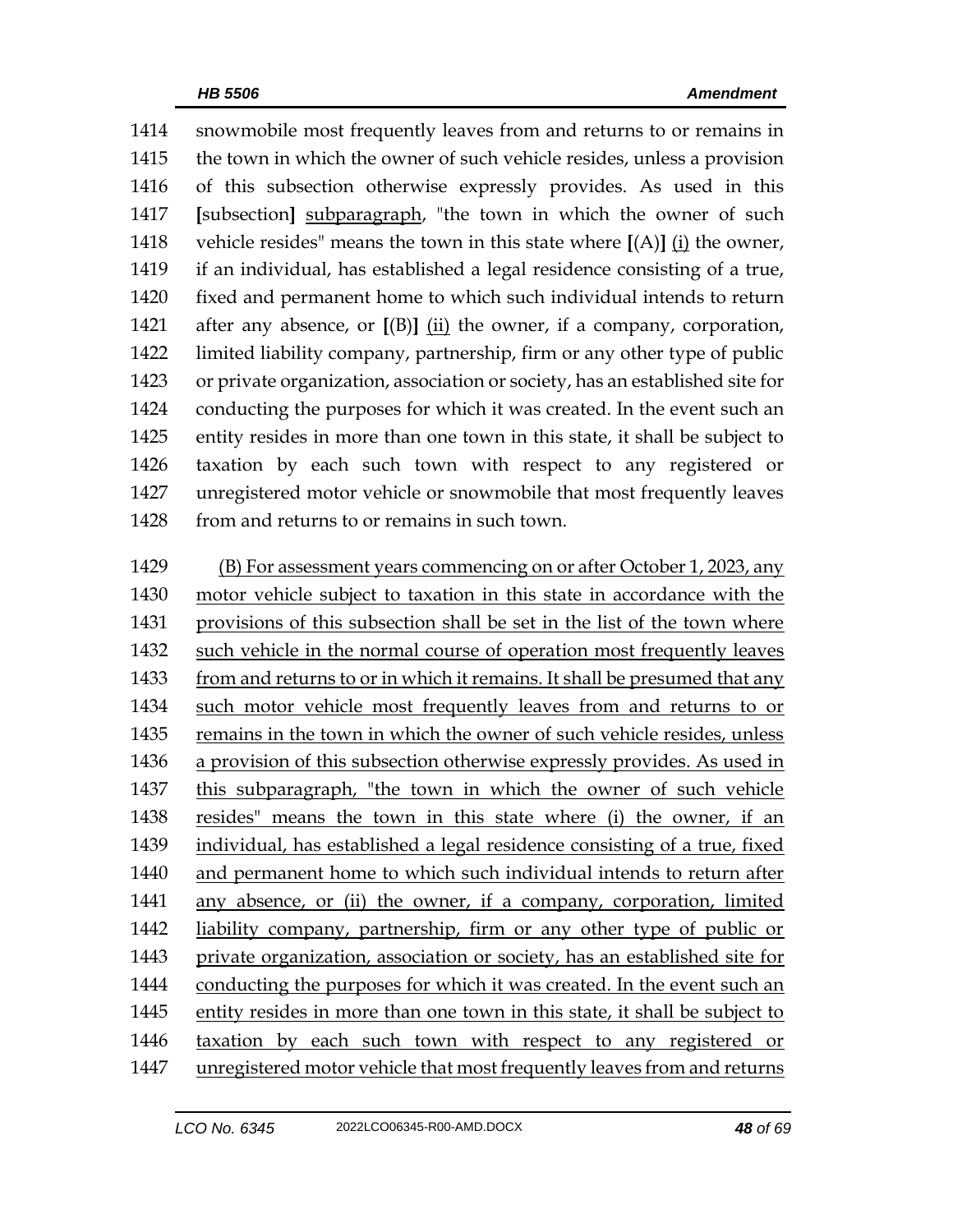1414 snowmobile most frequently leaves from and returns to or remains in
1415 the town in which the owner of such vehicle resides, unless a provision
1416 of this subsection otherwise expressly provides. As used in this
1417 **[**subsection**]** <u>subparagraph</u>, "the town in which the owner of such
1418 vehicle resides" means the town in this state where **[**(A)**]** <u>(i)</u> the owner,
1419 if an individual, has established a legal residence consisting of a true,
1420 fixed and permanent home to which such individual intends to return
1421 after any absence, or **[**(B)**]** <u>(ii)</u> the owner, if a company, corporation,
1422 limited liability company, partnership, firm or any other type of public
1423 or private organization, association or society, has an established site for
1424 conducting the purposes for which it was created. In the event such an
1425 entity resides in more than one town in this state, it shall be subject to
1426 taxation by each such town with respect to any registered or
1427 unregistered motor vehicle or snowmobile that most frequently leaves
1428 from and returns to or remains in such town.

1429 <u>(B) For assessment years commencing on or after October 1, 2023, any</u>
1430 <u>motor vehicle subject to taxation in this state in accordance with the</u>
1431 <u>provisions of this subsection shall be set in the list of the town where</u>
1432 <u>such vehicle in the normal course of operation most frequently leaves</u>
1433 <u>from and returns to or in which it remains. It shall be presumed that any</u>
1434 <u>such motor vehicle most frequently leaves from and returns to or</u>
1435 <u>remains in the town in which the owner of such vehicle resides, unless</u>
1436 <u>a provision of this subsection otherwise expressly provides. As used in</u>
1437 <u>this subparagraph, "the town in which the owner of such vehicle</u>
1438 <u>resides" means the town in this state where (i) the owner, if an</u>
1439 <u>individual, has established a legal residence consisting of a true, fixed</u>
1440 <u>and permanent home to which such individual intends to return after</u>
1441 <u>any absence, or (ii) the owner, if a company, corporation, limited</u>
1442 <u>liability company, partnership, firm or any other type of public or</u>
1443 <u>private organization, association or society, has an established site for</u>
1444 <u>conducting the purposes for which it was created. In the event such an</u>
1445 <u>entity resides in more than one town in this state, it shall be subject to</u>
1446 <u>taxation by each such town with respect to any registered or</u>
1447 <u>unregistered motor vehicle that most frequently leaves from and returns</u>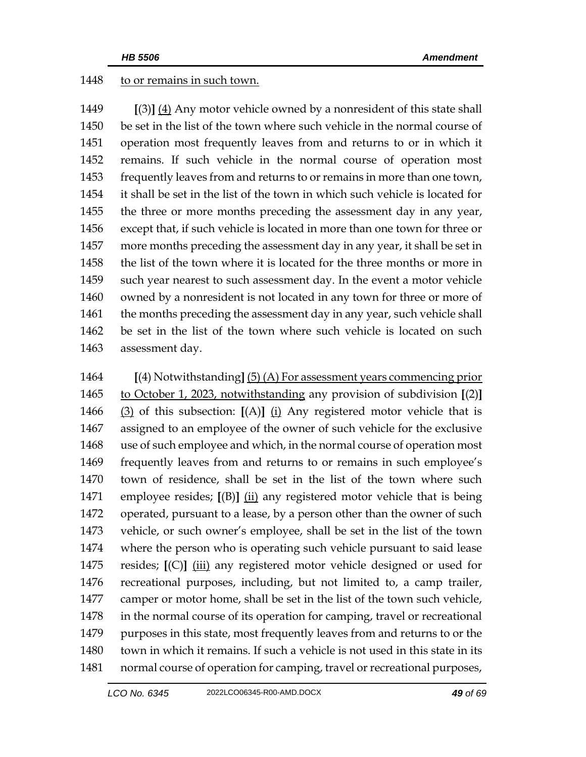1448 to or remains in such town.

1449 [(3)] (4) Any motor vehicle owned by a nonresident of this state shall
1450 be set in the list of the town where such vehicle in the normal course of
1451 operation most frequently leaves from and returns to or in which it
1452 remains. If such vehicle in the normal course of operation most
1453 frequently leaves from and returns to or remains in more than one town,
1454 it shall be set in the list of the town in which such vehicle is located for
1455 the three or more months preceding the assessment day in any year,
1456 except that, if such vehicle is located in more than one town for three or
1457 more months preceding the assessment day in any year, it shall be set in
1458 the list of the town where it is located for the three months or more in
1459 such year nearest to such assessment day. In the event a motor vehicle
1460 owned by a nonresident is not located in any town for three or more of
1461 the months preceding the assessment day in any year, such vehicle shall
1462 be set in the list of the town where such vehicle is located on such
1463 assessment day.

1464 [(4) Notwithstanding] (5) (A) For assessment years commencing prior
1465 to October 1, 2023, notwithstanding any provision of subdivision [(2)]
1466 (3) of this subsection: [(A)] (i) Any registered motor vehicle that is
1467 assigned to an employee of the owner of such vehicle for the exclusive
1468 use of such employee and which, in the normal course of operation most
1469 frequently leaves from and returns to or remains in such employee's
1470 town of residence, shall be set in the list of the town where such
1471 employee resides; [(B)] (ii) any registered motor vehicle that is being
1472 operated, pursuant to a lease, by a person other than the owner of such
1473 vehicle, or such owner's employee, shall be set in the list of the town
1474 where the person who is operating such vehicle pursuant to said lease
1475 resides; [(C)] (iii) any registered motor vehicle designed or used for
1476 recreational purposes, including, but not limited to, a camp trailer,
1477 camper or motor home, shall be set in the list of the town such vehicle,
1478 in the normal course of its operation for camping, travel or recreational
1479 purposes in this state, most frequently leaves from and returns to or the
1480 town in which it remains. If such a vehicle is not used in this state in its
1481 normal course of operation for camping, travel or recreational purposes,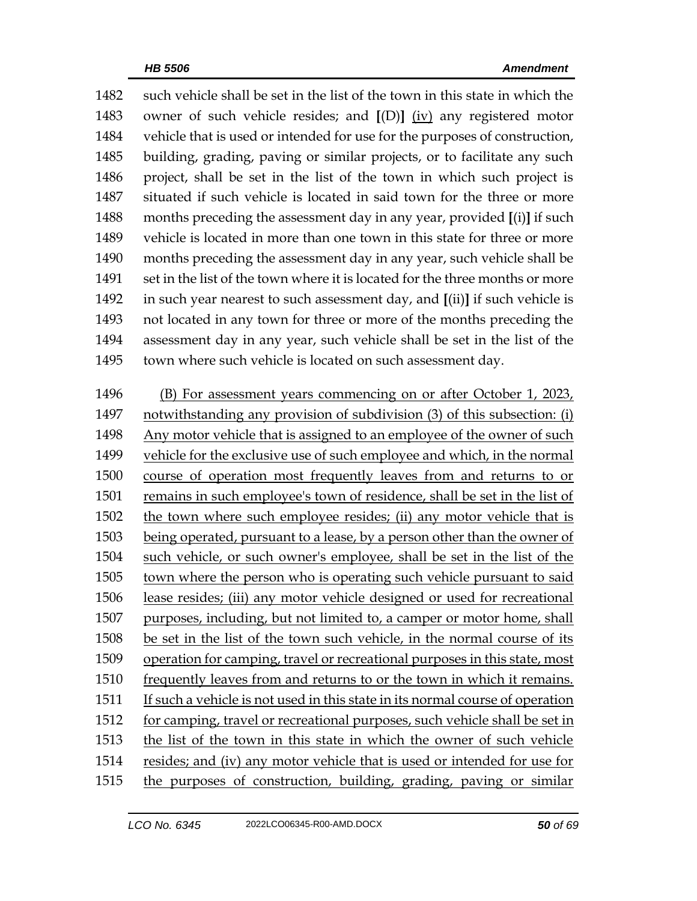1482 such vehicle shall be set in the list of the town in this state in which the
1483 owner of such vehicle resides; and **[**(D)**]** <u>(iv)</u> any registered motor
1484 vehicle that is used or intended for use for the purposes of construction,
1485 building, grading, paving or similar projects, or to facilitate any such
1486 project, shall be set in the list of the town in which such project is
1487 situated if such vehicle is located in said town for the three or more
1488 months preceding the assessment day in any year, provided **[**(i)**]** if such
1489 vehicle is located in more than one town in this state for three or more
1490 months preceding the assessment day in any year, such vehicle shall be
1491 set in the list of the town where it is located for the three months or more
1492 in such year nearest to such assessment day, and **[**(ii)**]** if such vehicle is
1493 not located in any town for three or more of the months preceding the
1494 assessment day in any year, such vehicle shall be set in the list of the
1495 town where such vehicle is located on such assessment day.

1496 <u>(B) For assessment years commencing on or after October 1, 2023,</u>
1497 <u>notwithstanding any provision of subdivision (3) of this subsection: (i)</u>
1498 <u>Any motor vehicle that is assigned to an employee of the owner of such</u>
1499 <u>vehicle for the exclusive use of such employee and which, in the normal</u>
1500 <u>course of operation most frequently leaves from and returns to or</u>
1501 <u>remains in such employee's town of residence, shall be set in the list of</u>
1502 <u>the town where such employee resides; (ii) any motor vehicle that is</u>
1503 <u>being operated, pursuant to a lease, by a person other than the owner of</u>
1504 <u>such vehicle, or such owner's employee, shall be set in the list of the</u>
1505 <u>town where the person who is operating such vehicle pursuant to said</u>
1506 <u>lease resides; (iii) any motor vehicle designed or used for recreational</u>
1507 <u>purposes, including, but not limited to, a camper or motor home, shall</u>
1508 <u>be set in the list of the town such vehicle, in the normal course of its</u>
1509 <u>operation for camping, travel or recreational purposes in this state, most</u>
1510 <u>frequently leaves from and returns to or the town in which it remains.</u>
1511 <u>If such a vehicle is not used in this state in its normal course of operation</u>
1512 <u>for camping, travel or recreational purposes, such vehicle shall be set in</u>
1513 <u>the list of the town in this state in which the owner of such vehicle</u>
1514 <u>resides; and (iv) any motor vehicle that is used or intended for use for</u>
1515 <u>the purposes of construction, building, grading, paving or similar</u>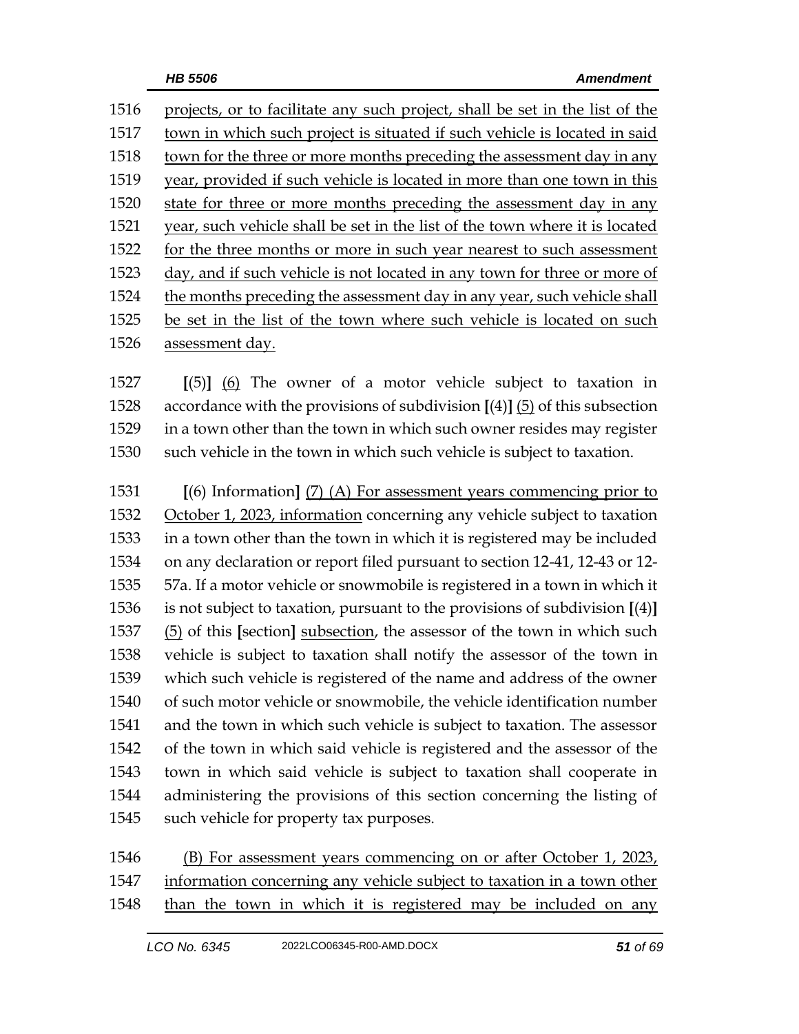projects, or to facilitate any such project, shall be set in the list of the town in which such project is situated if such vehicle is located in said town for the three or more months preceding the assessment day in any year, provided if such vehicle is located in more than one town in this state for three or more months preceding the assessment day in any year, such vehicle shall be set in the list of the town where it is located for the three months or more in such year nearest to such assessment day, and if such vehicle is not located in any town for three or more of the months preceding the assessment day in any year, such vehicle shall be set in the list of the town where such vehicle is located on such assessment day.

[(5)] (6) The owner of a motor vehicle subject to taxation in accordance with the provisions of subdivision [(4)] (5) of this subsection in a town other than the town in which such owner resides may register such vehicle in the town in which such vehicle is subject to taxation.

[(6) Information] (7) (A) For assessment years commencing prior to October 1, 2023, information concerning any vehicle subject to taxation in a town other than the town in which it is registered may be included on any declaration or report filed pursuant to section 12-41, 12-43 or 12-57a. If a motor vehicle or snowmobile is registered in a town in which it is not subject to taxation, pursuant to the provisions of subdivision [(4)] (5) of this [section] subsection, the assessor of the town in which such vehicle is subject to taxation shall notify the assessor of the town in which such vehicle is registered of the name and address of the owner of such motor vehicle or snowmobile, the vehicle identification number and the town in which such vehicle is subject to taxation. The assessor of the town in which said vehicle is registered and the assessor of the town in which said vehicle is subject to taxation shall cooperate in administering the provisions of this section concerning the listing of such vehicle for property tax purposes.

(B) For assessment years commencing on or after October 1, 2023, information concerning any vehicle subject to taxation in a town other than the town in which it is registered may be included on any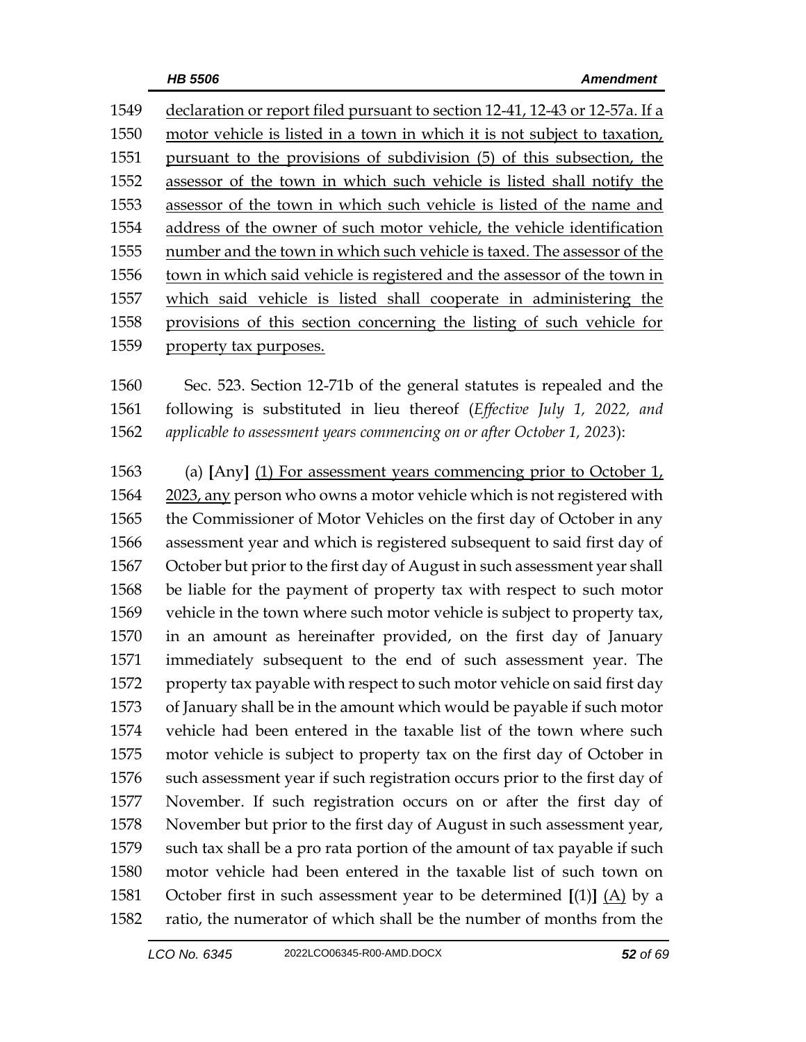declaration or report filed pursuant to section 12-41, 12-43 or 12-57a. If a motor vehicle is listed in a town in which it is not subject to taxation, pursuant to the provisions of subdivision (5) of this subsection, the assessor of the town in which such vehicle is listed shall notify the assessor of the town in which such vehicle is listed of the name and address of the owner of such motor vehicle, the vehicle identification number and the town in which such vehicle is taxed. The assessor of the town in which said vehicle is registered and the assessor of the town in which said vehicle is listed shall cooperate in administering the provisions of this section concerning the listing of such vehicle for property tax purposes.

Sec. 523. Section 12-71b of the general statutes is repealed and the following is substituted in lieu thereof (*Effective July 1, 2022, and applicable to assessment years commencing on or after October 1, 2023*):

(a) **[**Any**]** (1) For assessment years commencing prior to October 1, 2023, any person who owns a motor vehicle which is not registered with the Commissioner of Motor Vehicles on the first day of October in any assessment year and which is registered subsequent to said first day of October but prior to the first day of August in such assessment year shall be liable for the payment of property tax with respect to such motor vehicle in the town where such motor vehicle is subject to property tax, in an amount as hereinafter provided, on the first day of January immediately subsequent to the end of such assessment year. The property tax payable with respect to such motor vehicle on said first day of January shall be in the amount which would be payable if such motor vehicle had been entered in the taxable list of the town where such motor vehicle is subject to property tax on the first day of October in such assessment year if such registration occurs prior to the first day of November. If such registration occurs on or after the first day of November but prior to the first day of August in such assessment year, such tax shall be a pro rata portion of the amount of tax payable if such motor vehicle had been entered in the taxable list of such town on October first in such assessment year to be determined **[**(1)**]** (A) by a ratio, the numerator of which shall be the number of months from the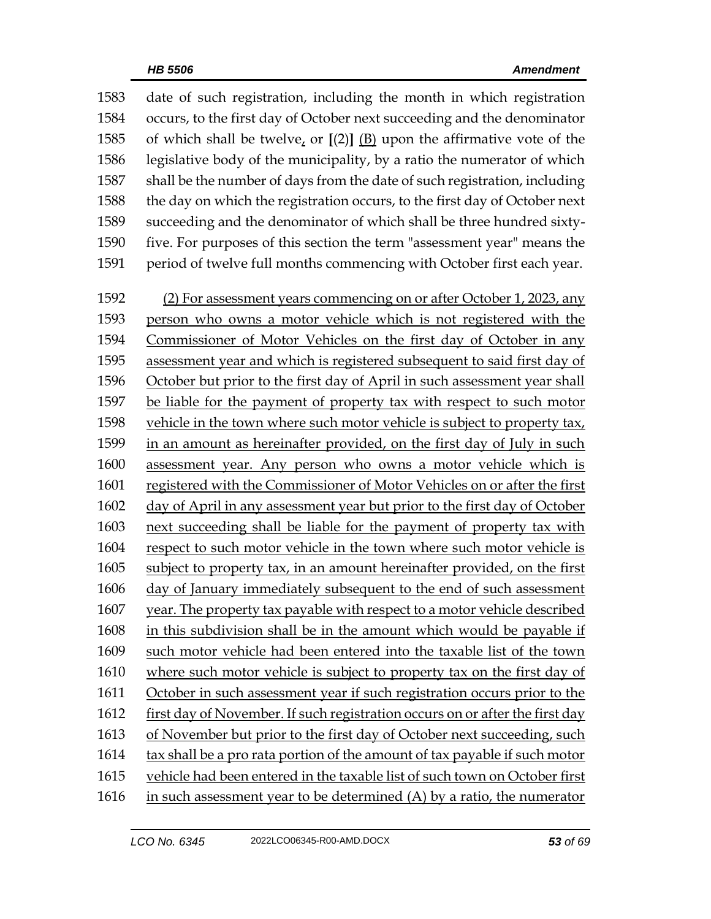date of such registration, including the month in which registration occurs, to the first day of October next succeeding and the denominator of which shall be twelve, or [(2)] (B) upon the affirmative vote of the legislative body of the municipality, by a ratio the numerator of which shall be the number of days from the date of such registration, including the day on which the registration occurs, to the first day of October next succeeding and the denominator of which shall be three hundred sixty-five. For purposes of this section the term "assessment year" means the period of twelve full months commencing with October first each year.

(2) For assessment years commencing on or after October 1, 2023, any person who owns a motor vehicle which is not registered with the Commissioner of Motor Vehicles on the first day of October in any assessment year and which is registered subsequent to said first day of October but prior to the first day of April in such assessment year shall be liable for the payment of property tax with respect to such motor vehicle in the town where such motor vehicle is subject to property tax, in an amount as hereinafter provided, on the first day of July in such assessment year. Any person who owns a motor vehicle which is registered with the Commissioner of Motor Vehicles on or after the first day of April in any assessment year but prior to the first day of October next succeeding shall be liable for the payment of property tax with respect to such motor vehicle in the town where such motor vehicle is subject to property tax, in an amount hereinafter provided, on the first day of January immediately subsequent to the end of such assessment year. The property tax payable with respect to a motor vehicle described in this subdivision shall be in the amount which would be payable if such motor vehicle had been entered into the taxable list of the town where such motor vehicle is subject to property tax on the first day of October in such assessment year if such registration occurs prior to the first day of November. If such registration occurs on or after the first day of November but prior to the first day of October next succeeding, such tax shall be a pro rata portion of the amount of tax payable if such motor vehicle had been entered in the taxable list of such town on October first in such assessment year to be determined (A) by a ratio, the numerator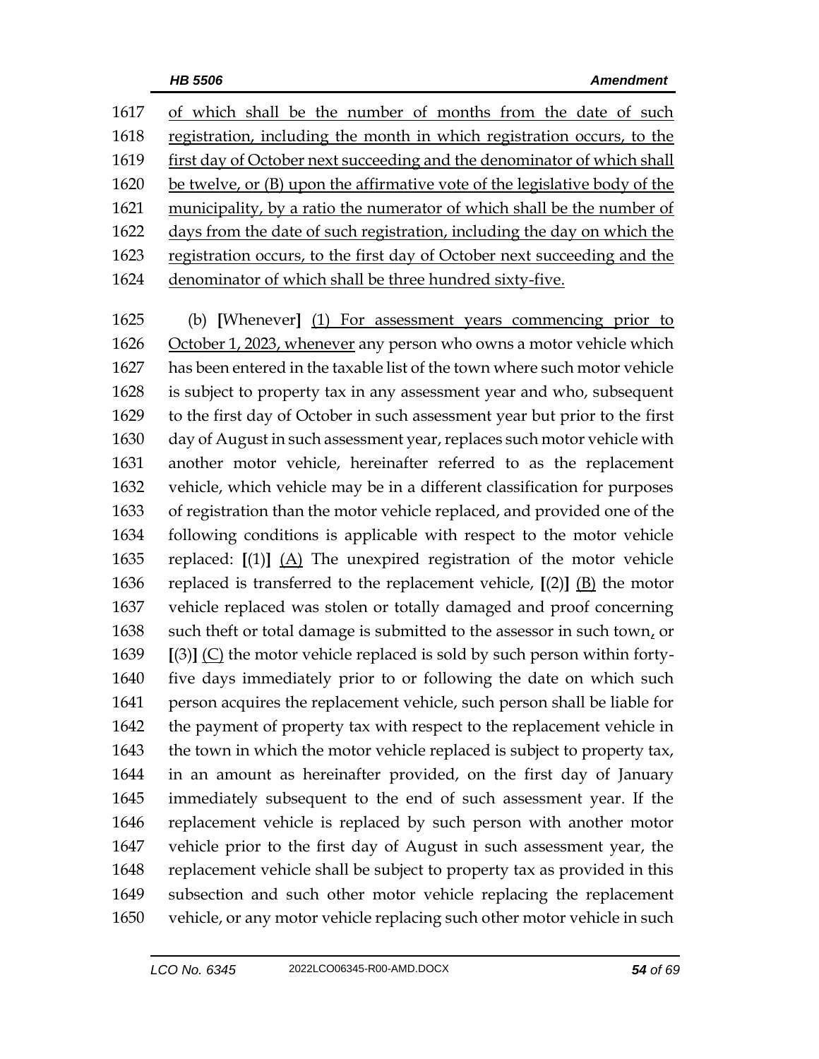of which shall be the number of months from the date of such registration, including the month in which registration occurs, to the first day of October next succeeding and the denominator of which shall be twelve, or (B) upon the affirmative vote of the legislative body of the municipality, by a ratio the numerator of which shall be the number of days from the date of such registration, including the day on which the registration occurs, to the first day of October next succeeding and the denominator of which shall be three hundred sixty-five.

(b) **[**Whenever**]** (1) For assessment years commencing prior to October 1, 2023, whenever any person who owns a motor vehicle which has been entered in the taxable list of the town where such motor vehicle is subject to property tax in any assessment year and who, subsequent to the first day of October in such assessment year but prior to the first day of August in such assessment year, replaces such motor vehicle with another motor vehicle, hereinafter referred to as the replacement vehicle, which vehicle may be in a different classification for purposes of registration than the motor vehicle replaced, and provided one of the following conditions is applicable with respect to the motor vehicle replaced: **[**(1)**]** (A) The unexpired registration of the motor vehicle replaced is transferred to the replacement vehicle, **[**(2)**]** (B) the motor vehicle replaced was stolen or totally damaged and proof concerning such theft or total damage is submitted to the assessor in such town, or **[**(3)**]** (C) the motor vehicle replaced is sold by such person within forty-five days immediately prior to or following the date on which such person acquires the replacement vehicle, such person shall be liable for the payment of property tax with respect to the replacement vehicle in the town in which the motor vehicle replaced is subject to property tax, in an amount as hereinafter provided, on the first day of January immediately subsequent to the end of such assessment year. If the replacement vehicle is replaced by such person with another motor vehicle prior to the first day of August in such assessment year, the replacement vehicle shall be subject to property tax as provided in this subsection and such other motor vehicle replacing the replacement vehicle, or any motor vehicle replacing such other motor vehicle in such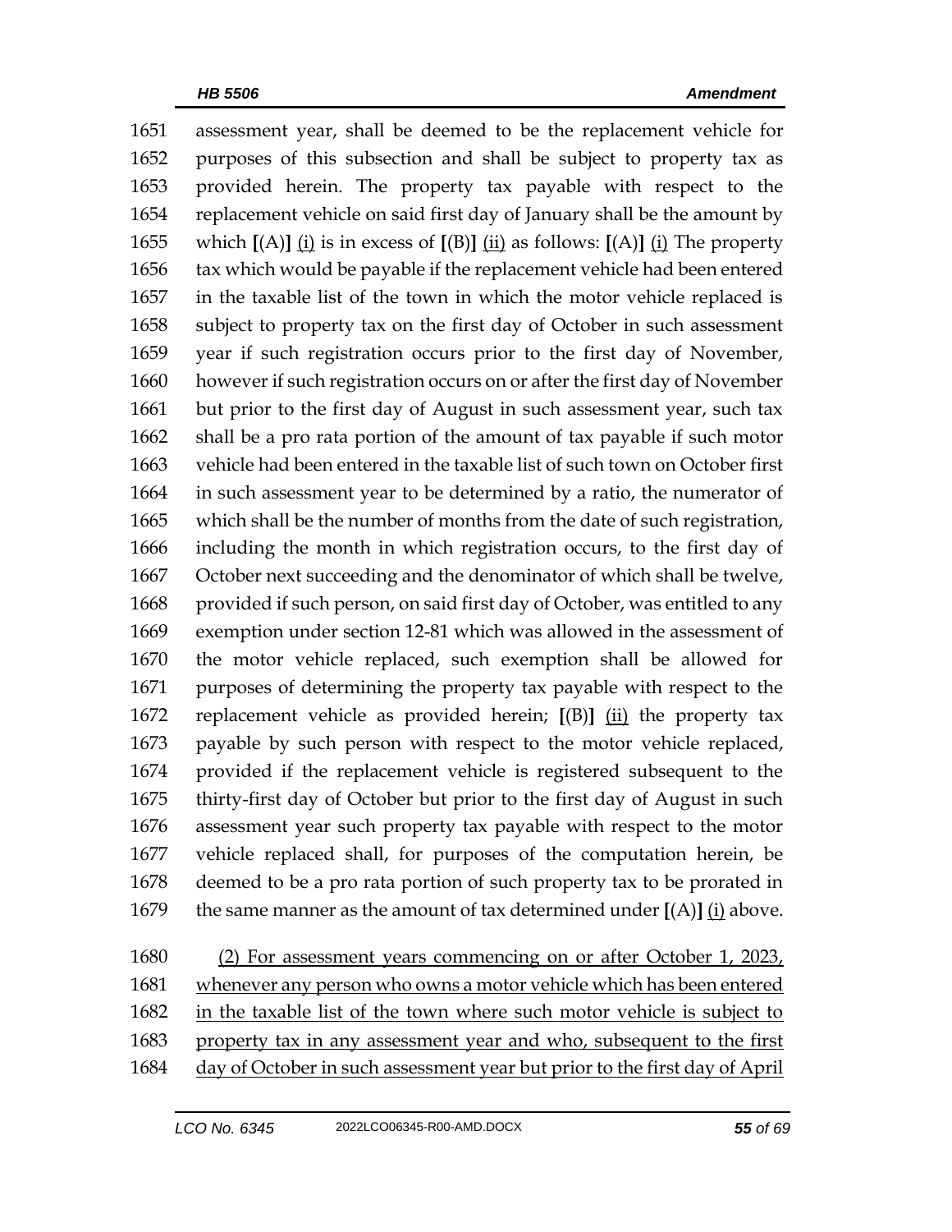1651 assessment year, shall be deemed to be the replacement vehicle for
1652 purposes of this subsection and shall be subject to property tax as
1653 provided herein. The property tax payable with respect to the
1654 replacement vehicle on said first day of January shall be the amount by
1655 which **[**(A)**]** <u>(i)</u> is in excess of **[**(B)**]** <u>(ii)</u> as follows: **[**(A)**]** <u>(i)</u> The property
1656 tax which would be payable if the replacement vehicle had been entered
1657 in the taxable list of the town in which the motor vehicle replaced is
1658 subject to property tax on the first day of October in such assessment
1659 year if such registration occurs prior to the first day of November,
1660 however if such registration occurs on or after the first day of November
1661 but prior to the first day of August in such assessment year, such tax
1662 shall be a pro rata portion of the amount of tax payable if such motor
1663 vehicle had been entered in the taxable list of such town on October first
1664 in such assessment year to be determined by a ratio, the numerator of
1665 which shall be the number of months from the date of such registration,
1666 including the month in which registration occurs, to the first day of
1667 October next succeeding and the denominator of which shall be twelve,
1668 provided if such person, on said first day of October, was entitled to any
1669 exemption under section 12-81 which was allowed in the assessment of
1670 the motor vehicle replaced, such exemption shall be allowed for
1671 purposes of determining the property tax payable with respect to the
1672 replacement vehicle as provided herein; **[**(B)**]** <u>(ii)</u> the property tax
1673 payable by such person with respect to the motor vehicle replaced,
1674 provided if the replacement vehicle is registered subsequent to the
1675 thirty-first day of October but prior to the first day of August in such
1676 assessment year such property tax payable with respect to the motor
1677 vehicle replaced shall, for purposes of the computation herein, be
1678 deemed to be a pro rata portion of such property tax to be prorated in
1679 the same manner as the amount of tax determined under **[**(A)**]** <u>(i)</u> above.

1680 <u>(2) For assessment years commencing on or after October 1, 2023,</u>
1681 <u>whenever any person who owns a motor vehicle which has been entered</u>
1682 <u>in the taxable list of the town where such motor vehicle is subject to</u>
1683 <u>property tax in any assessment year and who, subsequent to the first</u>
1684 <u>day of October in such assessment year but prior to the first day of April</u>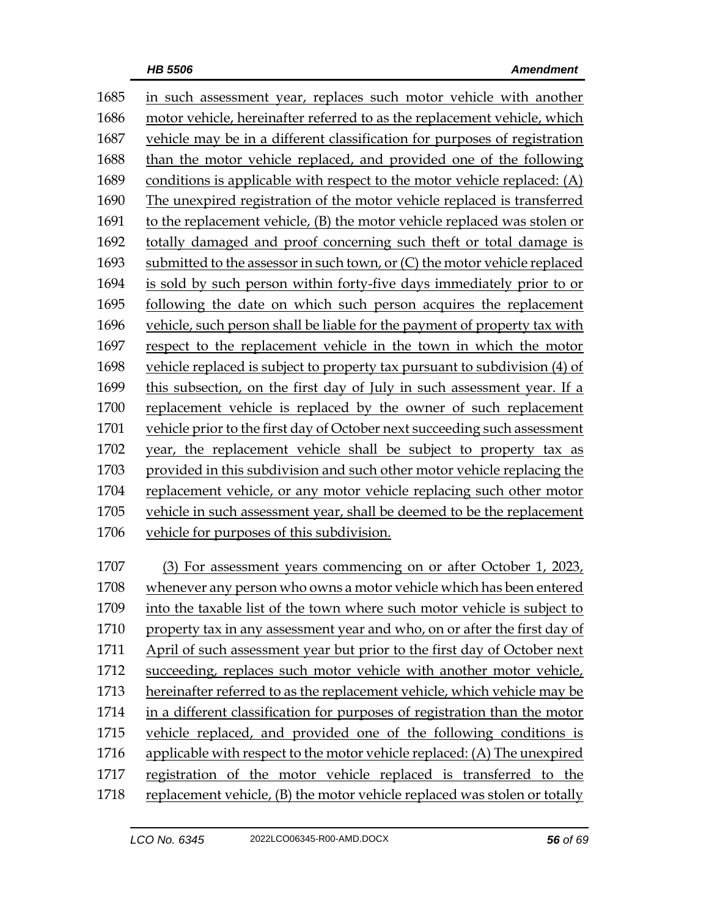in such assessment year, replaces such motor vehicle with another motor vehicle, hereinafter referred to as the replacement vehicle, which vehicle may be in a different classification for purposes of registration than the motor vehicle replaced, and provided one of the following conditions is applicable with respect to the motor vehicle replaced: (A) The unexpired registration of the motor vehicle replaced is transferred to the replacement vehicle, (B) the motor vehicle replaced was stolen or totally damaged and proof concerning such theft or total damage is submitted to the assessor in such town, or (C) the motor vehicle replaced is sold by such person within forty-five days immediately prior to or following the date on which such person acquires the replacement vehicle, such person shall be liable for the payment of property tax with respect to the replacement vehicle in the town in which the motor vehicle replaced is subject to property tax pursuant to subdivision (4) of this subsection, on the first day of July in such assessment year. If a replacement vehicle is replaced by the owner of such replacement vehicle prior to the first day of October next succeeding such assessment year, the replacement vehicle shall be subject to property tax as provided in this subdivision and such other motor vehicle replacing the replacement vehicle, or any motor vehicle replacing such other motor vehicle in such assessment year, shall be deemed to be the replacement vehicle for purposes of this subdivision.

(3) For assessment years commencing on or after October 1, 2023, whenever any person who owns a motor vehicle which has been entered into the taxable list of the town where such motor vehicle is subject to property tax in any assessment year and who, on or after the first day of April of such assessment year but prior to the first day of October next succeeding, replaces such motor vehicle with another motor vehicle, hereinafter referred to as the replacement vehicle, which vehicle may be in a different classification for purposes of registration than the motor vehicle replaced, and provided one of the following conditions is applicable with respect to the motor vehicle replaced: (A) The unexpired registration of the motor vehicle replaced is transferred to the replacement vehicle, (B) the motor vehicle replaced was stolen or totally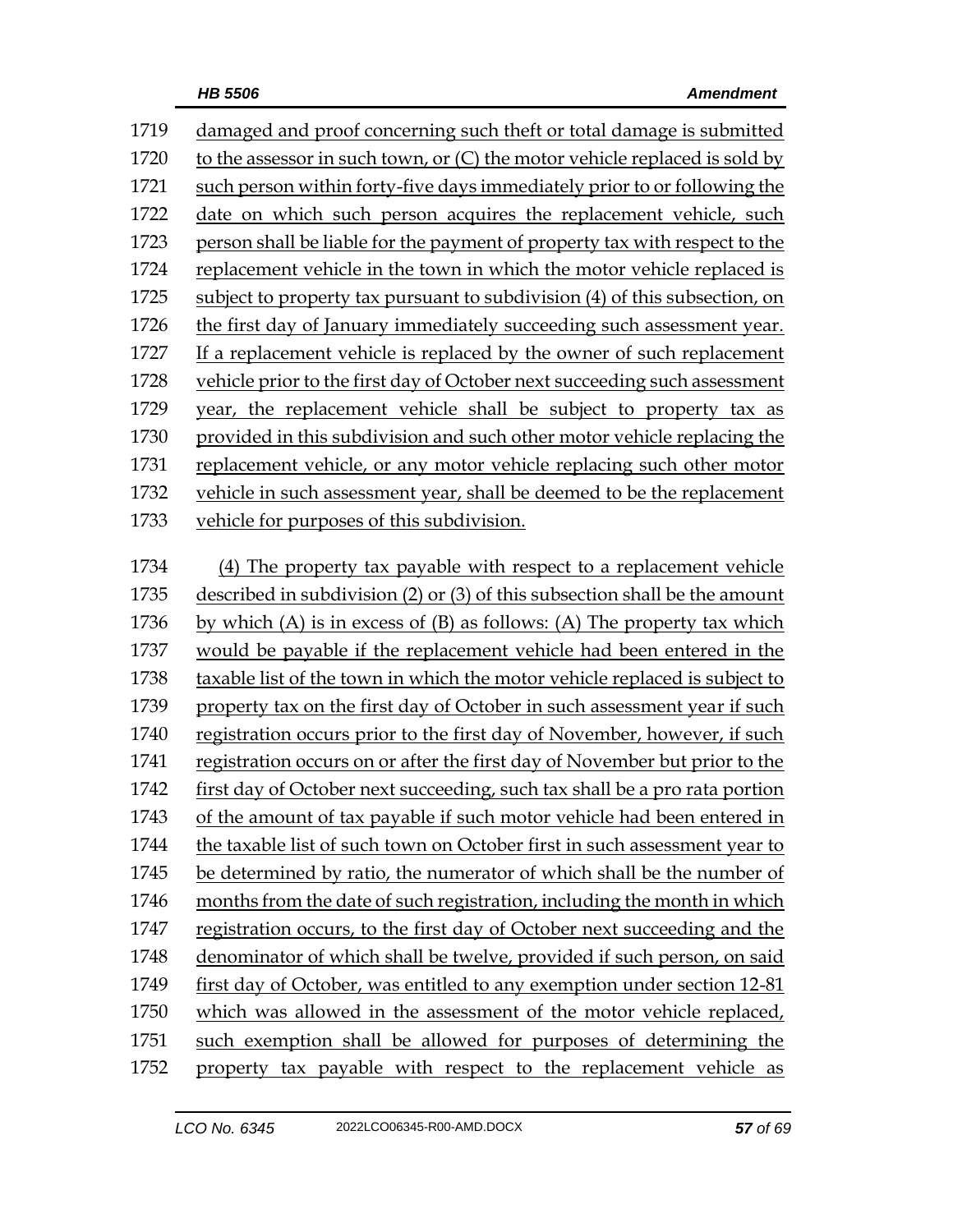1719 damaged and proof concerning such theft or total damage is submitted
1720 to the assessor in such town, or (C) the motor vehicle replaced is sold by
1721 such person within forty-five days immediately prior to or following the
1722 date on which such person acquires the replacement vehicle, such
1723 person shall be liable for the payment of property tax with respect to the
1724 replacement vehicle in the town in which the motor vehicle replaced is
1725 subject to property tax pursuant to subdivision (4) of this subsection, on
1726 the first day of January immediately succeeding such assessment year.
1727 If a replacement vehicle is replaced by the owner of such replacement
1728 vehicle prior to the first day of October next succeeding such assessment
1729 year, the replacement vehicle shall be subject to property tax as
1730 provided in this subdivision and such other motor vehicle replacing the
1731 replacement vehicle, or any motor vehicle replacing such other motor
1732 vehicle in such assessment year, shall be deemed to be the replacement
1733 vehicle for purposes of this subdivision.

1734 (4) The property tax payable with respect to a replacement vehicle
1735 described in subdivision (2) or (3) of this subsection shall be the amount
1736 by which (A) is in excess of (B) as follows: (A) The property tax which
1737 would be payable if the replacement vehicle had been entered in the
1738 taxable list of the town in which the motor vehicle replaced is subject to
1739 property tax on the first day of October in such assessment year if such
1740 registration occurs prior to the first day of November, however, if such
1741 registration occurs on or after the first day of November but prior to the
1742 first day of October next succeeding, such tax shall be a pro rata portion
1743 of the amount of tax payable if such motor vehicle had been entered in
1744 the taxable list of such town on October first in such assessment year to
1745 be determined by ratio, the numerator of which shall be the number of
1746 months from the date of such registration, including the month in which
1747 registration occurs, to the first day of October next succeeding and the
1748 denominator of which shall be twelve, provided if such person, on said
1749 first day of October, was entitled to any exemption under section 12-81
1750 which was allowed in the assessment of the motor vehicle replaced,
1751 such exemption shall be allowed for purposes of determining the
1752 property tax payable with respect to the replacement vehicle as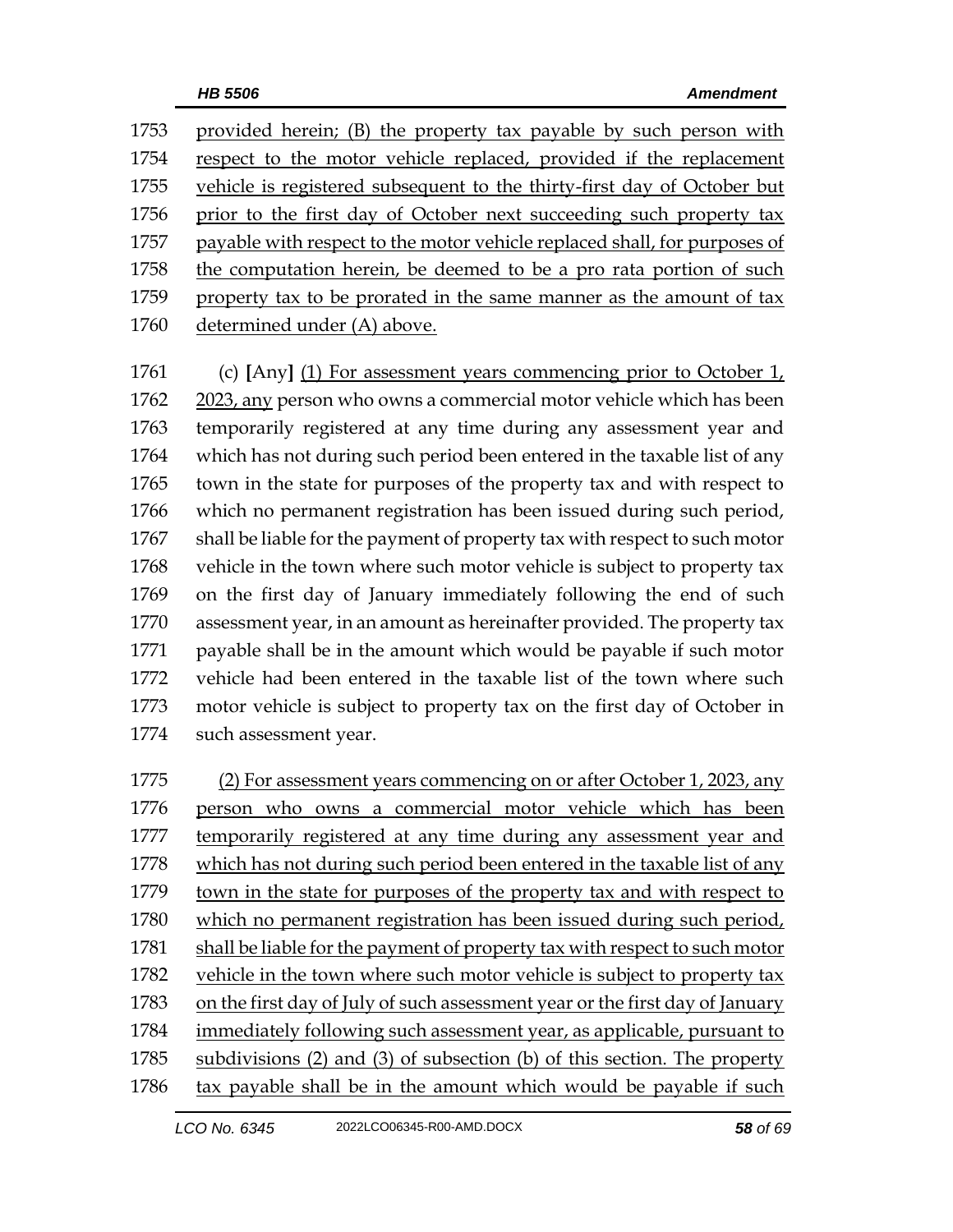provided herein; (B) the property tax payable by such person with respect to the motor vehicle replaced, provided if the replacement vehicle is registered subsequent to the thirty-first day of October but prior to the first day of October next succeeding such property tax payable with respect to the motor vehicle replaced shall, for purposes of the computation herein, be deemed to be a pro rata portion of such property tax to be prorated in the same manner as the amount of tax determined under (A) above.

(c) [Any] (1) For assessment years commencing prior to October 1, 2023, any person who owns a commercial motor vehicle which has been temporarily registered at any time during any assessment year and which has not during such period been entered in the taxable list of any town in the state for purposes of the property tax and with respect to which no permanent registration has been issued during such period, shall be liable for the payment of property tax with respect to such motor vehicle in the town where such motor vehicle is subject to property tax on the first day of January immediately following the end of such assessment year, in an amount as hereinafter provided. The property tax payable shall be in the amount which would be payable if such motor vehicle had been entered in the taxable list of the town where such motor vehicle is subject to property tax on the first day of October in such assessment year.

(2) For assessment years commencing on or after October 1, 2023, any person who owns a commercial motor vehicle which has been temporarily registered at any time during any assessment year and which has not during such period been entered in the taxable list of any town in the state for purposes of the property tax and with respect to which no permanent registration has been issued during such period, shall be liable for the payment of property tax with respect to such motor vehicle in the town where such motor vehicle is subject to property tax on the first day of July of such assessment year or the first day of January immediately following such assessment year, as applicable, pursuant to subdivisions (2) and (3) of subsection (b) of this section. The property tax payable shall be in the amount which would be payable if such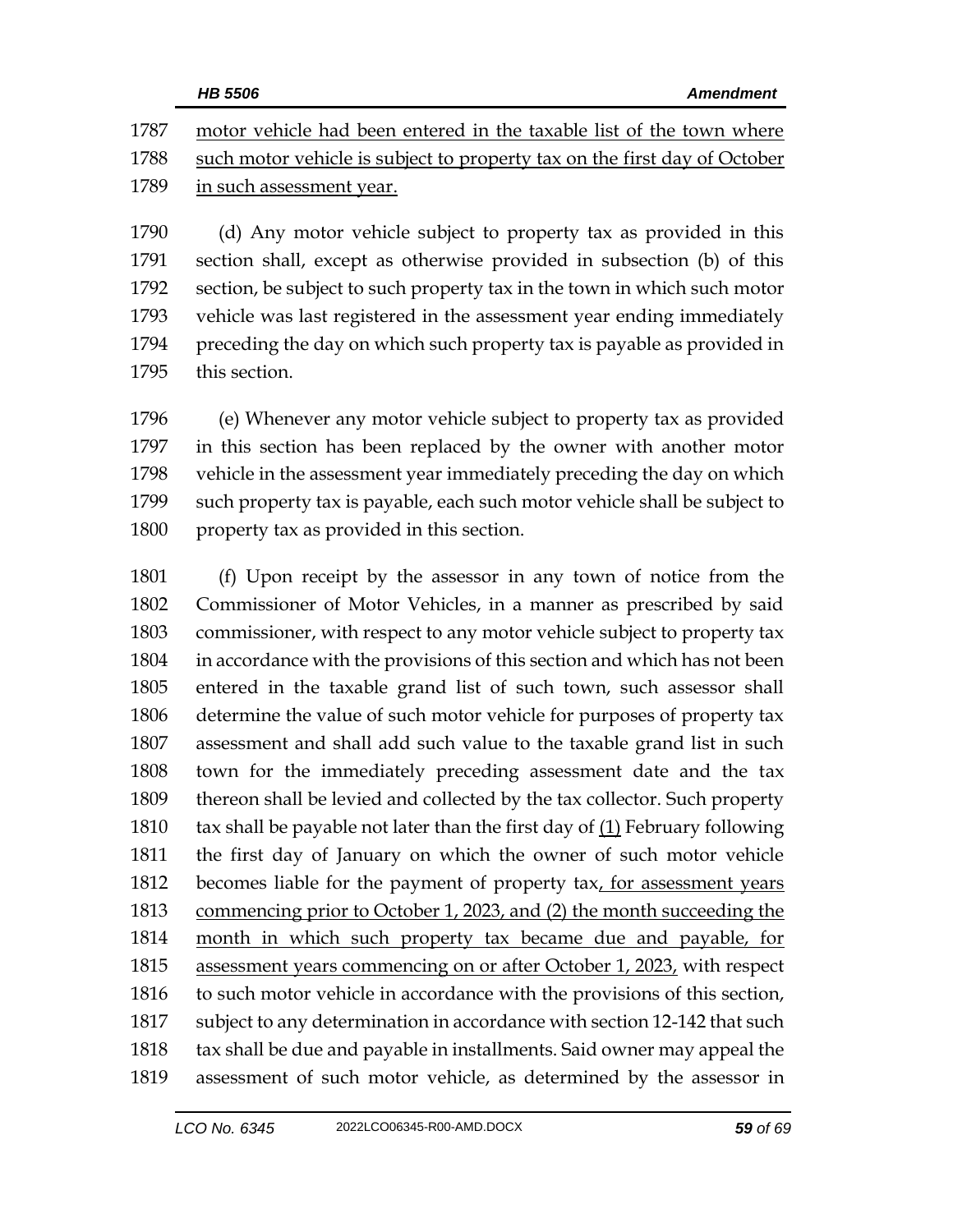motor vehicle had been entered in the taxable list of the town where such motor vehicle is subject to property tax on the first day of October in such assessment year.

(d) Any motor vehicle subject to property tax as provided in this section shall, except as otherwise provided in subsection (b) of this section, be subject to such property tax in the town in which such motor vehicle was last registered in the assessment year ending immediately preceding the day on which such property tax is payable as provided in this section.

(e) Whenever any motor vehicle subject to property tax as provided in this section has been replaced by the owner with another motor vehicle in the assessment year immediately preceding the day on which such property tax is payable, each such motor vehicle shall be subject to property tax as provided in this section.

(f) Upon receipt by the assessor in any town of notice from the Commissioner of Motor Vehicles, in a manner as prescribed by said commissioner, with respect to any motor vehicle subject to property tax in accordance with the provisions of this section and which has not been entered in the taxable grand list of such town, such assessor shall determine the value of such motor vehicle for purposes of property tax assessment and shall add such value to the taxable grand list in such town for the immediately preceding assessment date and the tax thereon shall be levied and collected by the tax collector. Such property tax shall be payable not later than the first day of (1) February following the first day of January on which the owner of such motor vehicle becomes liable for the payment of property tax, for assessment years commencing prior to October 1, 2023, and (2) the month succeeding the month in which such property tax became due and payable, for assessment years commencing on or after October 1, 2023, with respect to such motor vehicle in accordance with the provisions of this section, subject to any determination in accordance with section 12-142 that such tax shall be due and payable in installments. Said owner may appeal the assessment of such motor vehicle, as determined by the assessor in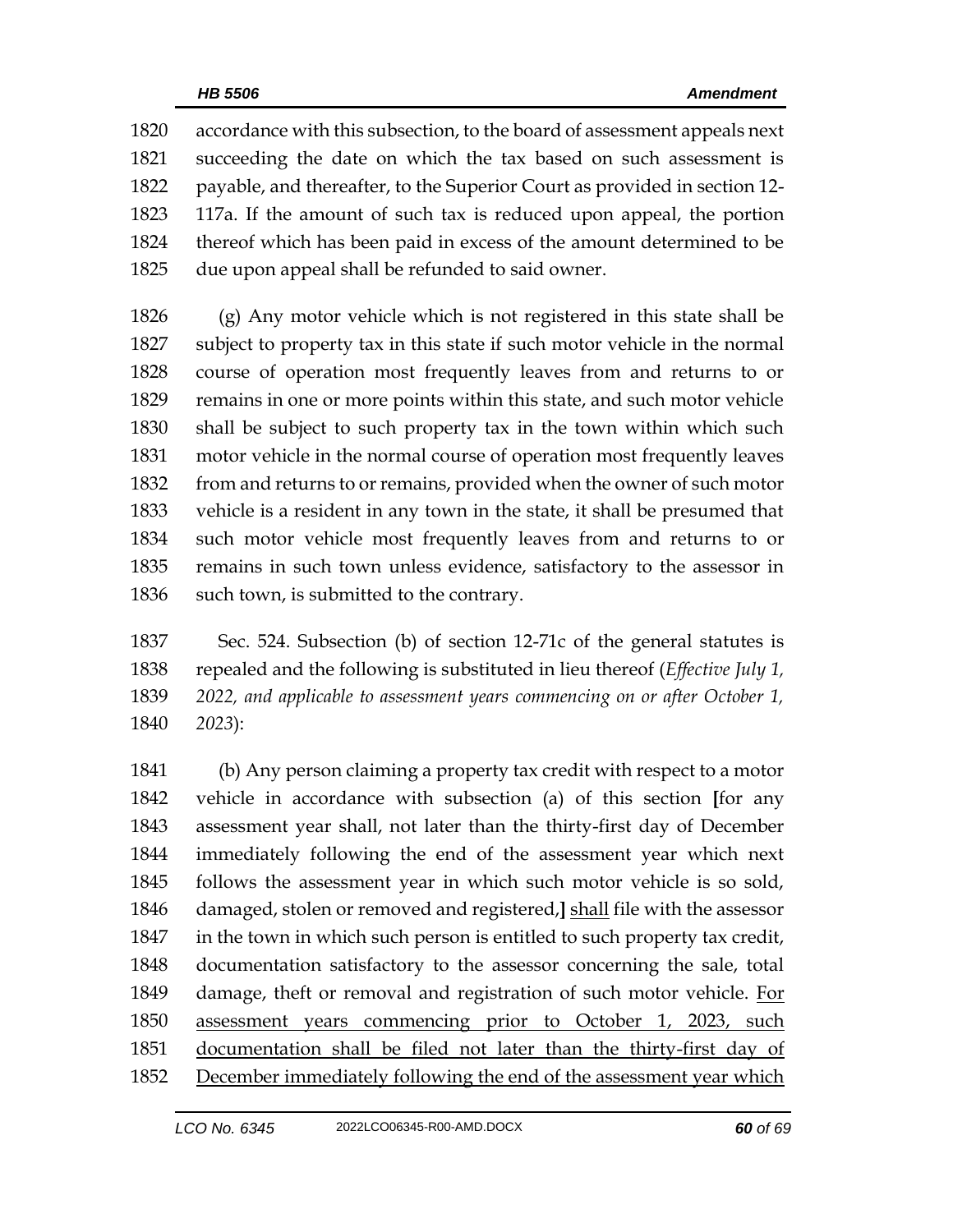accordance with this subsection, to the board of assessment appeals next succeeding the date on which the tax based on such assessment is payable, and thereafter, to the Superior Court as provided in section 12-117a. If the amount of such tax is reduced upon appeal, the portion thereof which has been paid in excess of the amount determined to be due upon appeal shall be refunded to said owner.

(g) Any motor vehicle which is not registered in this state shall be subject to property tax in this state if such motor vehicle in the normal course of operation most frequently leaves from and returns to or remains in one or more points within this state, and such motor vehicle shall be subject to such property tax in the town within which such motor vehicle in the normal course of operation most frequently leaves from and returns to or remains, provided when the owner of such motor vehicle is a resident in any town in the state, it shall be presumed that such motor vehicle most frequently leaves from and returns to or remains in such town unless evidence, satisfactory to the assessor in such town, is submitted to the contrary.

Sec. 524. Subsection (b) of section 12-71c of the general statutes is repealed and the following is substituted in lieu thereof (*Effective July 1, 2022, and applicable to assessment years commencing on or after October 1, 2023*):

(b) Any person claiming a property tax credit with respect to a motor vehicle in accordance with subsection (a) of this section **[**for any assessment year shall, not later than the thirty-first day of December immediately following the end of the assessment year which next follows the assessment year in which such motor vehicle is so sold, damaged, stolen or removed and registered,**]** <u>shall</u> file with the assessor in the town in which such person is entitled to such property tax credit, documentation satisfactory to the assessor concerning the sale, total damage, theft or removal and registration of such motor vehicle. <u>For assessment years commencing prior to October 1, 2023, such documentation shall be filed not later than the thirty-first day of December immediately following the end of the assessment year which</u>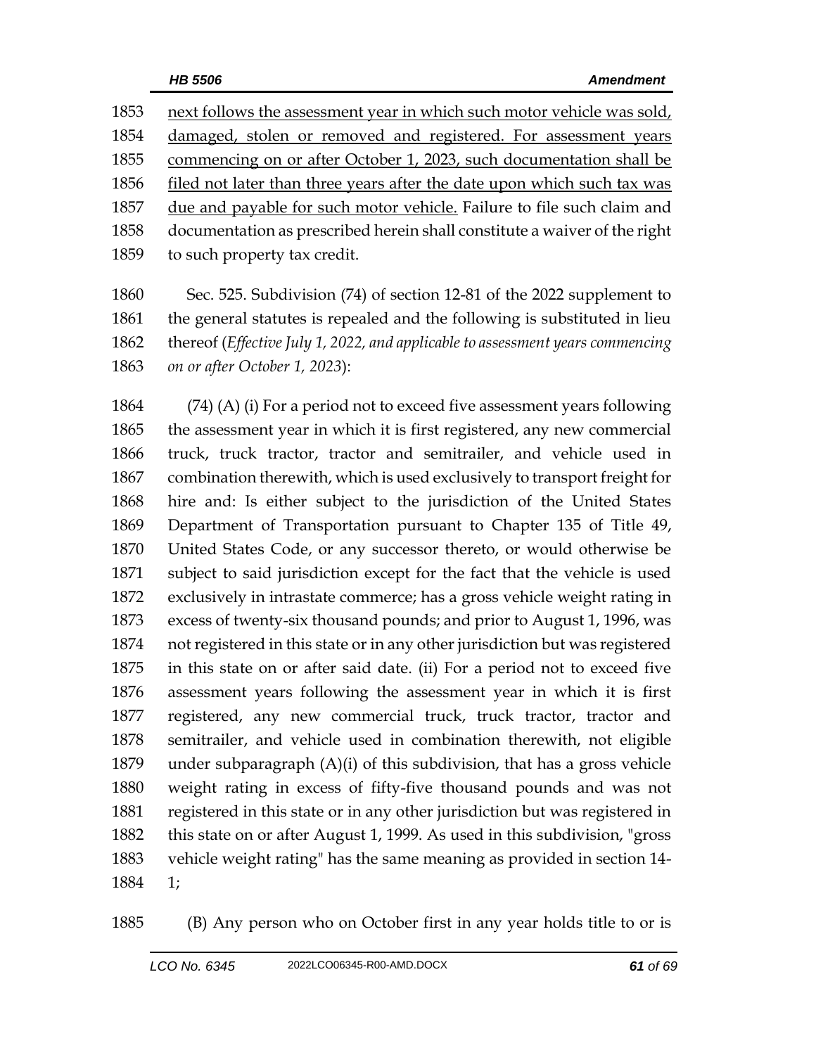next follows the assessment year in which such motor vehicle was sold, damaged, stolen or removed and registered. For assessment years commencing on or after October 1, 2023, such documentation shall be filed not later than three years after the date upon which such tax was due and payable for such motor vehicle. Failure to file such claim and documentation as prescribed herein shall constitute a waiver of the right to such property tax credit.

Sec. 525. Subdivision (74) of section 12-81 of the 2022 supplement to the general statutes is repealed and the following is substituted in lieu thereof (*Effective July 1, 2022, and applicable to assessment years commencing on or after October 1, 2023*):

(74) (A) (i) For a period not to exceed five assessment years following the assessment year in which it is first registered, any new commercial truck, truck tractor, tractor and semitrailer, and vehicle used in combination therewith, which is used exclusively to transport freight for hire and: Is either subject to the jurisdiction of the United States Department of Transportation pursuant to Chapter 135 of Title 49, United States Code, or any successor thereto, or would otherwise be subject to said jurisdiction except for the fact that the vehicle is used exclusively in intrastate commerce; has a gross vehicle weight rating in excess of twenty-six thousand pounds; and prior to August 1, 1996, was not registered in this state or in any other jurisdiction but was registered in this state on or after said date. (ii) For a period not to exceed five assessment years following the assessment year in which it is first registered, any new commercial truck, truck tractor, tractor and semitrailer, and vehicle used in combination therewith, not eligible under subparagraph (A)(i) of this subdivision, that has a gross vehicle weight rating in excess of fifty-five thousand pounds and was not registered in this state or in any other jurisdiction but was registered in this state on or after August 1, 1999. As used in this subdivision, "gross vehicle weight rating" has the same meaning as provided in section 14-1;

(B) Any person who on October first in any year holds title to or is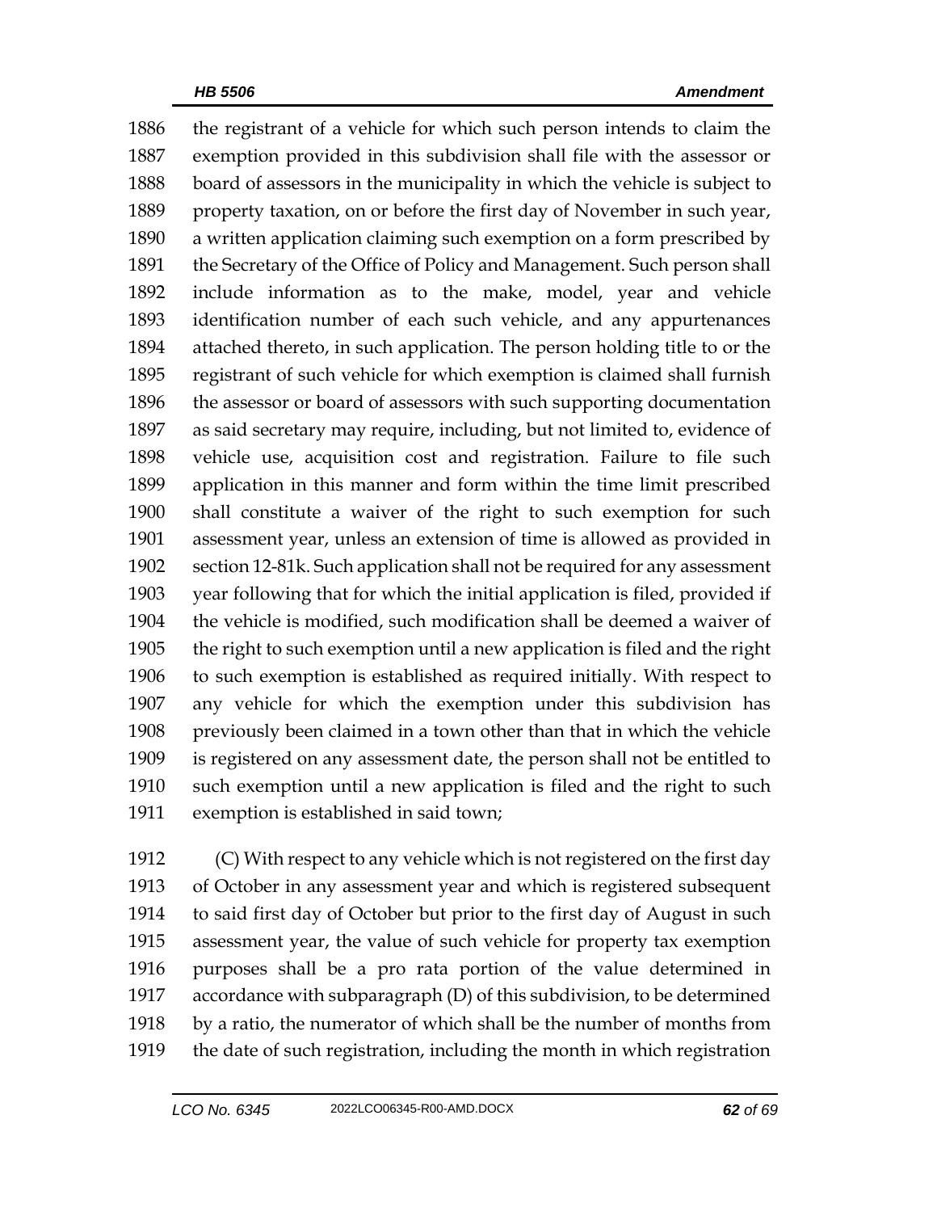the registrant of a vehicle for which such person intends to claim the exemption provided in this subdivision shall file with the assessor or board of assessors in the municipality in which the vehicle is subject to property taxation, on or before the first day of November in such year, a written application claiming such exemption on a form prescribed by the Secretary of the Office of Policy and Management. Such person shall include information as to the make, model, year and vehicle identification number of each such vehicle, and any appurtenances attached thereto, in such application. The person holding title to or the registrant of such vehicle for which exemption is claimed shall furnish the assessor or board of assessors with such supporting documentation as said secretary may require, including, but not limited to, evidence of vehicle use, acquisition cost and registration. Failure to file such application in this manner and form within the time limit prescribed shall constitute a waiver of the right to such exemption for such assessment year, unless an extension of time is allowed as provided in section 12-81k. Such application shall not be required for any assessment year following that for which the initial application is filed, provided if the vehicle is modified, such modification shall be deemed a waiver of the right to such exemption until a new application is filed and the right to such exemption is established as required initially. With respect to any vehicle for which the exemption under this subdivision has previously been claimed in a town other than that in which the vehicle is registered on any assessment date, the person shall not be entitled to such exemption until a new application is filed and the right to such exemption is established in said town;

(C) With respect to any vehicle which is not registered on the first day of October in any assessment year and which is registered subsequent to said first day of October but prior to the first day of August in such assessment year, the value of such vehicle for property tax exemption purposes shall be a pro rata portion of the value determined in accordance with subparagraph (D) of this subdivision, to be determined by a ratio, the numerator of which shall be the number of months from the date of such registration, including the month in which registration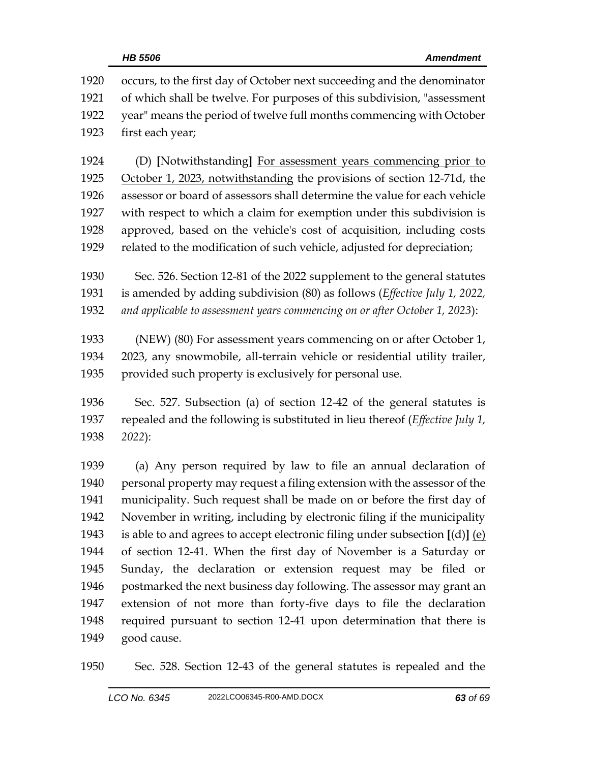occurs, to the first day of October next succeeding and the denominator of which shall be twelve. For purposes of this subdivision, "assessment year" means the period of twelve full months commencing with October first each year;

(D) **[**Notwithstanding**]** <u>For assessment years commencing prior to October 1, 2023, notwithstanding</u> the provisions of section 12-71d, the assessor or board of assessors shall determine the value for each vehicle with respect to which a claim for exemption under this subdivision is approved, based on the vehicle's cost of acquisition, including costs related to the modification of such vehicle, adjusted for depreciation;

Sec. 526. Section 12-81 of the 2022 supplement to the general statutes is amended by adding subdivision (80) as follows (*Effective July 1, 2022, and applicable to assessment years commencing on or after October 1, 2023*):

(NEW) (80) For assessment years commencing on or after October 1, 2023, any snowmobile, all-terrain vehicle or residential utility trailer, provided such property is exclusively for personal use.

Sec. 527. Subsection (a) of section 12-42 of the general statutes is repealed and the following is substituted in lieu thereof (*Effective July 1, 2022*):

(a) Any person required by law to file an annual declaration of personal property may request a filing extension with the assessor of the municipality. Such request shall be made on or before the first day of November in writing, including by electronic filing if the municipality is able to and agrees to accept electronic filing under subsection **[**(d)**]** <u>(e)</u> of section 12-41. When the first day of November is a Saturday or Sunday, the declaration or extension request may be filed or postmarked the next business day following. The assessor may grant an extension of not more than forty-five days to file the declaration required pursuant to section 12-41 upon determination that there is good cause.

Sec. 528. Section 12-43 of the general statutes is repealed and the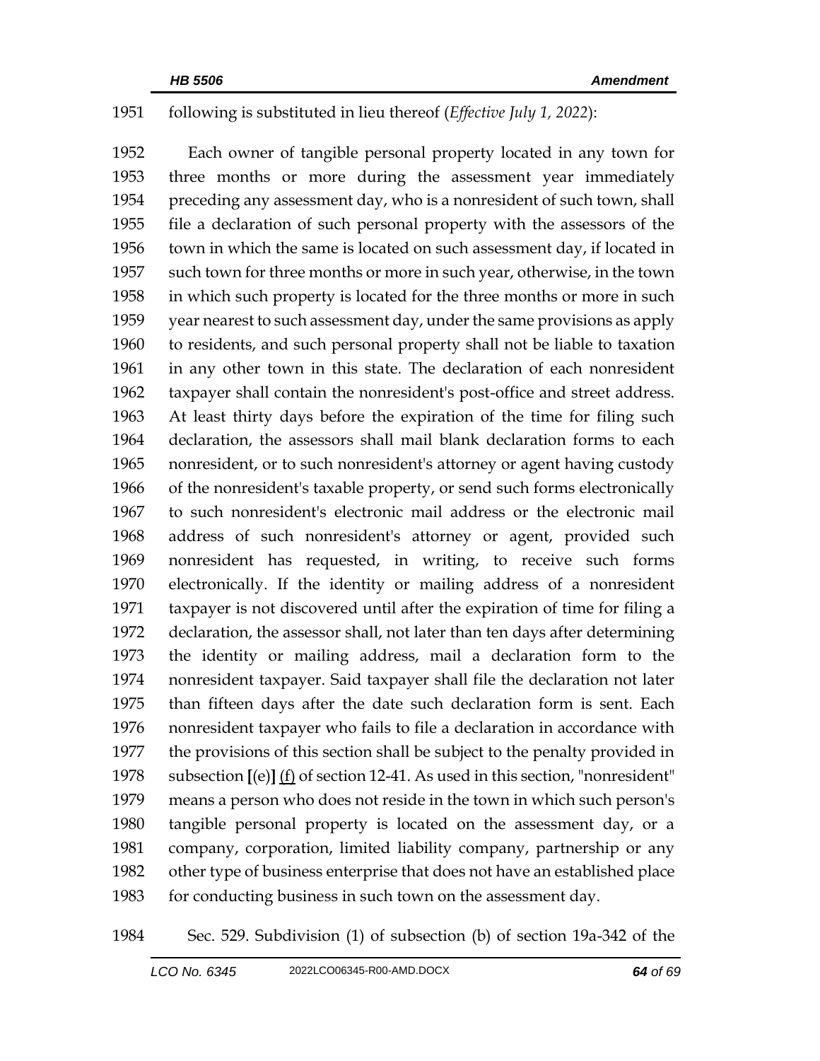following is substituted in lieu thereof (*Effective July 1, 2022*):

Each owner of tangible personal property located in any town for three months or more during the assessment year immediately preceding any assessment day, who is a nonresident of such town, shall file a declaration of such personal property with the assessors of the town in which the same is located on such assessment day, if located in such town for three months or more in such year, otherwise, in the town in which such property is located for the three months or more in such year nearest to such assessment day, under the same provisions as apply to residents, and such personal property shall not be liable to taxation in any other town in this state. The declaration of each nonresident taxpayer shall contain the nonresident's post-office and street address. At least thirty days before the expiration of the time for filing such declaration, the assessors shall mail blank declaration forms to each nonresident, or to such nonresident's attorney or agent having custody of the nonresident's taxable property, or send such forms electronically to such nonresident's electronic mail address or the electronic mail address of such nonresident's attorney or agent, provided such nonresident has requested, in writing, to receive such forms electronically. If the identity or mailing address of a nonresident taxpayer is not discovered until after the expiration of time for filing a declaration, the assessor shall, not later than ten days after determining the identity or mailing address, mail a declaration form to the nonresident taxpayer. Said taxpayer shall file the declaration not later than fifteen days after the date such declaration form is sent. Each nonresident taxpayer who fails to file a declaration in accordance with the provisions of this section shall be subject to the penalty provided in subsection **[**(e)**]** <u>(f)</u> of section 12-41. As used in this section, "nonresident" means a person who does not reside in the town in which such person's tangible personal property is located on the assessment day, or a company, corporation, limited liability company, partnership or any other type of business enterprise that does not have an established place for conducting business in such town on the assessment day.

Sec. 529. Subdivision (1) of subsection (b) of section 19a-342 of the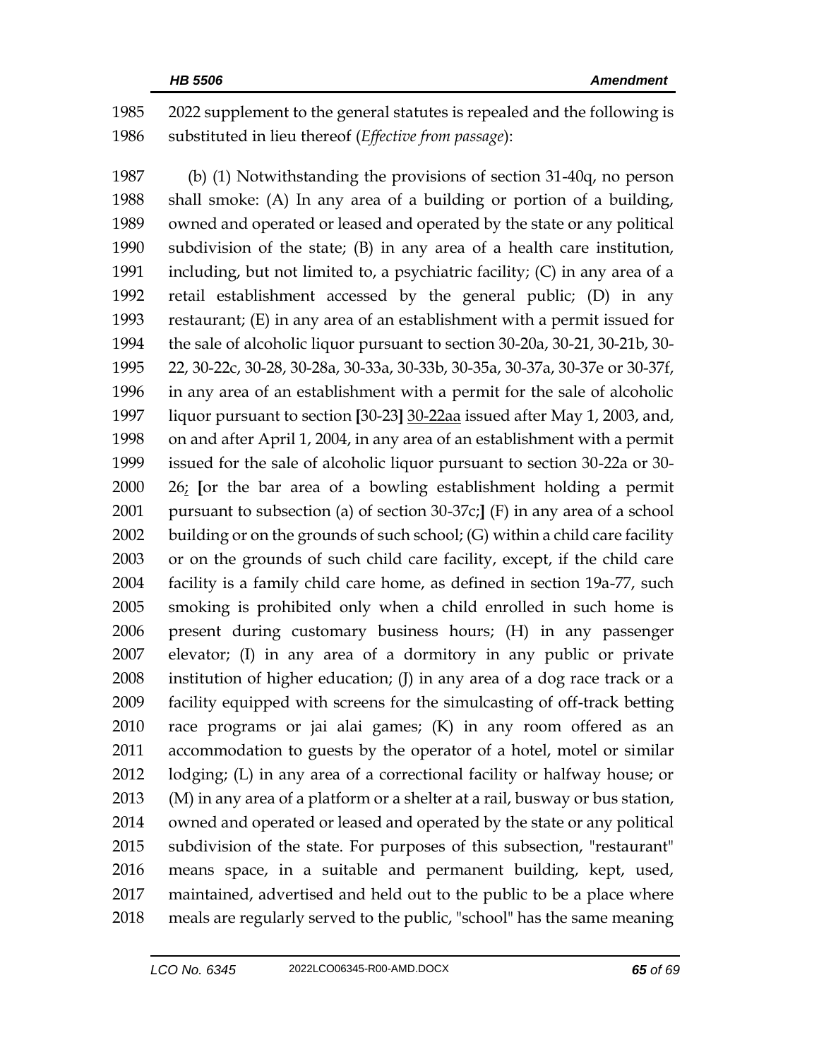2022 supplement to the general statutes is repealed and the following is substituted in lieu thereof (*Effective from passage*):

(b) (1) Notwithstanding the provisions of section 31-40q, no person shall smoke: (A) In any area of a building or portion of a building, owned and operated or leased and operated by the state or any political subdivision of the state; (B) in any area of a health care institution, including, but not limited to, a psychiatric facility; (C) in any area of a retail establishment accessed by the general public; (D) in any restaurant; (E) in any area of an establishment with a permit issued for the sale of alcoholic liquor pursuant to section 30-20a, 30-21, 30-21b, 30-22, 30-22c, 30-28, 30-28a, 30-33a, 30-33b, 30-35a, 30-37a, 30-37e or 30-37f, in any area of an establishment with a permit for the sale of alcoholic liquor pursuant to section **[**30-23**]** <u>30-22aa</u> issued after May 1, 2003, and, on and after April 1, 2004, in any area of an establishment with a permit issued for the sale of alcoholic liquor pursuant to section 30-22a or 30-26<u>;</u> **[**or the bar area of a bowling establishment holding a permit pursuant to subsection (a) of section 30-37c;**]** (F) in any area of a school building or on the grounds of such school; (G) within a child care facility or on the grounds of such child care facility, except, if the child care facility is a family child care home, as defined in section 19a-77, such smoking is prohibited only when a child enrolled in such home is present during customary business hours; (H) in any passenger elevator; (I) in any area of a dormitory in any public or private institution of higher education; (J) in any area of a dog race track or a facility equipped with screens for the simulcasting of off-track betting race programs or jai alai games; (K) in any room offered as an accommodation to guests by the operator of a hotel, motel or similar lodging; (L) in any area of a correctional facility or halfway house; or (M) in any area of a platform or a shelter at a rail, busway or bus station, owned and operated or leased and operated by the state or any political subdivision of the state. For purposes of this subsection, "restaurant" means space, in a suitable and permanent building, kept, used, maintained, advertised and held out to the public to be a place where meals are regularly served to the public, "school" has the same meaning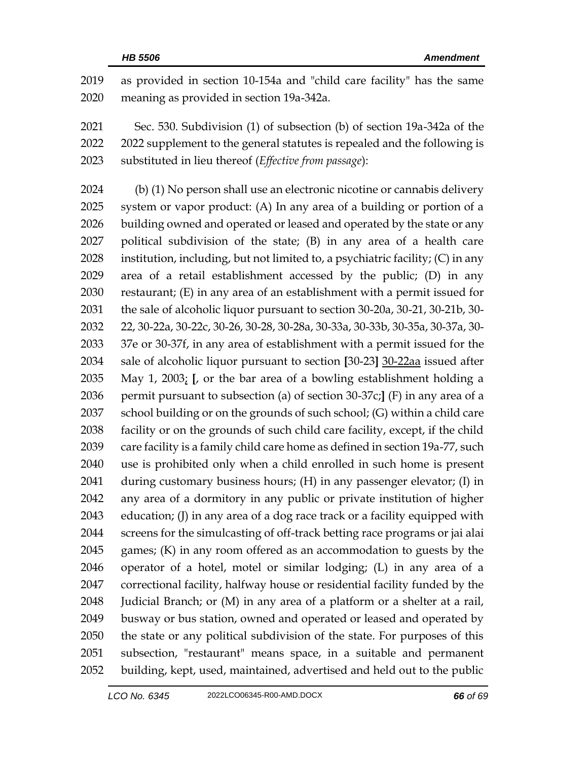as provided in section 10-154a and "child care facility" has the same meaning as provided in section 19a-342a.

Sec. 530. Subdivision (1) of subsection (b) of section 19a-342a of the 2022 supplement to the general statutes is repealed and the following is substituted in lieu thereof (*Effective from passage*):

(b) (1) No person shall use an electronic nicotine or cannabis delivery system or vapor product: (A) In any area of a building or portion of a building owned and operated or leased and operated by the state or any political subdivision of the state; (B) in any area of a health care institution, including, but not limited to, a psychiatric facility; (C) in any area of a retail establishment accessed by the public; (D) in any restaurant; (E) in any area of an establishment with a permit issued for the sale of alcoholic liquor pursuant to section 30-20a, 30-21, 30-21b, 30-22, 30-22a, 30-22c, 30-26, 30-28, 30-28a, 30-33a, 30-33b, 30-35a, 30-37a, 30-37e or 30-37f, in any area of establishment with a permit issued for the sale of alcoholic liquor pursuant to section **[**30-23**]** <u>30-22aa</u> issued after May 1, 2003<u>;</u> **[**, or the bar area of a bowling establishment holding a permit pursuant to subsection (a) of section 30-37c;**]** (F) in any area of a school building or on the grounds of such school; (G) within a child care facility or on the grounds of such child care facility, except, if the child care facility is a family child care home as defined in section 19a-77, such use is prohibited only when a child enrolled in such home is present during customary business hours; (H) in any passenger elevator; (I) in any area of a dormitory in any public or private institution of higher education; (J) in any area of a dog race track or a facility equipped with screens for the simulcasting of off-track betting race programs or jai alai games; (K) in any room offered as an accommodation to guests by the operator of a hotel, motel or similar lodging; (L) in any area of a correctional facility, halfway house or residential facility funded by the Judicial Branch; or (M) in any area of a platform or a shelter at a rail, busway or bus station, owned and operated or leased and operated by the state or any political subdivision of the state. For purposes of this subsection, "restaurant" means space, in a suitable and permanent building, kept, used, maintained, advertised and held out to the public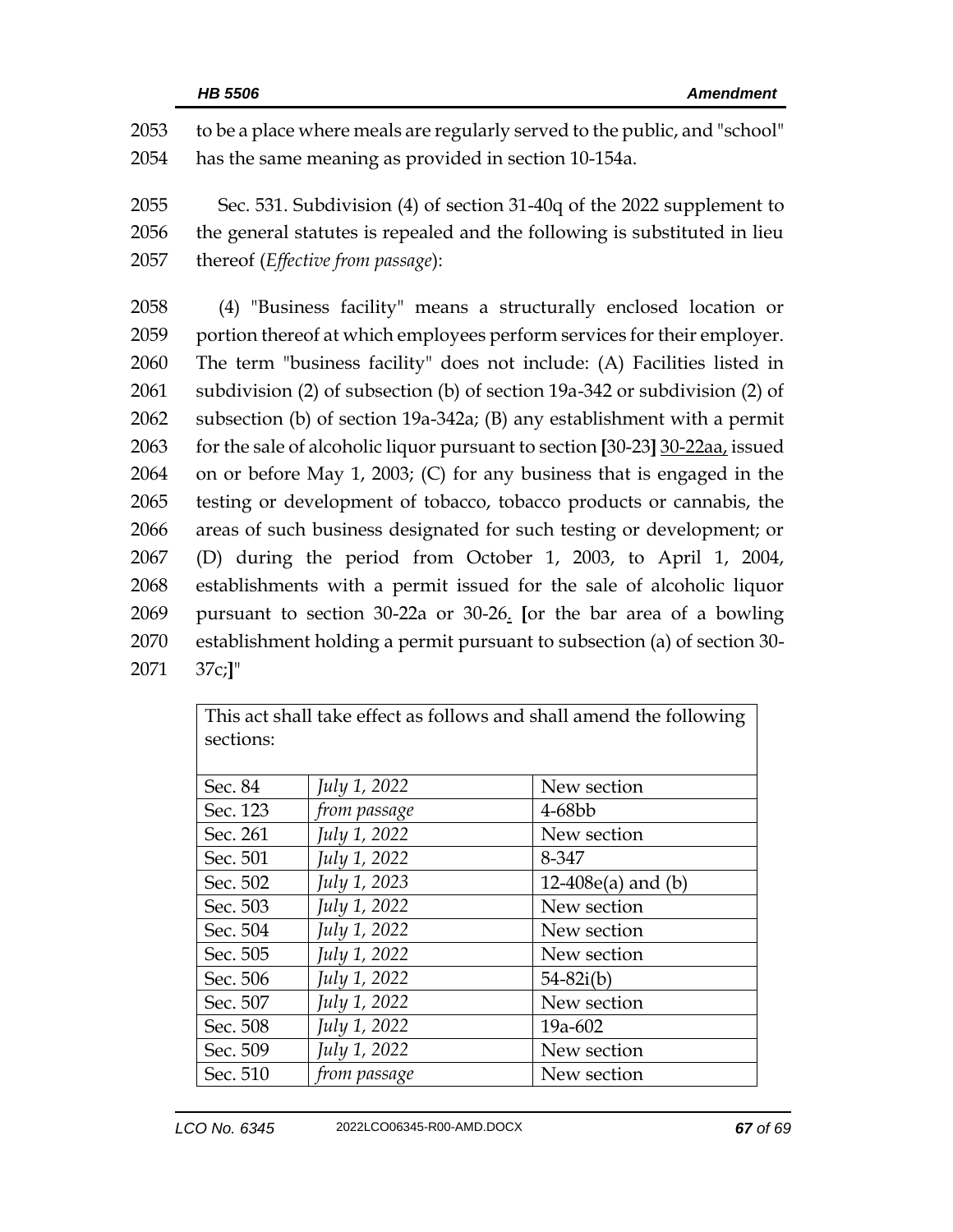2053 to be a place where meals are regularly served to the public, and "school"
2054 has the same meaning as provided in section 10-154a.

2055 Sec. 531. Subdivision (4) of section 31-40q of the 2022 supplement to
2056 the general statutes is repealed and the following is substituted in lieu
2057 thereof (*Effective from passage*):

2058 (4) "Business facility" means a structurally enclosed location or
2059 portion thereof at which employees perform services for their employer.
2060 The term "business facility" does not include: (A) Facilities listed in
2061 subdivision (2) of subsection (b) of section 19a-342 or subdivision (2) of
2062 subsection (b) of section 19a-342a; (B) any establishment with a permit
2063 for the sale of alcoholic liquor pursuant to section **[**30-23**]** 30-22aa, issued
2064 on or before May 1, 2003; (C) for any business that is engaged in the
2065 testing or development of tobacco, tobacco products or cannabis, the
2066 areas of such business designated for such testing or development; or
2067 (D) during the period from October 1, 2003, to April 1, 2004,
2068 establishments with a permit issued for the sale of alcoholic liquor
2069 pursuant to section 30-22a or 30-26. **[**or the bar area of a bowling
2070 establishment holding a permit pursuant to subsection (a) of section 30-
2071 37c;**]**"

| This act shall take effect as follows and shall amend the following sections: | | |
|---|---|---|
| Sec. 84 | *July 1, 2022* | New section |
| Sec. 123 | *from passage* | 4-68bb |
| Sec. 261 | *July 1, 2022* | New section |
| Sec. 501 | *July 1, 2022* | 8-347 |
| Sec. 502 | *July 1, 2023* | 12-408e(a) and (b) |
| Sec. 503 | *July 1, 2022* | New section |
| Sec. 504 | *July 1, 2022* | New section |
| Sec. 505 | *July 1, 2022* | New section |
| Sec. 506 | *July 1, 2022* | 54-82i(b) |
| Sec. 507 | *July 1, 2022* | New section |
| Sec. 508 | *July 1, 2022* | 19a-602 |
| Sec. 509 | *July 1, 2022* | New section |
| Sec. 510 | *from passage* | New section |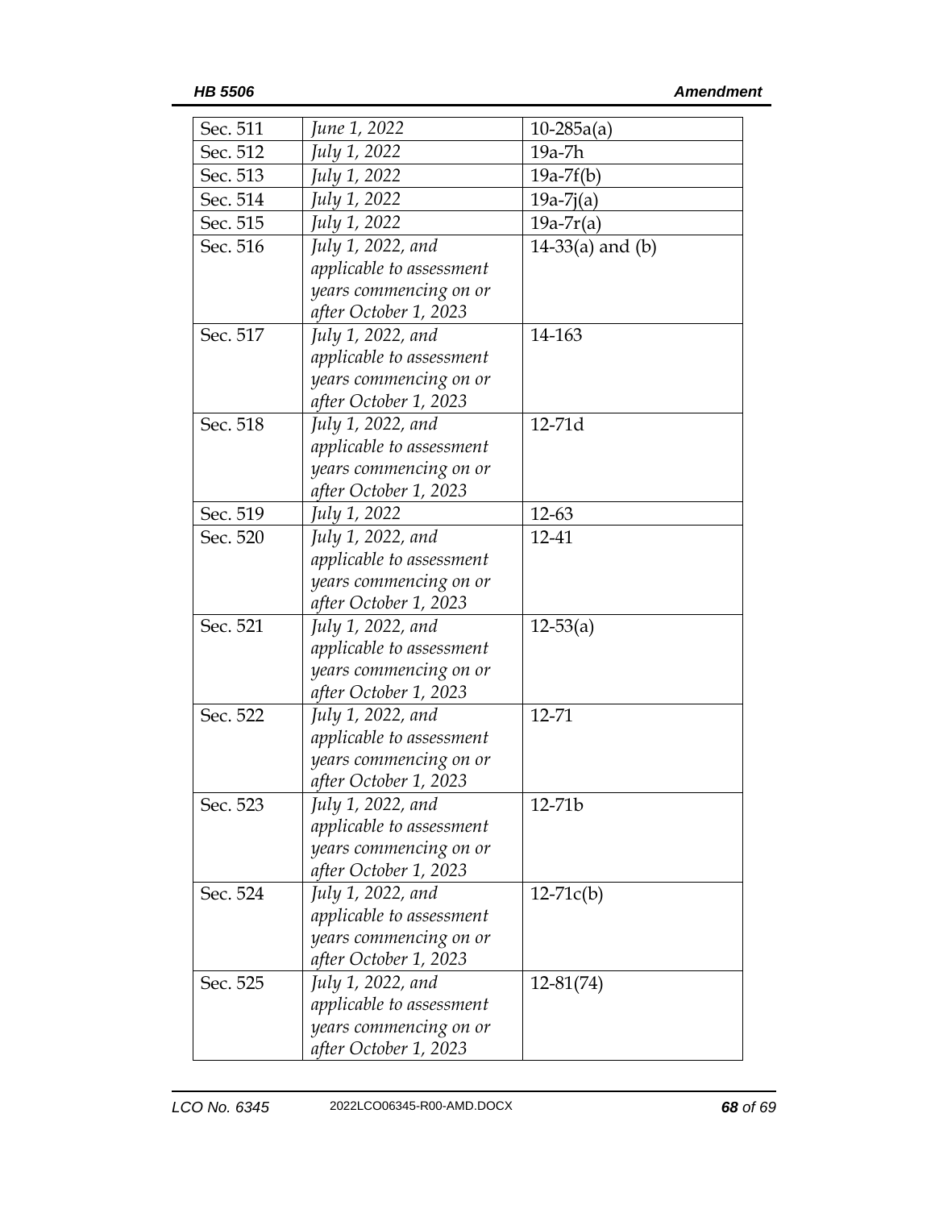| | | |
|---|---|---|
| Sec. 511 | *June 1, 2022* | 10-285a(a) |
| Sec. 512 | *July 1, 2022* | 19a-7h |
| Sec. 513 | *July 1, 2022* | 19a-7f(b) |
| Sec. 514 | *July 1, 2022* | 19a-7j(a) |
| Sec. 515 | *July 1, 2022* | 19a-7r(a) |
| Sec. 516 | *July 1, 2022, and applicable to assessment years commencing on or after October 1, 2023* | 14-33(a) and (b) |
| Sec. 517 | *July 1, 2022, and applicable to assessment years commencing on or after October 1, 2023* | 14-163 |
| Sec. 518 | *July 1, 2022, and applicable to assessment years commencing on or after October 1, 2023* | 12-71d |
| Sec. 519 | *July 1, 2022* | 12-63 |
| Sec. 520 | *July 1, 2022, and applicable to assessment years commencing on or after October 1, 2023* | 12-41 |
| Sec. 521 | *July 1, 2022, and applicable to assessment years commencing on or after October 1, 2023* | 12-53(a) |
| Sec. 522 | *July 1, 2022, and applicable to assessment years commencing on or after October 1, 2023* | 12-71 |
| Sec. 523 | *July 1, 2022, and applicable to assessment years commencing on or after October 1, 2023* | 12-71b |
| Sec. 524 | *July 1, 2022, and applicable to assessment years commencing on or after October 1, 2023* | 12-71c(b) |
| Sec. 525 | *July 1, 2022, and applicable to assessment years commencing on or after October 1, 2023* | 12-81(74) |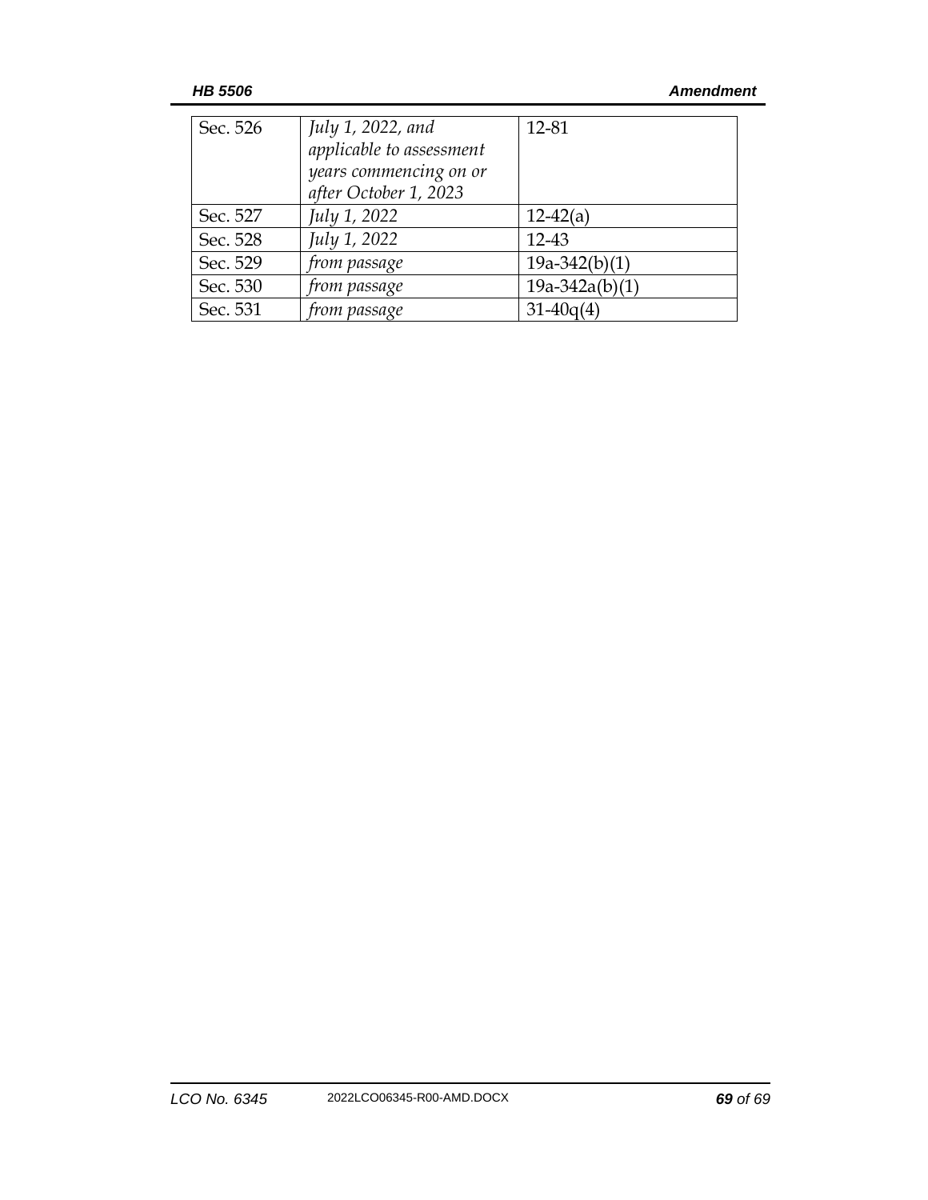| | | |
|---|---|---|
| Sec. 526 | *July 1, 2022, and applicable to assessment years commencing on or after October 1, 2023* | 12-81 |
| Sec. 527 | *July 1, 2022* | 12-42(a) |
| Sec. 528 | *July 1, 2022* | 12-43 |
| Sec. 529 | *from passage* | 19a-342(b)(1) |
| Sec. 530 | *from passage* | 19a-342a(b)(1) |
| Sec. 531 | *from passage* | 31-40q(4) |